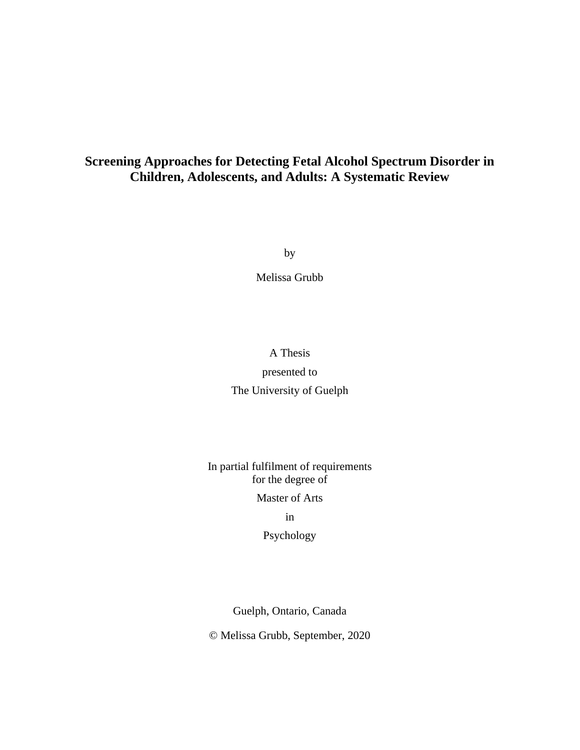# Screening Approaches for Detecting Fetal Alcohol Spectrum Disorder in Children, Adolescents, and Adults: A Systematic Review

by

Melissa Grubb

A Thesis

presented to

The University of Guelph

In partial fulfilment of requirements
for the degree of

Master of Arts

in

Psychology

Guelph, Ontario, Canada

© Melissa Grubb, September, 2020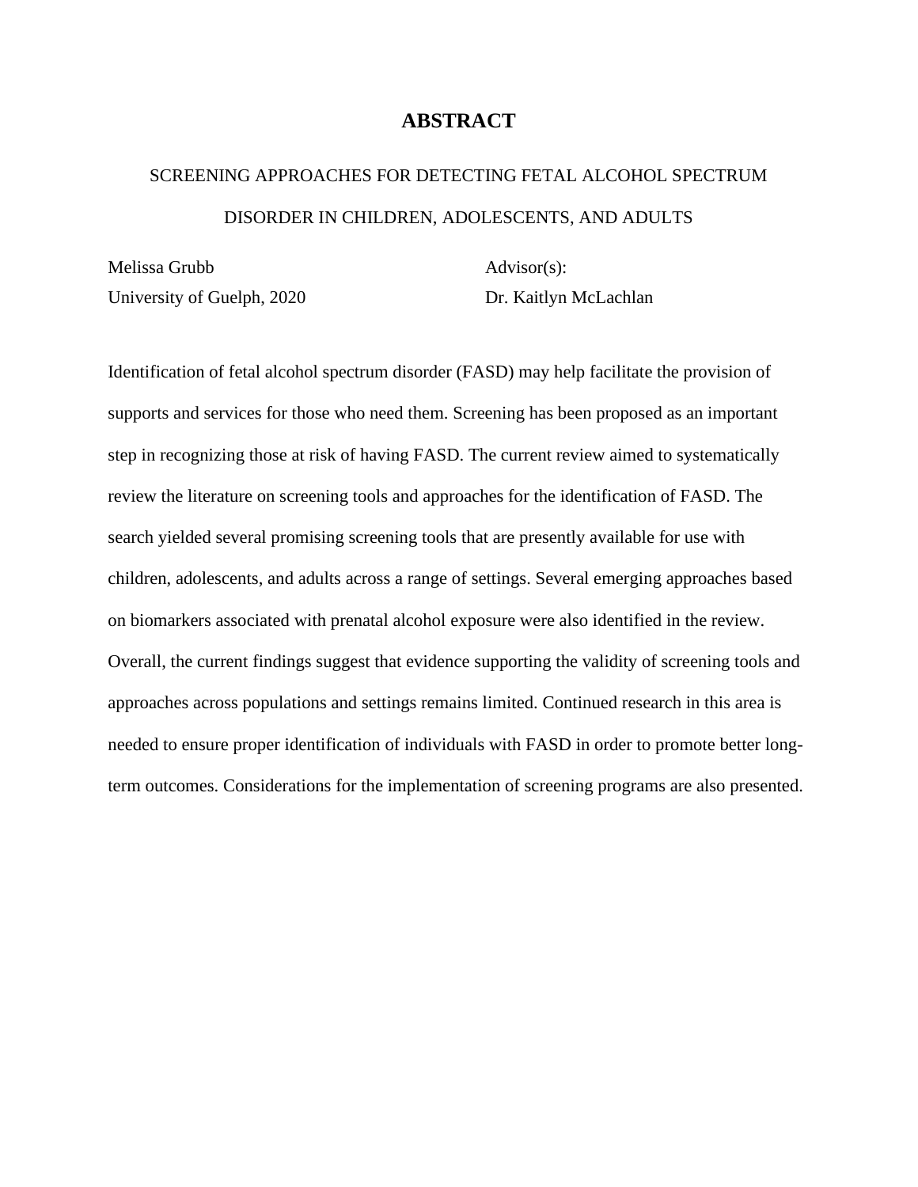# ABSTRACT

SCREENING APPROACHES FOR DETECTING FETAL ALCOHOL SPECTRUM DISORDER IN CHILDREN, ADOLESCENTS, AND ADULTS

Melissa Grubb
University of Guelph, 2020

Advisor(s):
Dr. Kaitlyn McLachlan

Identification of fetal alcohol spectrum disorder (FASD) may help facilitate the provision of supports and services for those who need them. Screening has been proposed as an important step in recognizing those at risk of having FASD. The current review aimed to systematically review the literature on screening tools and approaches for the identification of FASD. The search yielded several promising screening tools that are presently available for use with children, adolescents, and adults across a range of settings. Several emerging approaches based on biomarkers associated with prenatal alcohol exposure were also identified in the review. Overall, the current findings suggest that evidence supporting the validity of screening tools and approaches across populations and settings remains limited. Continued research in this area is needed to ensure proper identification of individuals with FASD in order to promote better long-term outcomes. Considerations for the implementation of screening programs are also presented.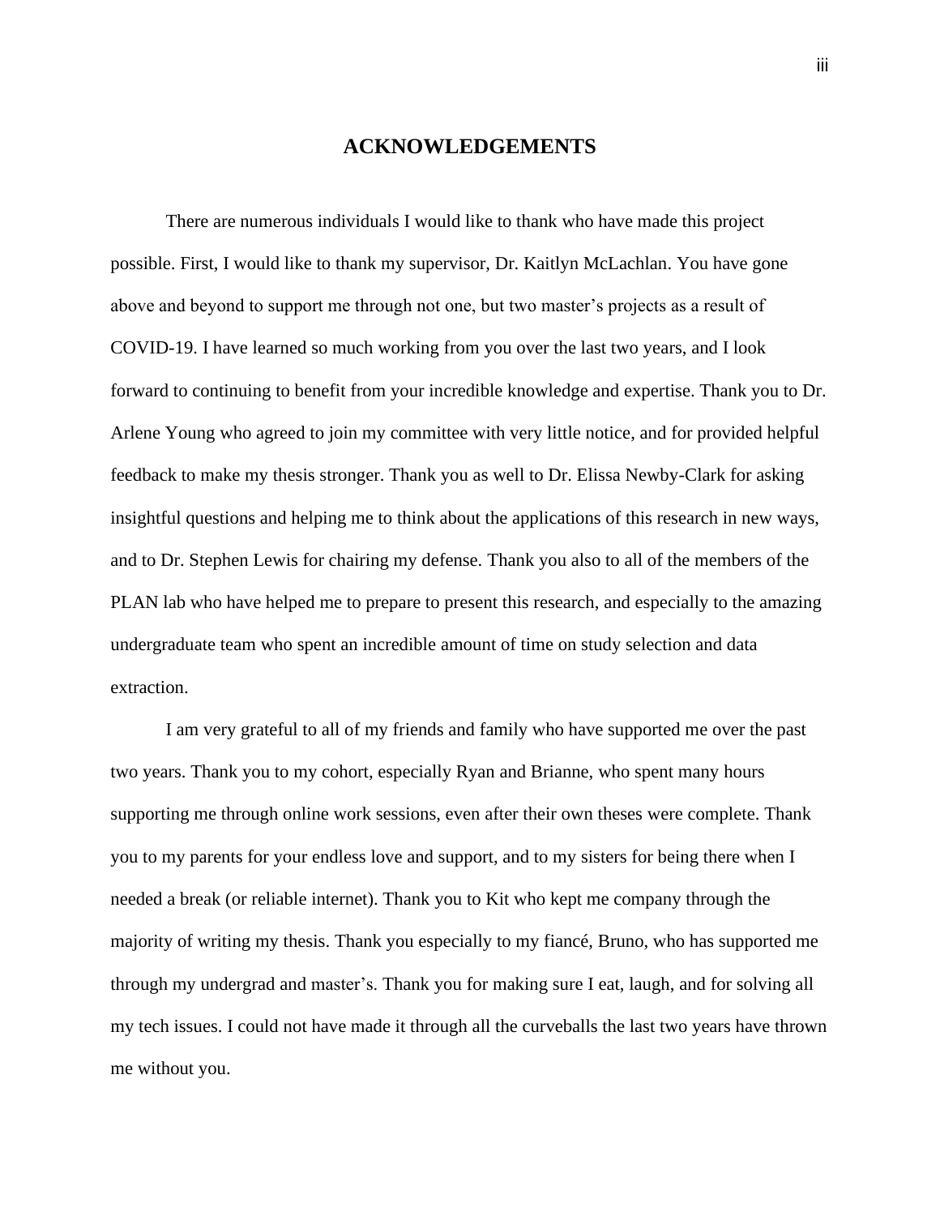# ACKNOWLEDGEMENTS

There are numerous individuals I would like to thank who have made this project possible. First, I would like to thank my supervisor, Dr. Kaitlyn McLachlan. You have gone above and beyond to support me through not one, but two master's projects as a result of COVID-19. I have learned so much working from you over the last two years, and I look forward to continuing to benefit from your incredible knowledge and expertise. Thank you to Dr. Arlene Young who agreed to join my committee with very little notice, and for provided helpful feedback to make my thesis stronger. Thank you as well to Dr. Elissa Newby-Clark for asking insightful questions and helping me to think about the applications of this research in new ways, and to Dr. Stephen Lewis for chairing my defense. Thank you also to all of the members of the PLAN lab who have helped me to prepare to present this research, and especially to the amazing undergraduate team who spent an incredible amount of time on study selection and data extraction.

I am very grateful to all of my friends and family who have supported me over the past two years. Thank you to my cohort, especially Ryan and Brianne, who spent many hours supporting me through online work sessions, even after their own theses were complete. Thank you to my parents for your endless love and support, and to my sisters for being there when I needed a break (or reliable internet). Thank you to Kit who kept me company through the majority of writing my thesis. Thank you especially to my fiancé, Bruno, who has supported me through my undergrad and master's. Thank you for making sure I eat, laugh, and for solving all my tech issues. I could not have made it through all the curveballs the last two years have thrown me without you.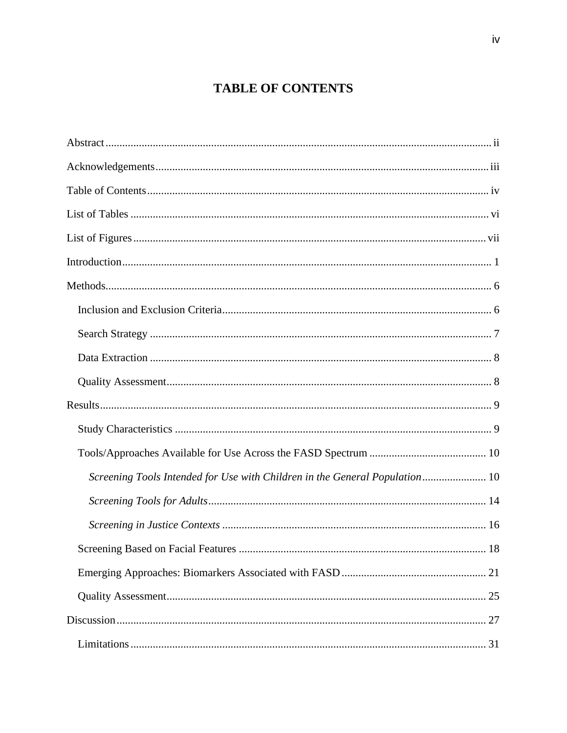# TABLE OF CONTENTS

Abstract ..... ii

Acknowledgements ..... iii

Table of Contents ..... iv

List of Tables ..... vi

List of Figures ..... vii

Introduction ..... 1

Methods ..... 6

- Inclusion and Exclusion Criteria ..... 6
- Search Strategy ..... 7
- Data Extraction ..... 8
- Quality Assessment ..... 8

Results ..... 9

- Study Characteristics ..... 9
- Tools/Approaches Available for Use Across the FASD Spectrum ..... 10
  - *Screening Tools Intended for Use with Children in the General Population* ..... 10
  - *Screening Tools for Adults* ..... 14
  - *Screening in Justice Contexts* ..... 16
- Screening Based on Facial Features ..... 18
- Emerging Approaches: Biomarkers Associated with FASD ..... 21
- Quality Assessment ..... 25

Discussion ..... 27

- Limitations ..... 31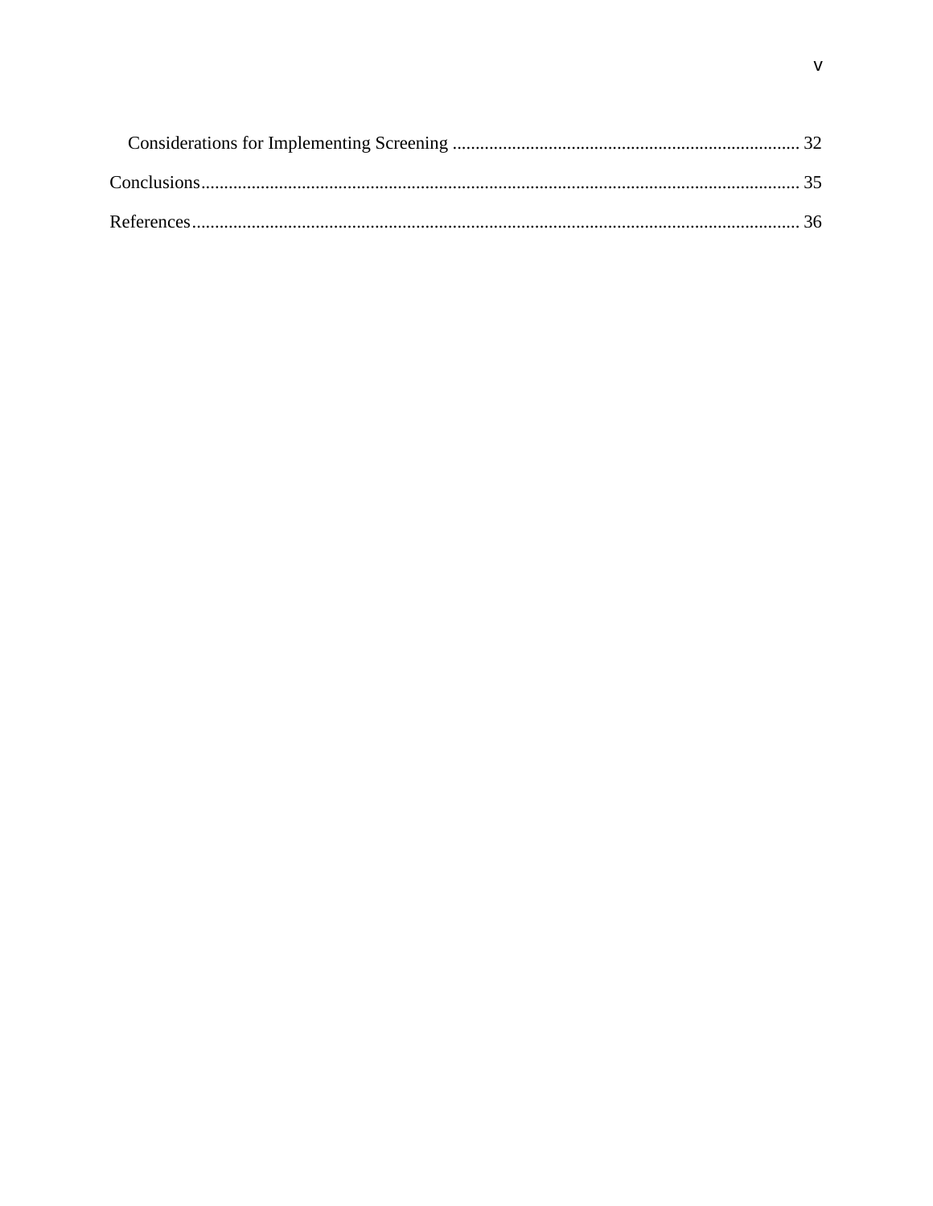Considerations for Implementing Screening ........................................................................... 32

Conclusions.................................................................................................................................. 35

References.................................................................................................................................... 36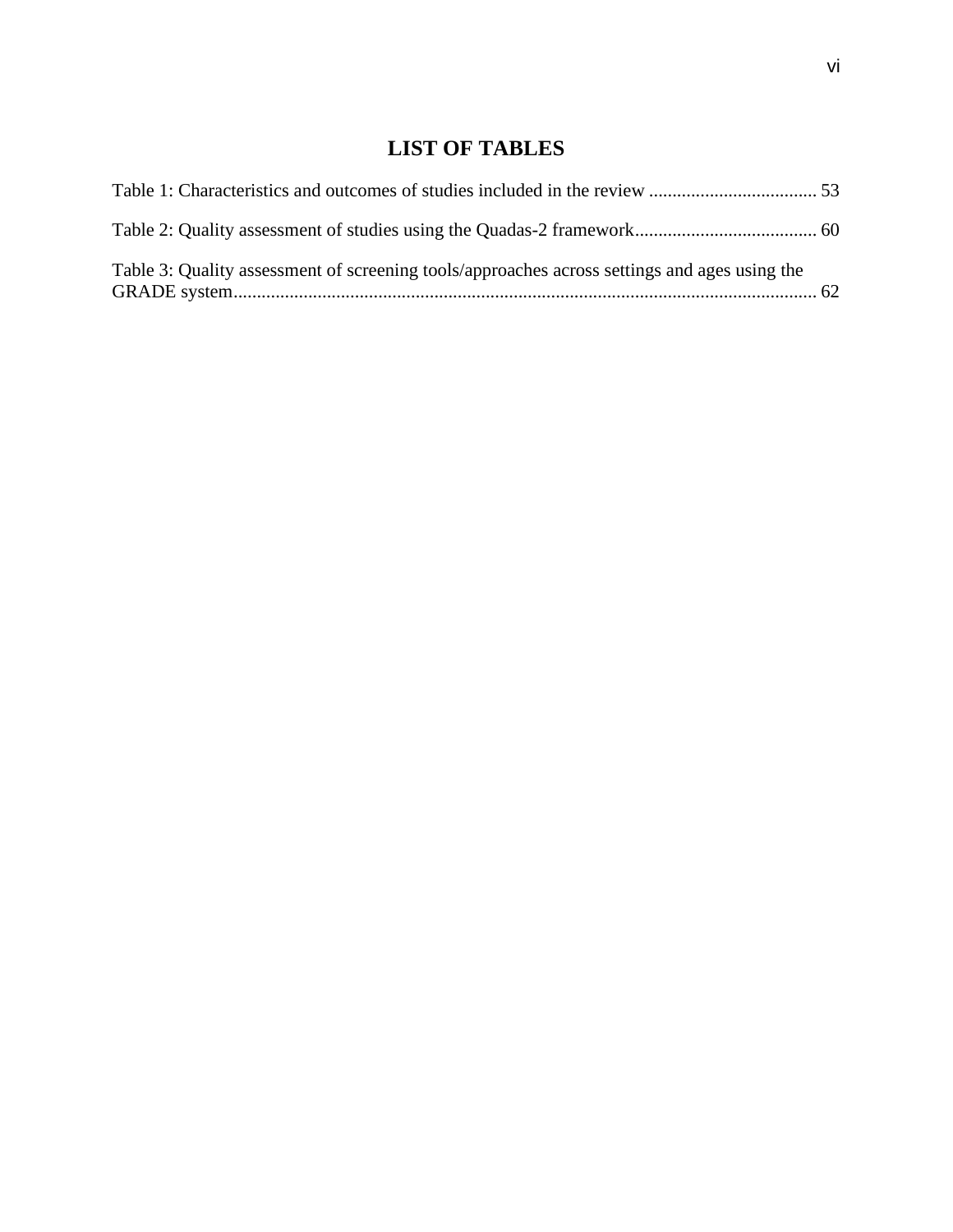# LIST OF TABLES

Table 1: Characteristics and outcomes of studies included in the review .................................... 53

Table 2: Quality assessment of studies using the Quadas-2 framework....................................... 60

Table 3: Quality assessment of screening tools/approaches across settings and ages using the GRADE system............................................................................................................................ 62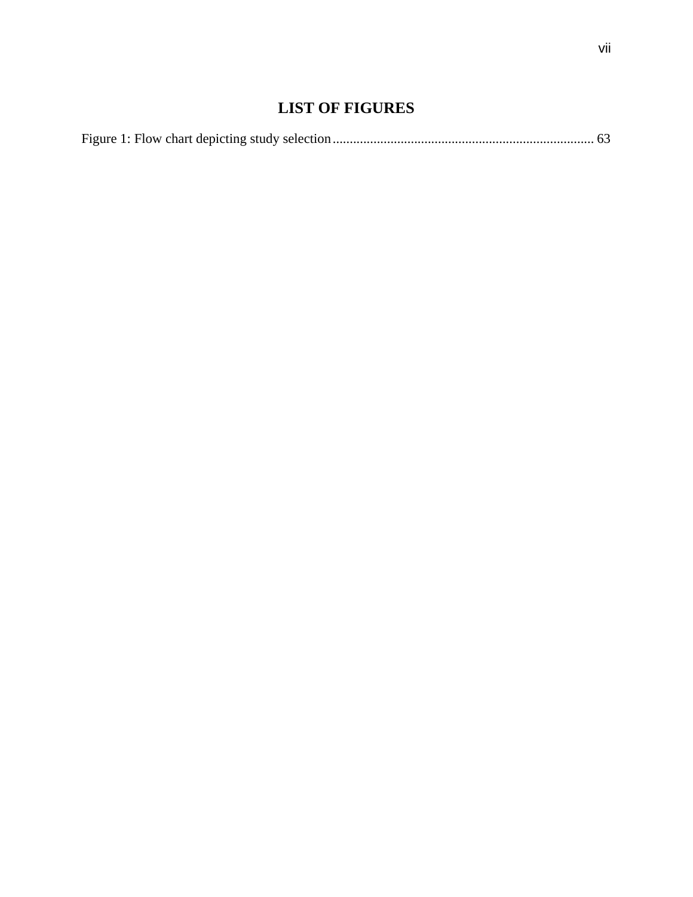# LIST OF FIGURES

Figure 1: Flow chart depicting study selection ............................................................................. 63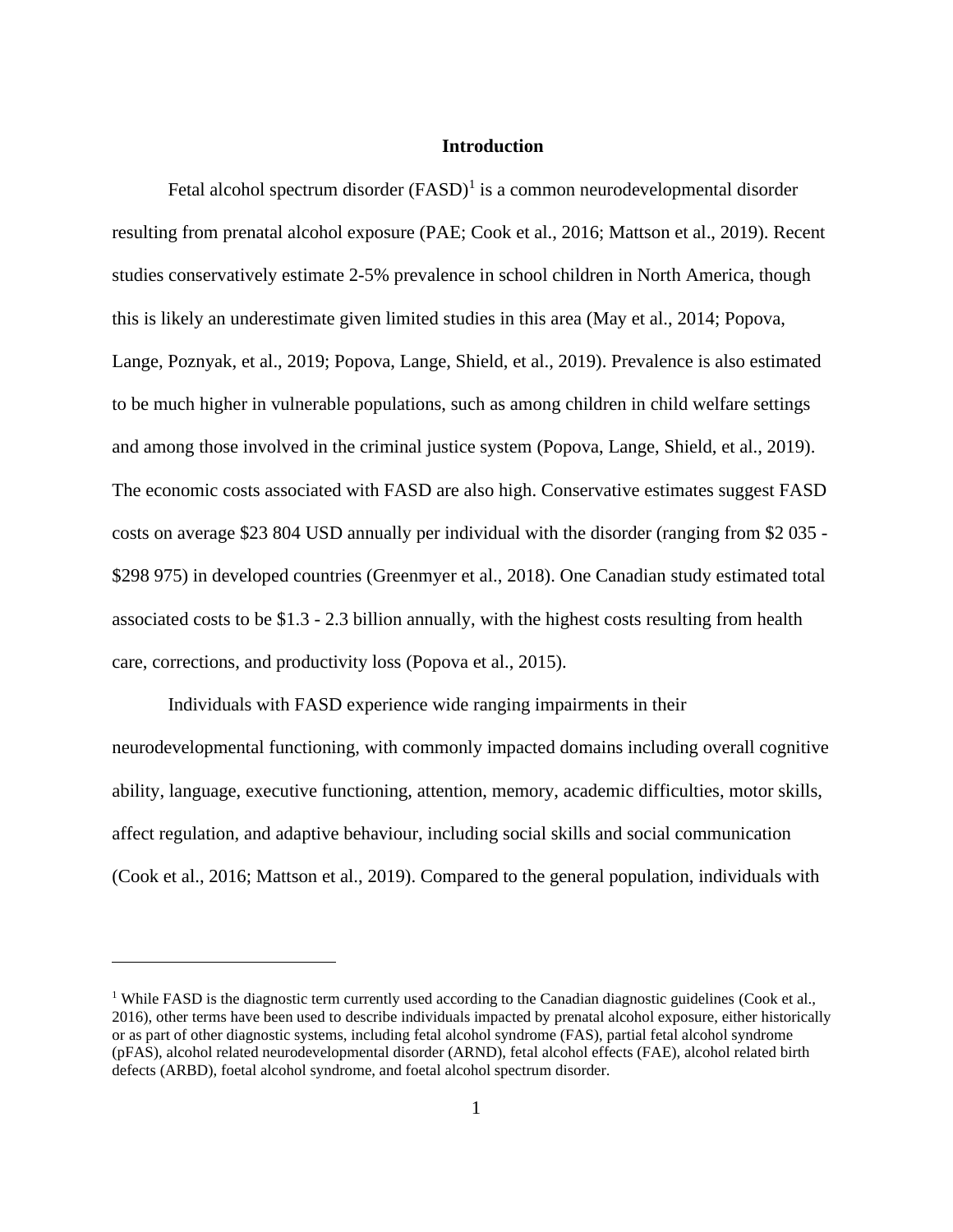# Introduction

Fetal alcohol spectrum disorder (FASD)[1] is a common neurodevelopmental disorder resulting from prenatal alcohol exposure (PAE; Cook et al., 2016; Mattson et al., 2019). Recent studies conservatively estimate 2-5% prevalence in school children in North America, though this is likely an underestimate given limited studies in this area (May et al., 2014; Popova, Lange, Poznyak, et al., 2019; Popova, Lange, Shield, et al., 2019). Prevalence is also estimated to be much higher in vulnerable populations, such as among children in child welfare settings and among those involved in the criminal justice system (Popova, Lange, Shield, et al., 2019). The economic costs associated with FASD are also high. Conservative estimates suggest FASD costs on average $23 804 USD annually per individual with the disorder (ranging from $2 035 - $298 975) in developed countries (Greenmyer et al., 2018). One Canadian study estimated total associated costs to be $1.3 - 2.3 billion annually, with the highest costs resulting from health care, corrections, and productivity loss (Popova et al., 2015).

Individuals with FASD experience wide ranging impairments in their neurodevelopmental functioning, with commonly impacted domains including overall cognitive ability, language, executive functioning, attention, memory, academic difficulties, motor skills, affect regulation, and adaptive behaviour, including social skills and social communication (Cook et al., 2016; Mattson et al., 2019). Compared to the general population, individuals with

[1] While FASD is the diagnostic term currently used according to the Canadian diagnostic guidelines (Cook et al., 2016), other terms have been used to describe individuals impacted by prenatal alcohol exposure, either historically or as part of other diagnostic systems, including fetal alcohol syndrome (FAS), partial fetal alcohol syndrome (pFAS), alcohol related neurodevelopmental disorder (ARND), fetal alcohol effects (FAE), alcohol related birth defects (ARBD), foetal alcohol syndrome, and foetal alcohol spectrum disorder.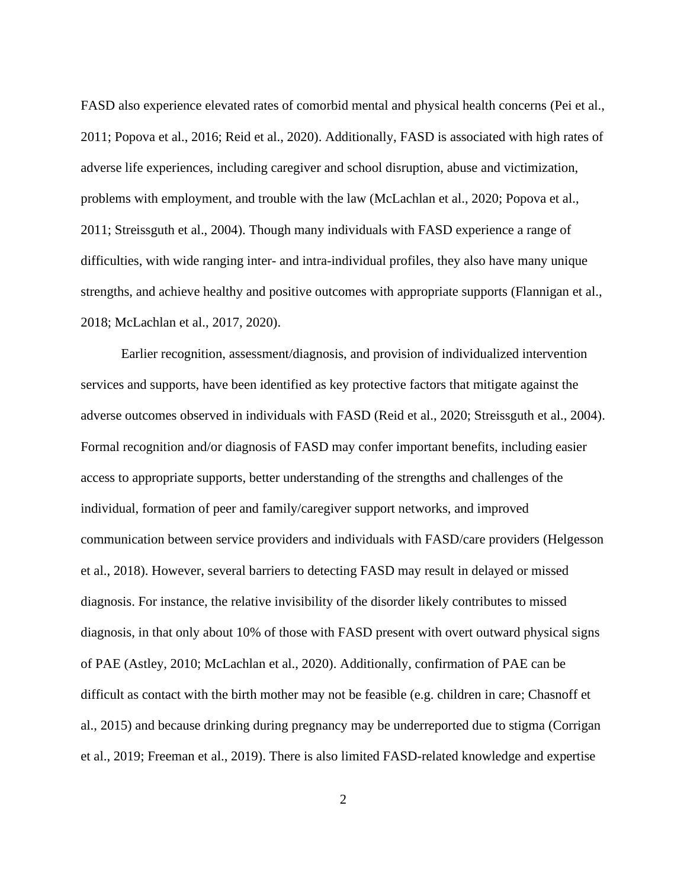FASD also experience elevated rates of comorbid mental and physical health concerns (Pei et al., 2011; Popova et al., 2016; Reid et al., 2020). Additionally, FASD is associated with high rates of adverse life experiences, including caregiver and school disruption, abuse and victimization, problems with employment, and trouble with the law (McLachlan et al., 2020; Popova et al., 2011; Streissguth et al., 2004). Though many individuals with FASD experience a range of difficulties, with wide ranging inter- and intra-individual profiles, they also have many unique strengths, and achieve healthy and positive outcomes with appropriate supports (Flannigan et al., 2018; McLachlan et al., 2017, 2020).

Earlier recognition, assessment/diagnosis, and provision of individualized intervention services and supports, have been identified as key protective factors that mitigate against the adverse outcomes observed in individuals with FASD (Reid et al., 2020; Streissguth et al., 2004). Formal recognition and/or diagnosis of FASD may confer important benefits, including easier access to appropriate supports, better understanding of the strengths and challenges of the individual, formation of peer and family/caregiver support networks, and improved communication between service providers and individuals with FASD/care providers (Helgesson et al., 2018). However, several barriers to detecting FASD may result in delayed or missed diagnosis. For instance, the relative invisibility of the disorder likely contributes to missed diagnosis, in that only about 10% of those with FASD present with overt outward physical signs of PAE (Astley, 2010; McLachlan et al., 2020). Additionally, confirmation of PAE can be difficult as contact with the birth mother may not be feasible (e.g. children in care; Chasnoff et al., 2015) and because drinking during pregnancy may be underreported due to stigma (Corrigan et al., 2019; Freeman et al., 2019). There is also limited FASD-related knowledge and expertise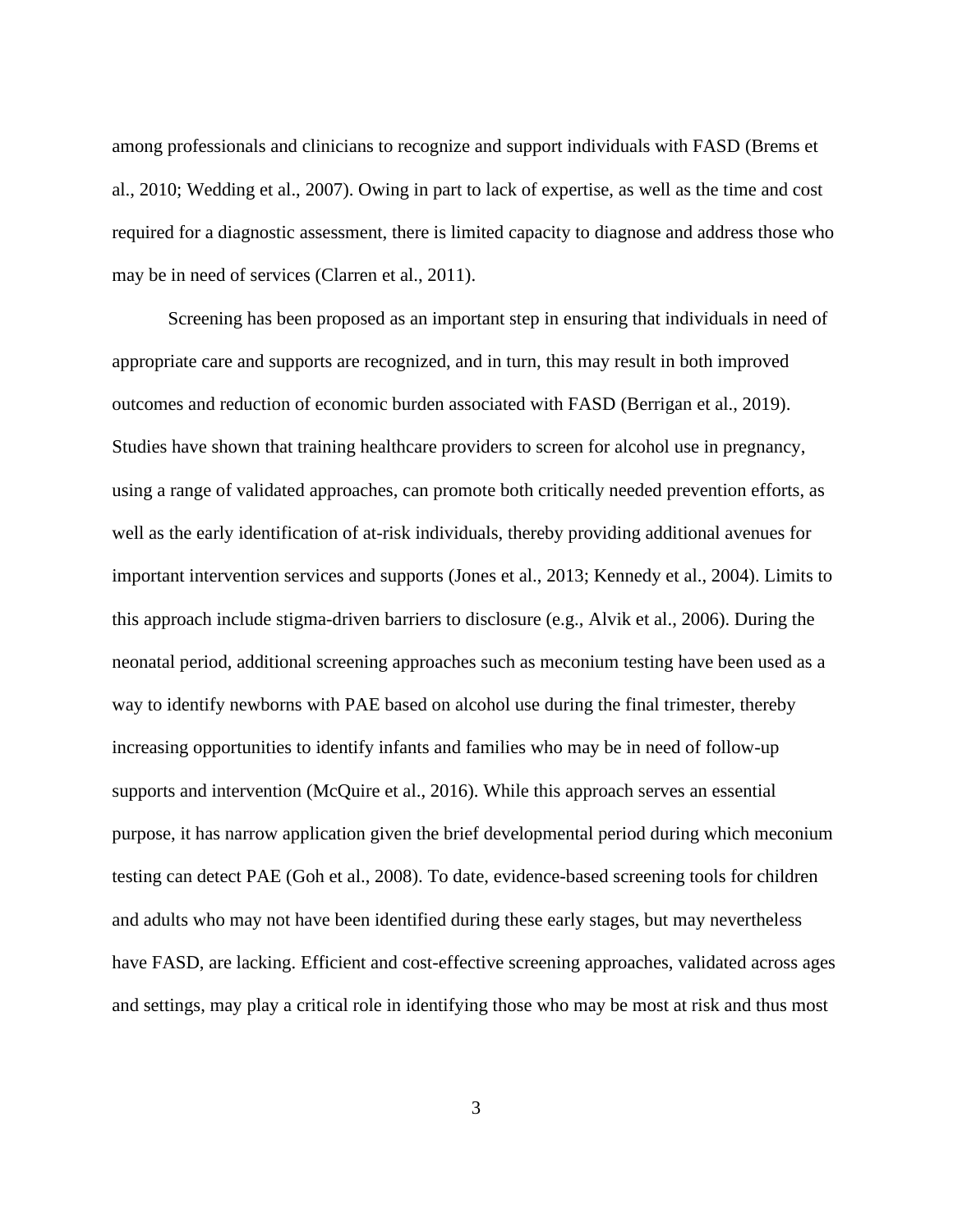among professionals and clinicians to recognize and support individuals with FASD (Brems et al., 2010; Wedding et al., 2007). Owing in part to lack of expertise, as well as the time and cost required for a diagnostic assessment, there is limited capacity to diagnose and address those who may be in need of services (Clarren et al., 2011).

Screening has been proposed as an important step in ensuring that individuals in need of appropriate care and supports are recognized, and in turn, this may result in both improved outcomes and reduction of economic burden associated with FASD (Berrigan et al., 2019). Studies have shown that training healthcare providers to screen for alcohol use in pregnancy, using a range of validated approaches, can promote both critically needed prevention efforts, as well as the early identification of at-risk individuals, thereby providing additional avenues for important intervention services and supports (Jones et al., 2013; Kennedy et al., 2004). Limits to this approach include stigma-driven barriers to disclosure (e.g., Alvik et al., 2006). During the neonatal period, additional screening approaches such as meconium testing have been used as a way to identify newborns with PAE based on alcohol use during the final trimester, thereby increasing opportunities to identify infants and families who may be in need of follow-up supports and intervention (McQuire et al., 2016). While this approach serves an essential purpose, it has narrow application given the brief developmental period during which meconium testing can detect PAE (Goh et al., 2008). To date, evidence-based screening tools for children and adults who may not have been identified during these early stages, but may nevertheless have FASD, are lacking. Efficient and cost-effective screening approaches, validated across ages and settings, may play a critical role in identifying those who may be most at risk and thus most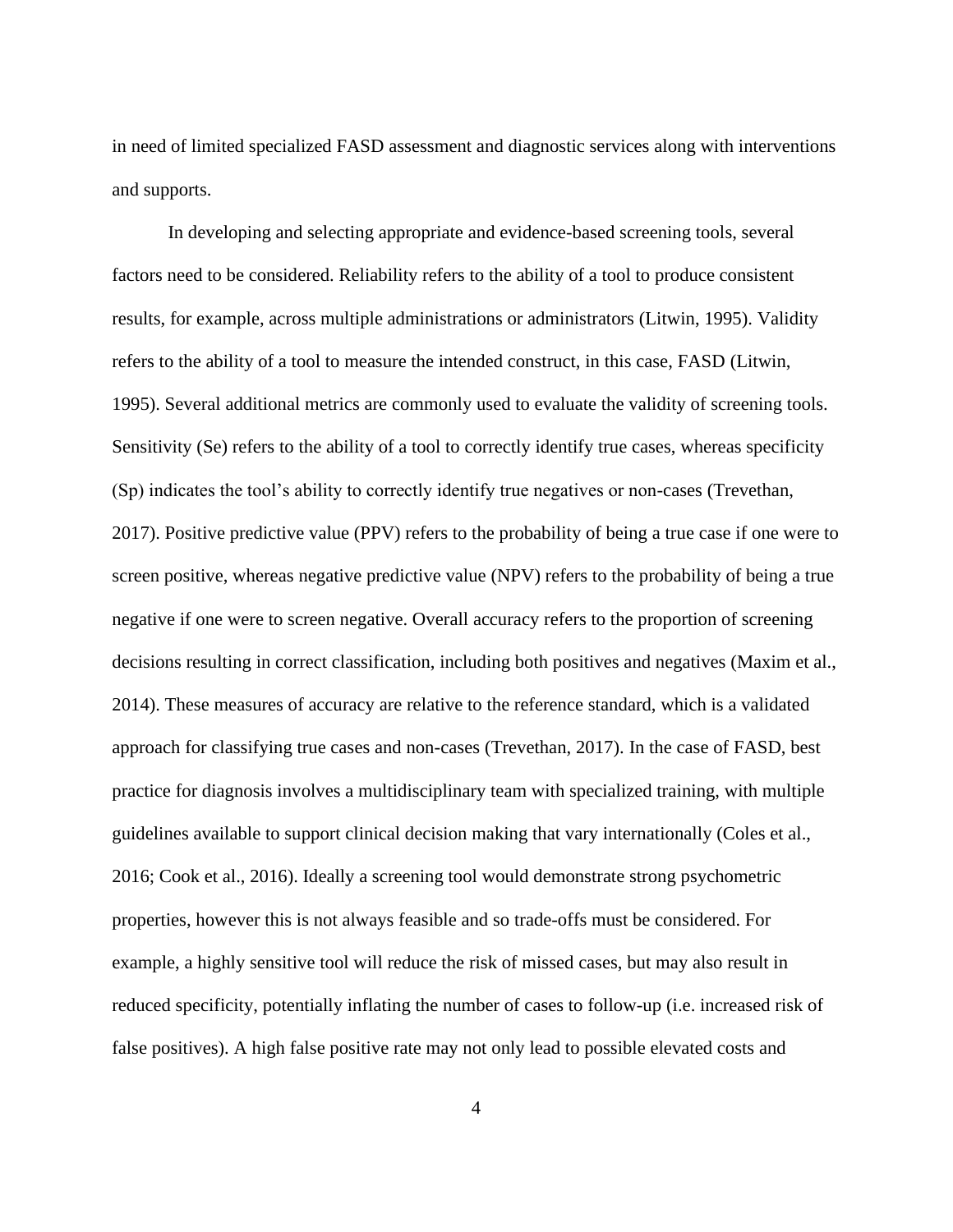in need of limited specialized FASD assessment and diagnostic services along with interventions and supports.

In developing and selecting appropriate and evidence-based screening tools, several factors need to be considered. Reliability refers to the ability of a tool to produce consistent results, for example, across multiple administrations or administrators (Litwin, 1995). Validity refers to the ability of a tool to measure the intended construct, in this case, FASD (Litwin, 1995). Several additional metrics are commonly used to evaluate the validity of screening tools. Sensitivity (Se) refers to the ability of a tool to correctly identify true cases, whereas specificity (Sp) indicates the tool's ability to correctly identify true negatives or non-cases (Trevethan, 2017). Positive predictive value (PPV) refers to the probability of being a true case if one were to screen positive, whereas negative predictive value (NPV) refers to the probability of being a true negative if one were to screen negative. Overall accuracy refers to the proportion of screening decisions resulting in correct classification, including both positives and negatives (Maxim et al., 2014). These measures of accuracy are relative to the reference standard, which is a validated approach for classifying true cases and non-cases (Trevethan, 2017). In the case of FASD, best practice for diagnosis involves a multidisciplinary team with specialized training, with multiple guidelines available to support clinical decision making that vary internationally (Coles et al., 2016; Cook et al., 2016). Ideally a screening tool would demonstrate strong psychometric properties, however this is not always feasible and so trade-offs must be considered. For example, a highly sensitive tool will reduce the risk of missed cases, but may also result in reduced specificity, potentially inflating the number of cases to follow-up (i.e. increased risk of false positives). A high false positive rate may not only lead to possible elevated costs and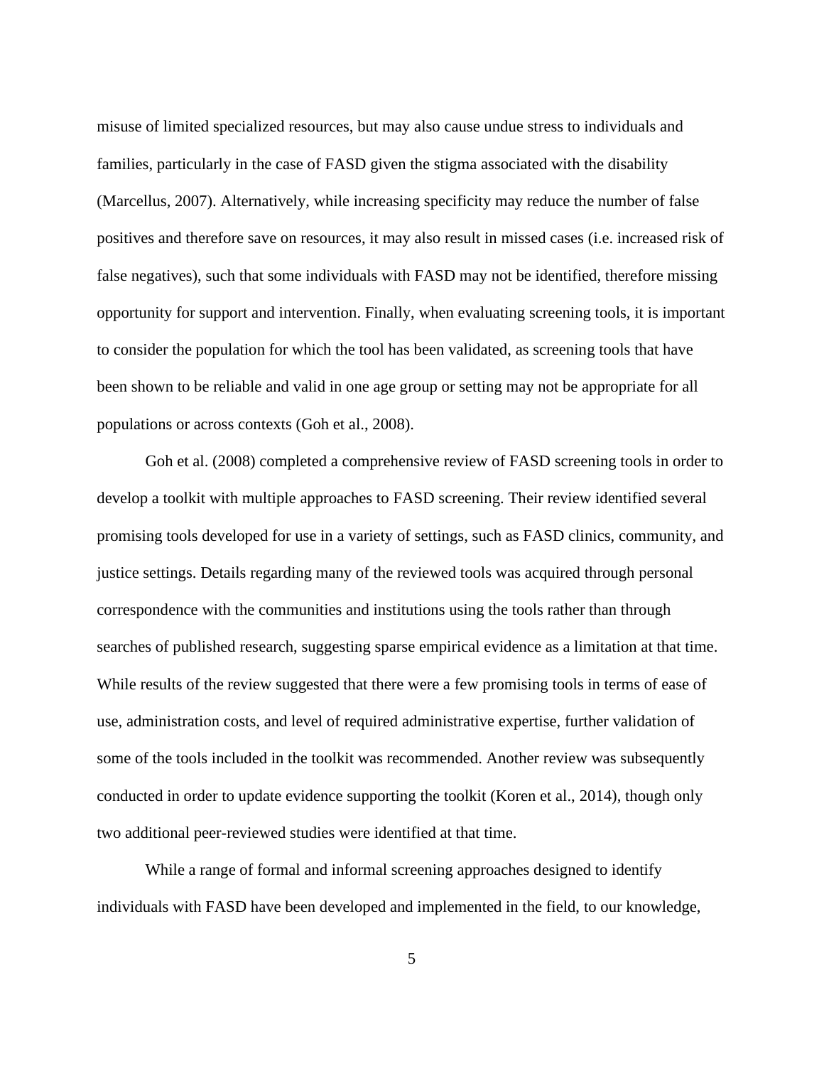misuse of limited specialized resources, but may also cause undue stress to individuals and families, particularly in the case of FASD given the stigma associated with the disability (Marcellus, 2007). Alternatively, while increasing specificity may reduce the number of false positives and therefore save on resources, it may also result in missed cases (i.e. increased risk of false negatives), such that some individuals with FASD may not be identified, therefore missing opportunity for support and intervention. Finally, when evaluating screening tools, it is important to consider the population for which the tool has been validated, as screening tools that have been shown to be reliable and valid in one age group or setting may not be appropriate for all populations or across contexts (Goh et al., 2008).

Goh et al. (2008) completed a comprehensive review of FASD screening tools in order to develop a toolkit with multiple approaches to FASD screening. Their review identified several promising tools developed for use in a variety of settings, such as FASD clinics, community, and justice settings. Details regarding many of the reviewed tools was acquired through personal correspondence with the communities and institutions using the tools rather than through searches of published research, suggesting sparse empirical evidence as a limitation at that time. While results of the review suggested that there were a few promising tools in terms of ease of use, administration costs, and level of required administrative expertise, further validation of some of the tools included in the toolkit was recommended. Another review was subsequently conducted in order to update evidence supporting the toolkit (Koren et al., 2014), though only two additional peer-reviewed studies were identified at that time.

While a range of formal and informal screening approaches designed to identify individuals with FASD have been developed and implemented in the field, to our knowledge,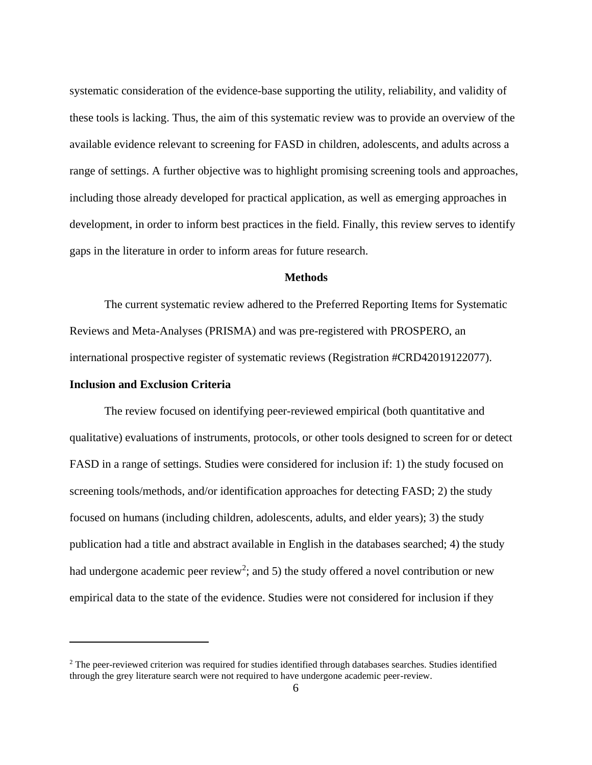systematic consideration of the evidence-base supporting the utility, reliability, and validity of these tools is lacking. Thus, the aim of this systematic review was to provide an overview of the available evidence relevant to screening for FASD in children, adolescents, and adults across a range of settings. A further objective was to highlight promising screening tools and approaches, including those already developed for practical application, as well as emerging approaches in development, in order to inform best practices in the field. Finally, this review serves to identify gaps in the literature in order to inform areas for future research.

## Methods

The current systematic review adhered to the Preferred Reporting Items for Systematic Reviews and Meta-Analyses (PRISMA) and was pre-registered with PROSPERO, an international prospective register of systematic reviews (Registration #CRD42019122077).

### Inclusion and Exclusion Criteria

The review focused on identifying peer-reviewed empirical (both quantitative and qualitative) evaluations of instruments, protocols, or other tools designed to screen for or detect FASD in a range of settings. Studies were considered for inclusion if: 1) the study focused on screening tools/methods, and/or identification approaches for detecting FASD; 2) the study focused on humans (including children, adolescents, adults, and elder years); 3) the study publication had a title and abstract available in English in the databases searched; 4) the study had undergone academic peer review[2]; and 5) the study offered a novel contribution or new empirical data to the state of the evidence. Studies were not considered for inclusion if they

[2] The peer-reviewed criterion was required for studies identified through databases searches. Studies identified through the grey literature search were not required to have undergone academic peer-review.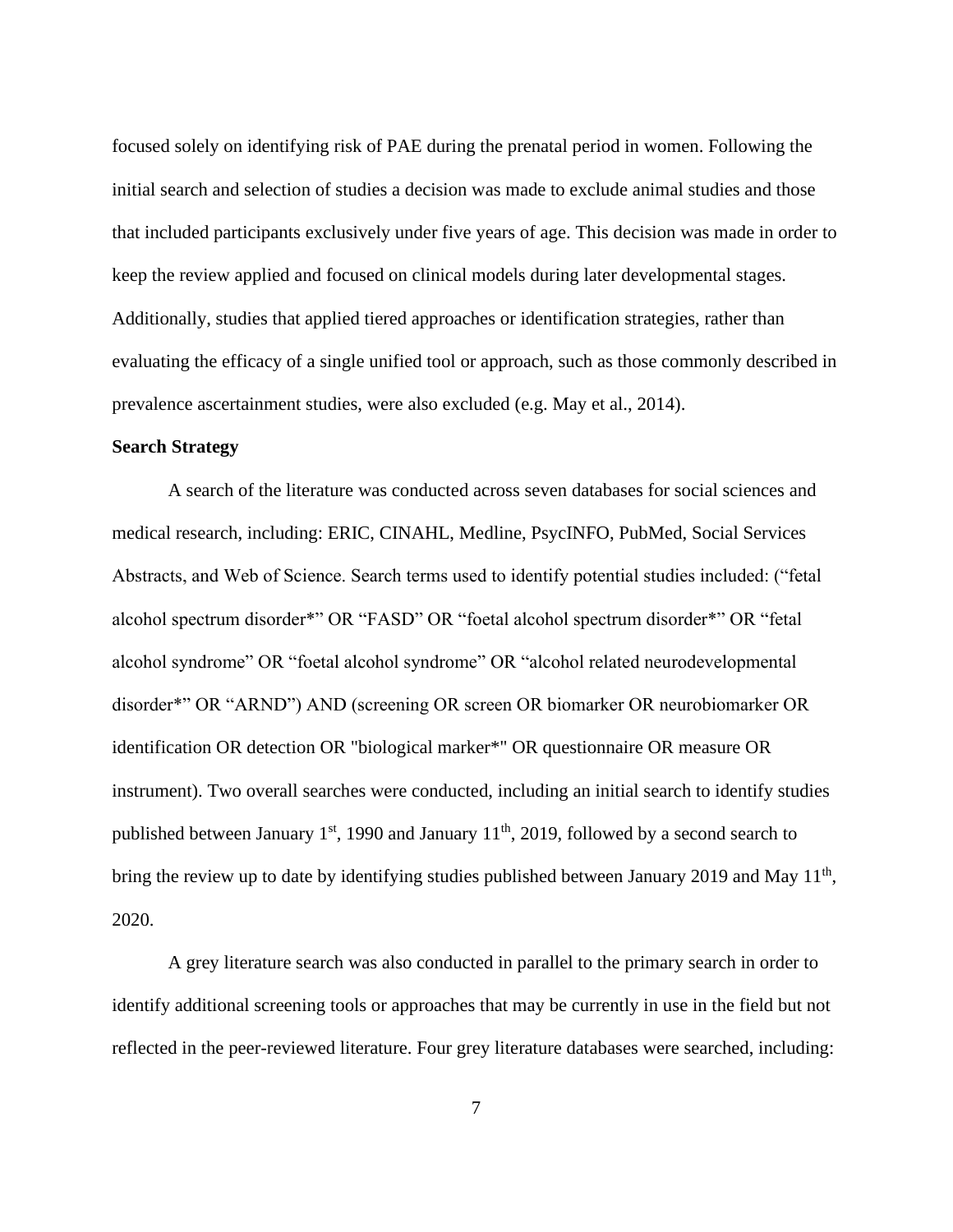focused solely on identifying risk of PAE during the prenatal period in women. Following the initial search and selection of studies a decision was made to exclude animal studies and those that included participants exclusively under five years of age. This decision was made in order to keep the review applied and focused on clinical models during later developmental stages. Additionally, studies that applied tiered approaches or identification strategies, rather than evaluating the efficacy of a single unified tool or approach, such as those commonly described in prevalence ascertainment studies, were also excluded (e.g. May et al., 2014).

**Search Strategy**

A search of the literature was conducted across seven databases for social sciences and medical research, including: ERIC, CINAHL, Medline, PsycINFO, PubMed, Social Services Abstracts, and Web of Science. Search terms used to identify potential studies included: ("fetal alcohol spectrum disorder*" OR "FASD" OR "foetal alcohol spectrum disorder*" OR "fetal alcohol syndrome" OR "foetal alcohol syndrome" OR "alcohol related neurodevelopmental disorder*" OR "ARND") AND (screening OR screen OR biomarker OR neurobiomarker OR identification OR detection OR "biological marker*" OR questionnaire OR measure OR instrument). Two overall searches were conducted, including an initial search to identify studies published between January 1st, 1990 and January 11th, 2019, followed by a second search to bring the review up to date by identifying studies published between January 2019 and May 11th, 2020.

A grey literature search was also conducted in parallel to the primary search in order to identify additional screening tools or approaches that may be currently in use in the field but not reflected in the peer-reviewed literature. Four grey literature databases were searched, including: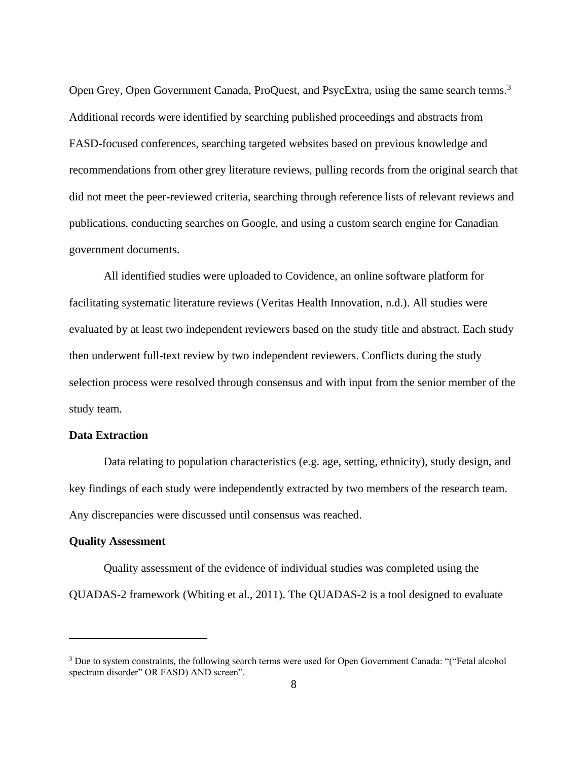Open Grey, Open Government Canada, ProQuest, and PsycExtra, using the same search terms.[3] Additional records were identified by searching published proceedings and abstracts from FASD-focused conferences, searching targeted websites based on previous knowledge and recommendations from other grey literature reviews, pulling records from the original search that did not meet the peer-reviewed criteria, searching through reference lists of relevant reviews and publications, conducting searches on Google, and using a custom search engine for Canadian government documents.

All identified studies were uploaded to Covidence, an online software platform for facilitating systematic literature reviews (Veritas Health Innovation, n.d.). All studies were evaluated by at least two independent reviewers based on the study title and abstract. Each study then underwent full-text review by two independent reviewers. Conflicts during the study selection process were resolved through consensus and with input from the senior member of the study team.

**Data Extraction**

Data relating to population characteristics (e.g. age, setting, ethnicity), study design, and key findings of each study were independently extracted by two members of the research team. Any discrepancies were discussed until consensus was reached.

**Quality Assessment**

Quality assessment of the evidence of individual studies was completed using the QUADAS-2 framework (Whiting et al., 2011). The QUADAS-2 is a tool designed to evaluate

---

[3] Due to system constraints, the following search terms were used for Open Government Canada: "("Fetal alcohol spectrum disorder" OR FASD) AND screen".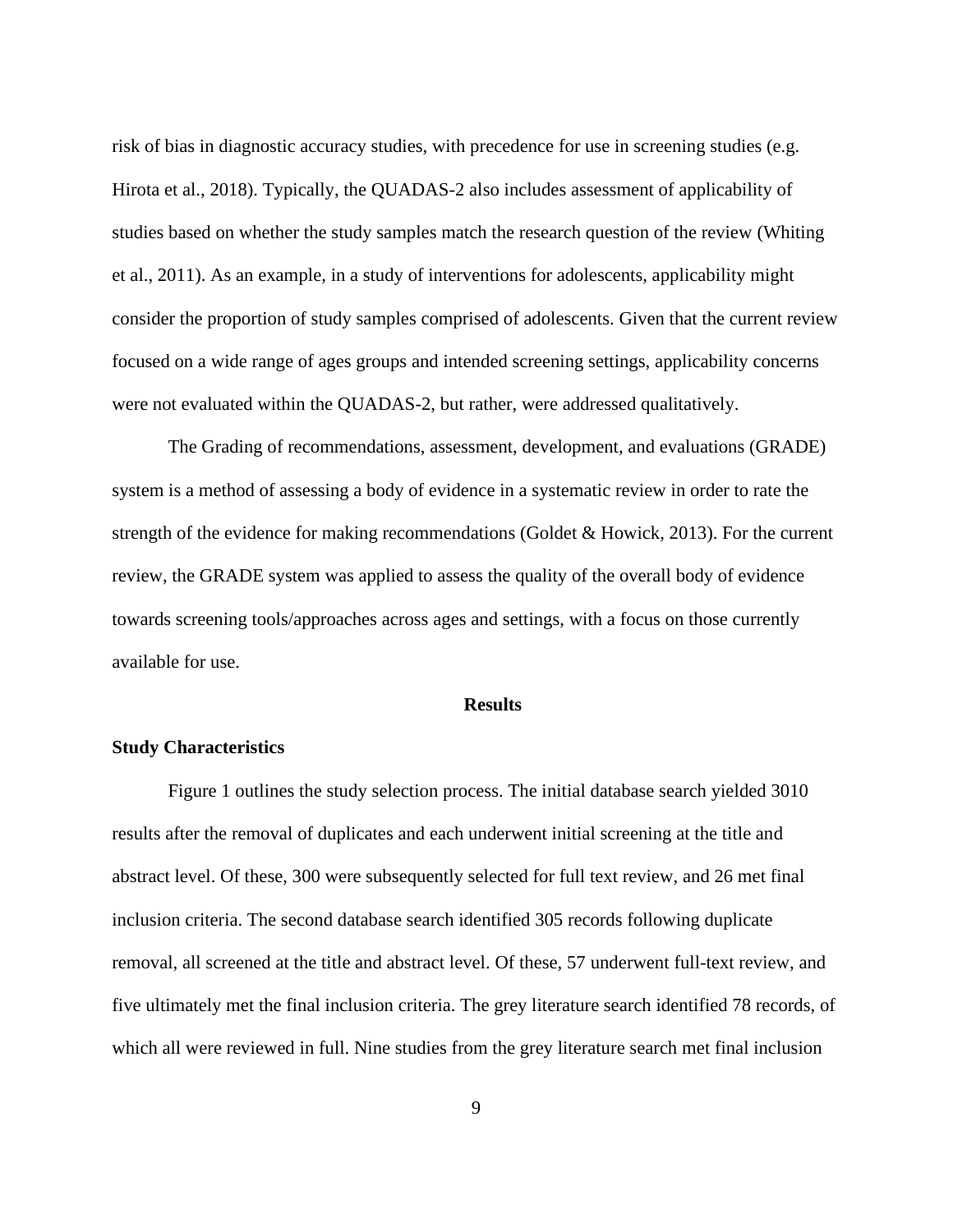risk of bias in diagnostic accuracy studies, with precedence for use in screening studies (e.g. Hirota et al., 2018). Typically, the QUADAS-2 also includes assessment of applicability of studies based on whether the study samples match the research question of the review (Whiting et al., 2011). As an example, in a study of interventions for adolescents, applicability might consider the proportion of study samples comprised of adolescents. Given that the current review focused on a wide range of ages groups and intended screening settings, applicability concerns were not evaluated within the QUADAS-2, but rather, were addressed qualitatively.

The Grading of recommendations, assessment, development, and evaluations (GRADE) system is a method of assessing a body of evidence in a systematic review in order to rate the strength of the evidence for making recommendations (Goldet & Howick, 2013). For the current review, the GRADE system was applied to assess the quality of the overall body of evidence towards screening tools/approaches across ages and settings, with a focus on those currently available for use.

## Results

### Study Characteristics

Figure 1 outlines the study selection process. The initial database search yielded 3010 results after the removal of duplicates and each underwent initial screening at the title and abstract level. Of these, 300 were subsequently selected for full text review, and 26 met final inclusion criteria. The second database search identified 305 records following duplicate removal, all screened at the title and abstract level. Of these, 57 underwent full-text review, and five ultimately met the final inclusion criteria. The grey literature search identified 78 records, of which all were reviewed in full. Nine studies from the grey literature search met final inclusion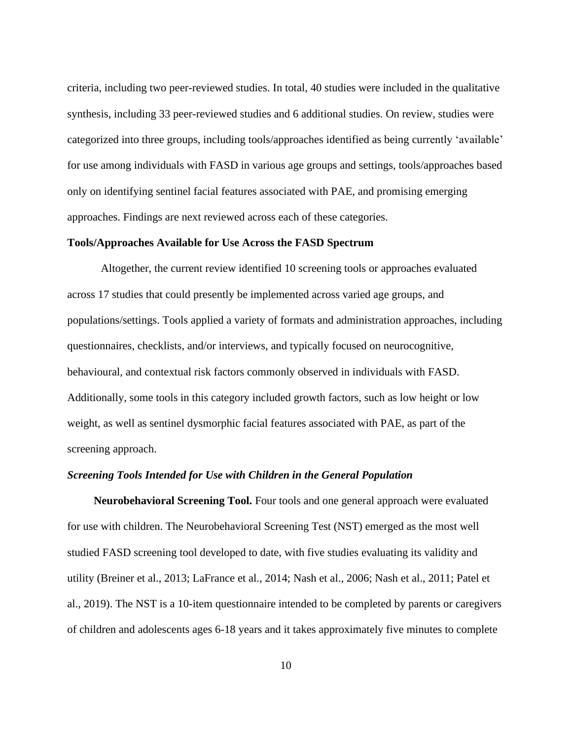criteria, including two peer-reviewed studies. In total, 40 studies were included in the qualitative synthesis, including 33 peer-reviewed studies and 6 additional studies. On review, studies were categorized into three groups, including tools/approaches identified as being currently 'available' for use among individuals with FASD in various age groups and settings, tools/approaches based only on identifying sentinel facial features associated with PAE, and promising emerging approaches. Findings are next reviewed across each of these categories.

## Tools/Approaches Available for Use Across the FASD Spectrum

Altogether, the current review identified 10 screening tools or approaches evaluated across 17 studies that could presently be implemented across varied age groups, and populations/settings. Tools applied a variety of formats and administration approaches, including questionnaires, checklists, and/or interviews, and typically focused on neurocognitive, behavioural, and contextual risk factors commonly observed in individuals with FASD. Additionally, some tools in this category included growth factors, such as low height or low weight, as well as sentinel dysmorphic facial features associated with PAE, as part of the screening approach.

### *Screening Tools Intended for Use with Children in the General Population*

**Neurobehavioral Screening Tool.** Four tools and one general approach were evaluated for use with children. The Neurobehavioral Screening Test (NST) emerged as the most well studied FASD screening tool developed to date, with five studies evaluating its validity and utility (Breiner et al., 2013; LaFrance et al., 2014; Nash et al., 2006; Nash et al., 2011; Patel et al., 2019). The NST is a 10-item questionnaire intended to be completed by parents or caregivers of children and adolescents ages 6-18 years and it takes approximately five minutes to complete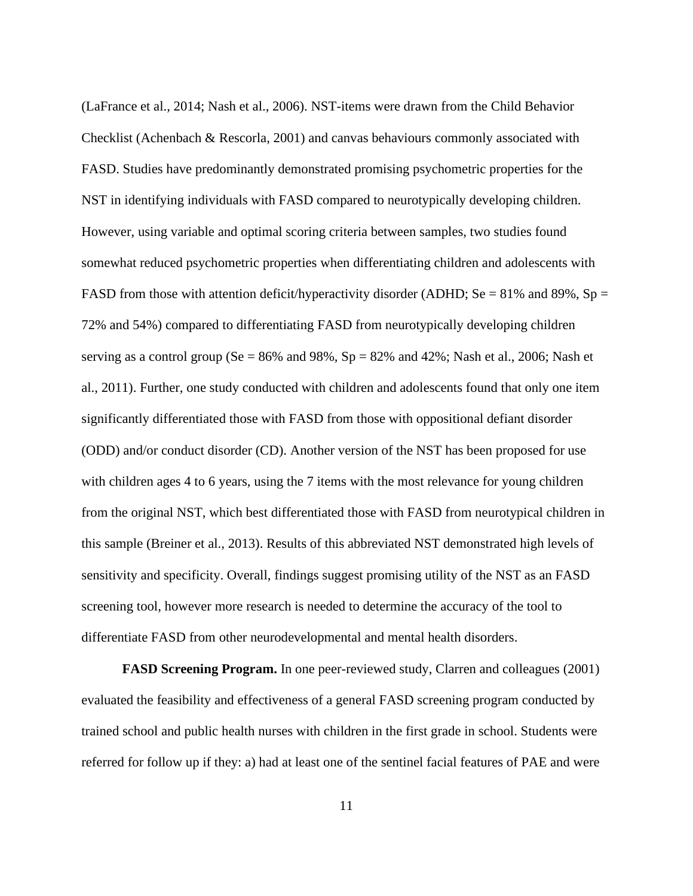(LaFrance et al., 2014; Nash et al., 2006). NST-items were drawn from the Child Behavior Checklist (Achenbach & Rescorla, 2001) and canvas behaviours commonly associated with FASD. Studies have predominantly demonstrated promising psychometric properties for the NST in identifying individuals with FASD compared to neurotypically developing children. However, using variable and optimal scoring criteria between samples, two studies found somewhat reduced psychometric properties when differentiating children and adolescents with FASD from those with attention deficit/hyperactivity disorder (ADHD; Se = 81% and 89%, Sp = 72% and 54%) compared to differentiating FASD from neurotypically developing children serving as a control group (Se = 86% and 98%, Sp = 82% and 42%; Nash et al., 2006; Nash et al., 2011). Further, one study conducted with children and adolescents found that only one item significantly differentiated those with FASD from those with oppositional defiant disorder (ODD) and/or conduct disorder (CD). Another version of the NST has been proposed for use with children ages 4 to 6 years, using the 7 items with the most relevance for young children from the original NST, which best differentiated those with FASD from neurotypical children in this sample (Breiner et al., 2013). Results of this abbreviated NST demonstrated high levels of sensitivity and specificity. Overall, findings suggest promising utility of the NST as an FASD screening tool, however more research is needed to determine the accuracy of the tool to differentiate FASD from other neurodevelopmental and mental health disorders.

**FASD Screening Program.** In one peer-reviewed study, Clarren and colleagues (2001) evaluated the feasibility and effectiveness of a general FASD screening program conducted by trained school and public health nurses with children in the first grade in school. Students were referred for follow up if they: a) had at least one of the sentinel facial features of PAE and were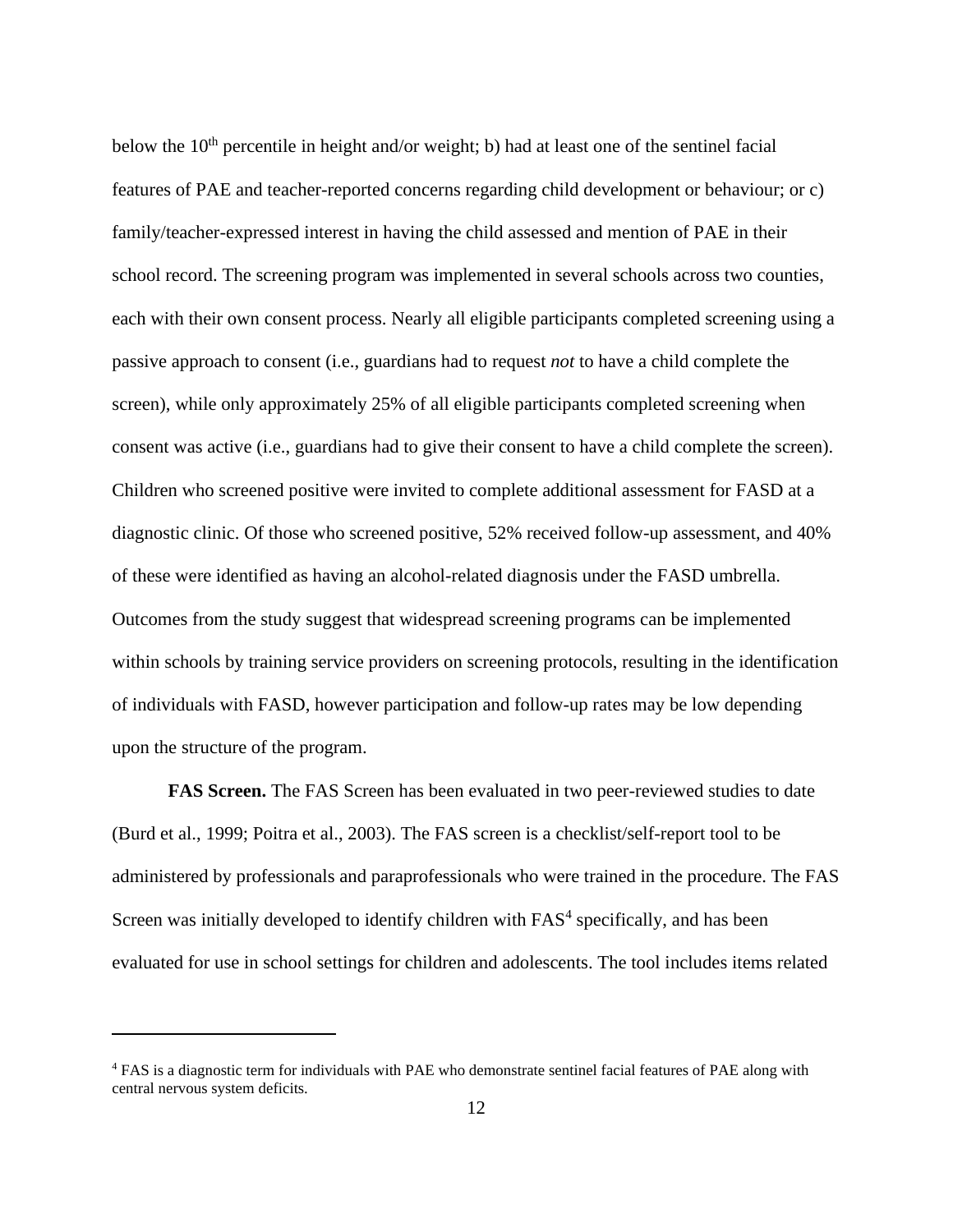below the 10th percentile in height and/or weight; b) had at least one of the sentinel facial features of PAE and teacher-reported concerns regarding child development or behaviour; or c) family/teacher-expressed interest in having the child assessed and mention of PAE in their school record. The screening program was implemented in several schools across two counties, each with their own consent process. Nearly all eligible participants completed screening using a passive approach to consent (i.e., guardians had to request *not* to have a child complete the screen), while only approximately 25% of all eligible participants completed screening when consent was active (i.e., guardians had to give their consent to have a child complete the screen). Children who screened positive were invited to complete additional assessment for FASD at a diagnostic clinic. Of those who screened positive, 52% received follow-up assessment, and 40% of these were identified as having an alcohol-related diagnosis under the FASD umbrella. Outcomes from the study suggest that widespread screening programs can be implemented within schools by training service providers on screening protocols, resulting in the identification of individuals with FASD, however participation and follow-up rates may be low depending upon the structure of the program.

**FAS Screen.** The FAS Screen has been evaluated in two peer-reviewed studies to date (Burd et al., 1999; Poitra et al., 2003). The FAS screen is a checklist/self-report tool to be administered by professionals and paraprofessionals who were trained in the procedure. The FAS Screen was initially developed to identify children with FAS[4] specifically, and has been evaluated for use in school settings for children and adolescents. The tool includes items related

[4] FAS is a diagnostic term for individuals with PAE who demonstrate sentinel facial features of PAE along with central nervous system deficits.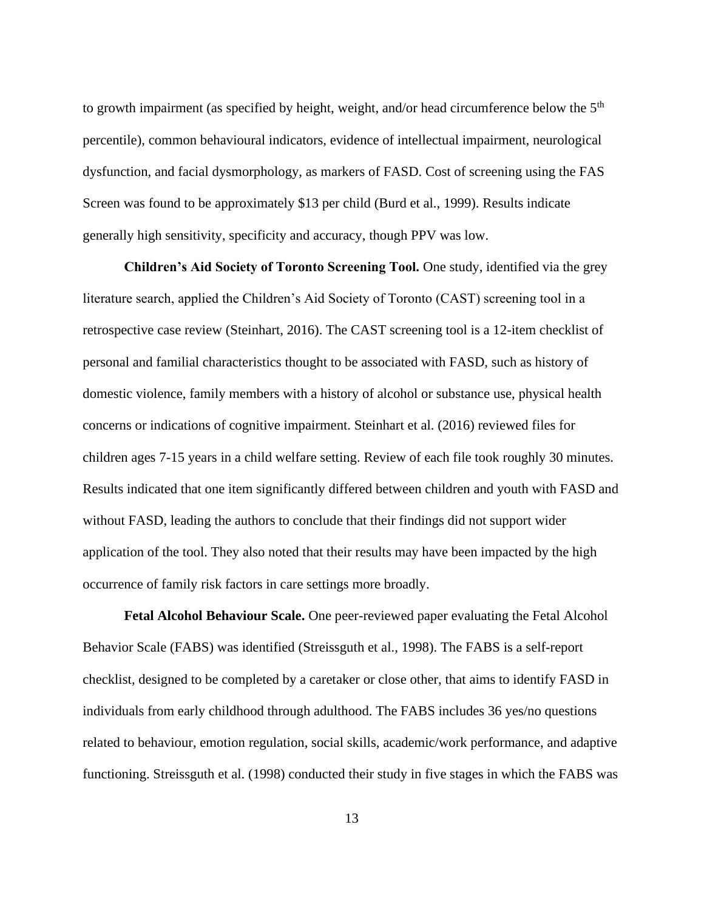to growth impairment (as specified by height, weight, and/or head circumference below the 5th percentile), common behavioural indicators, evidence of intellectual impairment, neurological dysfunction, and facial dysmorphology, as markers of FASD. Cost of screening using the FAS Screen was found to be approximately $13 per child (Burd et al., 1999). Results indicate generally high sensitivity, specificity and accuracy, though PPV was low.

**Children's Aid Society of Toronto Screening Tool.** One study, identified via the grey literature search, applied the Children's Aid Society of Toronto (CAST) screening tool in a retrospective case review (Steinhart, 2016). The CAST screening tool is a 12-item checklist of personal and familial characteristics thought to be associated with FASD, such as history of domestic violence, family members with a history of alcohol or substance use, physical health concerns or indications of cognitive impairment. Steinhart et al. (2016) reviewed files for children ages 7-15 years in a child welfare setting. Review of each file took roughly 30 minutes. Results indicated that one item significantly differed between children and youth with FASD and without FASD, leading the authors to conclude that their findings did not support wider application of the tool. They also noted that their results may have been impacted by the high occurrence of family risk factors in care settings more broadly.

**Fetal Alcohol Behaviour Scale.** One peer-reviewed paper evaluating the Fetal Alcohol Behavior Scale (FABS) was identified (Streissguth et al., 1998). The FABS is a self-report checklist, designed to be completed by a caretaker or close other, that aims to identify FASD in individuals from early childhood through adulthood. The FABS includes 36 yes/no questions related to behaviour, emotion regulation, social skills, academic/work performance, and adaptive functioning. Streissguth et al. (1998) conducted their study in five stages in which the FABS was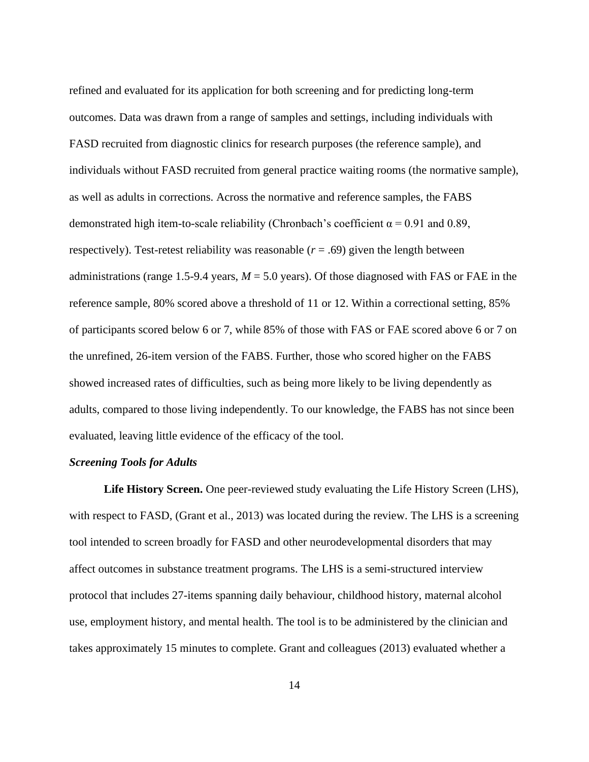refined and evaluated for its application for both screening and for predicting long-term outcomes. Data was drawn from a range of samples and settings, including individuals with FASD recruited from diagnostic clinics for research purposes (the reference sample), and individuals without FASD recruited from general practice waiting rooms (the normative sample), as well as adults in corrections. Across the normative and reference samples, the FABS demonstrated high item-to-scale reliability (Chronbach's coefficient $\alpha = 0.91$ and $0.89$, respectively). Test-retest reliability was reasonable ($r = .69$) given the length between administrations (range 1.5-9.4 years, $M = 5.0$ years). Of those diagnosed with FAS or FAE in the reference sample, 80% scored above a threshold of 11 or 12. Within a correctional setting, 85% of participants scored below 6 or 7, while 85% of those with FAS or FAE scored above 6 or 7 on the unrefined, 26-item version of the FABS. Further, those who scored higher on the FABS showed increased rates of difficulties, such as being more likely to be living dependently as adults, compared to those living independently. To our knowledge, the FABS has not since been evaluated, leaving little evidence of the efficacy of the tool.

### *Screening Tools for Adults*

**Life History Screen.** One peer-reviewed study evaluating the Life History Screen (LHS), with respect to FASD, (Grant et al., 2013) was located during the review. The LHS is a screening tool intended to screen broadly for FASD and other neurodevelopmental disorders that may affect outcomes in substance treatment programs. The LHS is a semi-structured interview protocol that includes 27-items spanning daily behaviour, childhood history, maternal alcohol use, employment history, and mental health. The tool is to be administered by the clinician and takes approximately 15 minutes to complete. Grant and colleagues (2013) evaluated whether a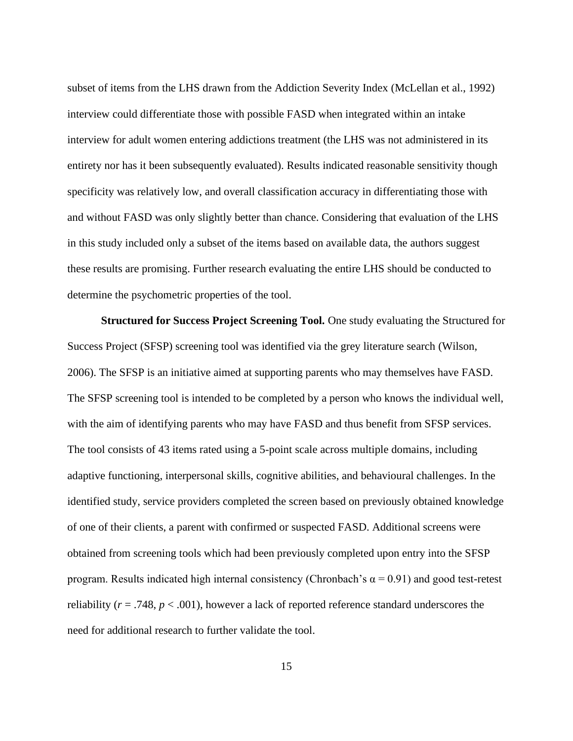subset of items from the LHS drawn from the Addiction Severity Index (McLellan et al., 1992) interview could differentiate those with possible FASD when integrated within an intake interview for adult women entering addictions treatment (the LHS was not administered in its entirety nor has it been subsequently evaluated). Results indicated reasonable sensitivity though specificity was relatively low, and overall classification accuracy in differentiating those with and without FASD was only slightly better than chance. Considering that evaluation of the LHS in this study included only a subset of the items based on available data, the authors suggest these results are promising. Further research evaluating the entire LHS should be conducted to determine the psychometric properties of the tool.

**Structured for Success Project Screening Tool.** One study evaluating the Structured for Success Project (SFSP) screening tool was identified via the grey literature search (Wilson, 2006). The SFSP is an initiative aimed at supporting parents who may themselves have FASD. The SFSP screening tool is intended to be completed by a person who knows the individual well, with the aim of identifying parents who may have FASD and thus benefit from SFSP services. The tool consists of 43 items rated using a 5-point scale across multiple domains, including adaptive functioning, interpersonal skills, cognitive abilities, and behavioural challenges. In the identified study, service providers completed the screen based on previously obtained knowledge of one of their clients, a parent with confirmed or suspected FASD. Additional screens were obtained from screening tools which had been previously completed upon entry into the SFSP program. Results indicated high internal consistency (Chronbach's $\alpha = 0.91$) and good test-retest reliability ($r = .748$, $p < .001$), however a lack of reported reference standard underscores the need for additional research to further validate the tool.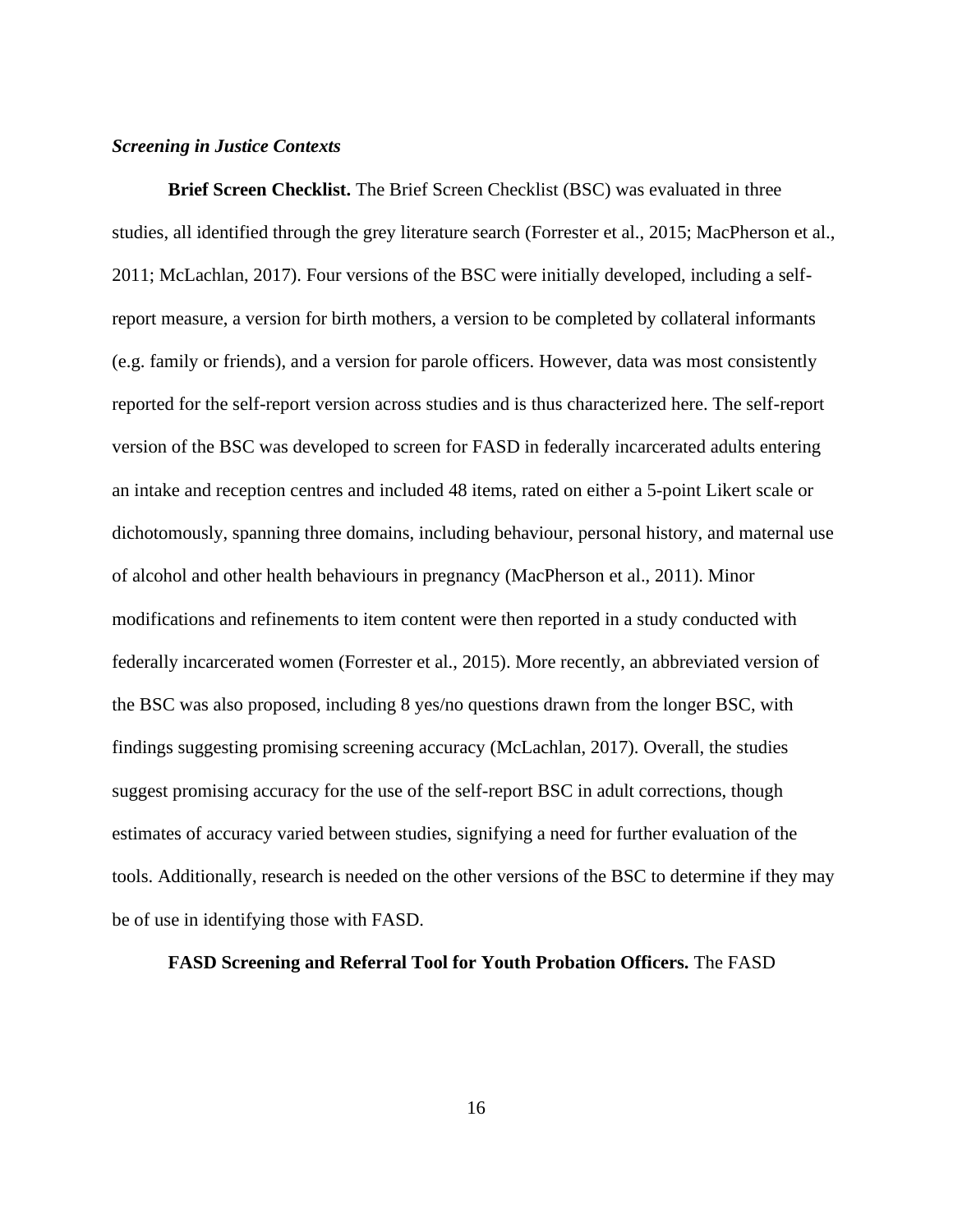### *Screening in Justice Contexts*

**Brief Screen Checklist.** The Brief Screen Checklist (BSC) was evaluated in three studies, all identified through the grey literature search (Forrester et al., 2015; MacPherson et al., 2011; McLachlan, 2017). Four versions of the BSC were initially developed, including a self-report measure, a version for birth mothers, a version to be completed by collateral informants (e.g. family or friends), and a version for parole officers. However, data was most consistently reported for the self-report version across studies and is thus characterized here. The self-report version of the BSC was developed to screen for FASD in federally incarcerated adults entering an intake and reception centres and included 48 items, rated on either a 5-point Likert scale or dichotomously, spanning three domains, including behaviour, personal history, and maternal use of alcohol and other health behaviours in pregnancy (MacPherson et al., 2011). Minor modifications and refinements to item content were then reported in a study conducted with federally incarcerated women (Forrester et al., 2015). More recently, an abbreviated version of the BSC was also proposed, including 8 yes/no questions drawn from the longer BSC, with findings suggesting promising screening accuracy (McLachlan, 2017). Overall, the studies suggest promising accuracy for the use of the self-report BSC in adult corrections, though estimates of accuracy varied between studies, signifying a need for further evaluation of the tools. Additionally, research is needed on the other versions of the BSC to determine if they may be of use in identifying those with FASD.

**FASD Screening and Referral Tool for Youth Probation Officers.** The FASD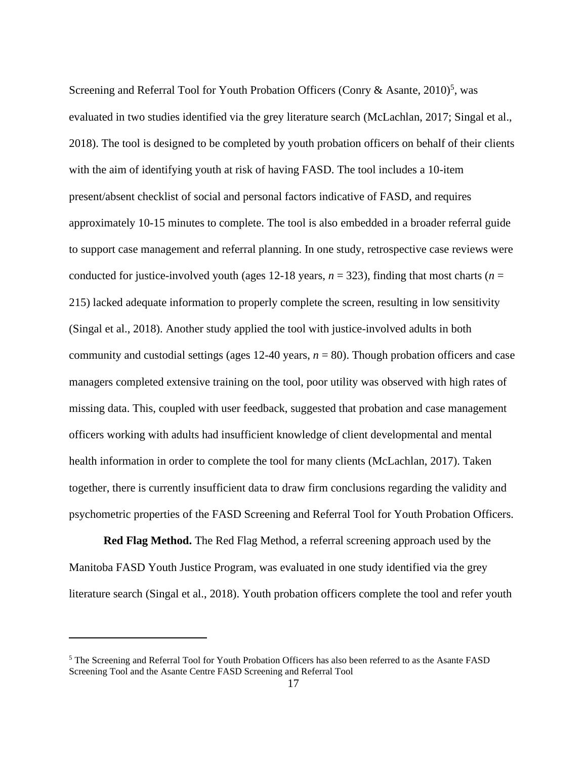Screening and Referral Tool for Youth Probation Officers (Conry & Asante, 2010)[5], was evaluated in two studies identified via the grey literature search (McLachlan, 2017; Singal et al., 2018). The tool is designed to be completed by youth probation officers on behalf of their clients with the aim of identifying youth at risk of having FASD. The tool includes a 10-item present/absent checklist of social and personal factors indicative of FASD, and requires approximately 10-15 minutes to complete. The tool is also embedded in a broader referral guide to support case management and referral planning. In one study, retrospective case reviews were conducted for justice-involved youth (ages 12-18 years, *n* = 323), finding that most charts (*n* = 215) lacked adequate information to properly complete the screen, resulting in low sensitivity (Singal et al., 2018). Another study applied the tool with justice-involved adults in both community and custodial settings (ages 12-40 years, *n* = 80). Though probation officers and case managers completed extensive training on the tool, poor utility was observed with high rates of missing data. This, coupled with user feedback, suggested that probation and case management officers working with adults had insufficient knowledge of client developmental and mental health information in order to complete the tool for many clients (McLachlan, 2017). Taken together, there is currently insufficient data to draw firm conclusions regarding the validity and psychometric properties of the FASD Screening and Referral Tool for Youth Probation Officers.

**Red Flag Method.** The Red Flag Method, a referral screening approach used by the Manitoba FASD Youth Justice Program, was evaluated in one study identified via the grey literature search (Singal et al., 2018). Youth probation officers complete the tool and refer youth

[5] The Screening and Referral Tool for Youth Probation Officers has also been referred to as the Asante FASD Screening Tool and the Asante Centre FASD Screening and Referral Tool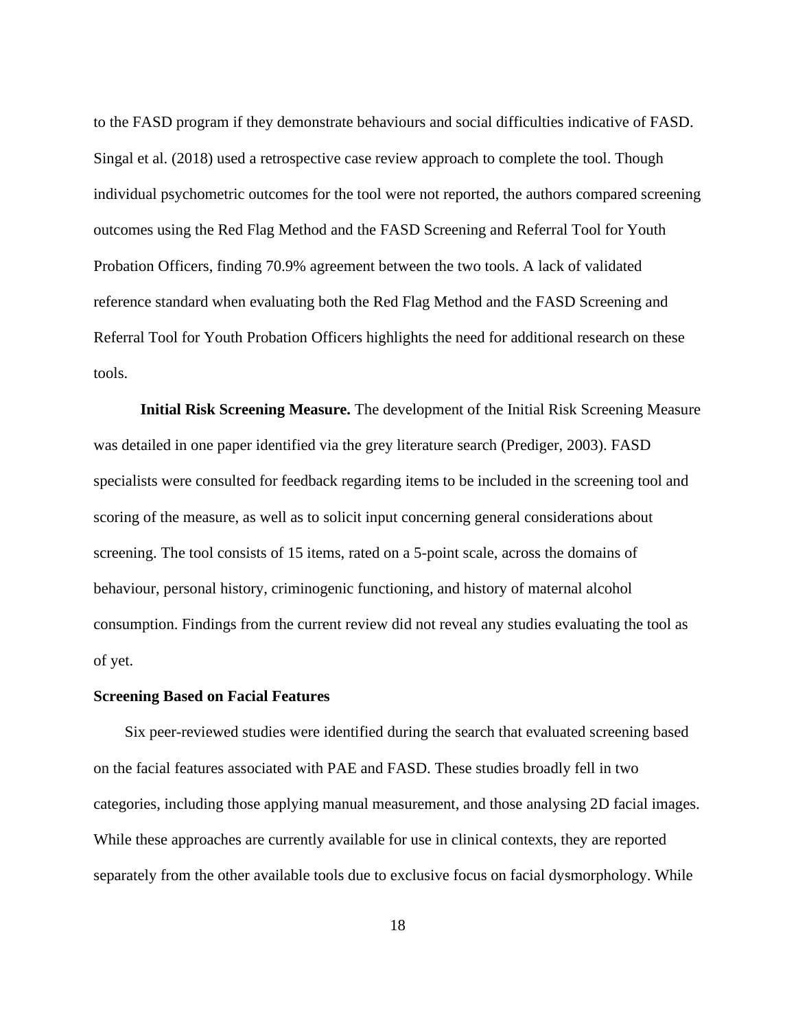to the FASD program if they demonstrate behaviours and social difficulties indicative of FASD. Singal et al. (2018) used a retrospective case review approach to complete the tool. Though individual psychometric outcomes for the tool were not reported, the authors compared screening outcomes using the Red Flag Method and the FASD Screening and Referral Tool for Youth Probation Officers, finding 70.9% agreement between the two tools. A lack of validated reference standard when evaluating both the Red Flag Method and the FASD Screening and Referral Tool for Youth Probation Officers highlights the need for additional research on these tools.

**Initial Risk Screening Measure.** The development of the Initial Risk Screening Measure was detailed in one paper identified via the grey literature search (Prediger, 2003). FASD specialists were consulted for feedback regarding items to be included in the screening tool and scoring of the measure, as well as to solicit input concerning general considerations about screening. The tool consists of 15 items, rated on a 5-point scale, across the domains of behaviour, personal history, criminogenic functioning, and history of maternal alcohol consumption. Findings from the current review did not reveal any studies evaluating the tool as of yet.

**Screening Based on Facial Features**

Six peer-reviewed studies were identified during the search that evaluated screening based on the facial features associated with PAE and FASD. These studies broadly fell in two categories, including those applying manual measurement, and those analysing 2D facial images. While these approaches are currently available for use in clinical contexts, they are reported separately from the other available tools due to exclusive focus on facial dysmorphology. While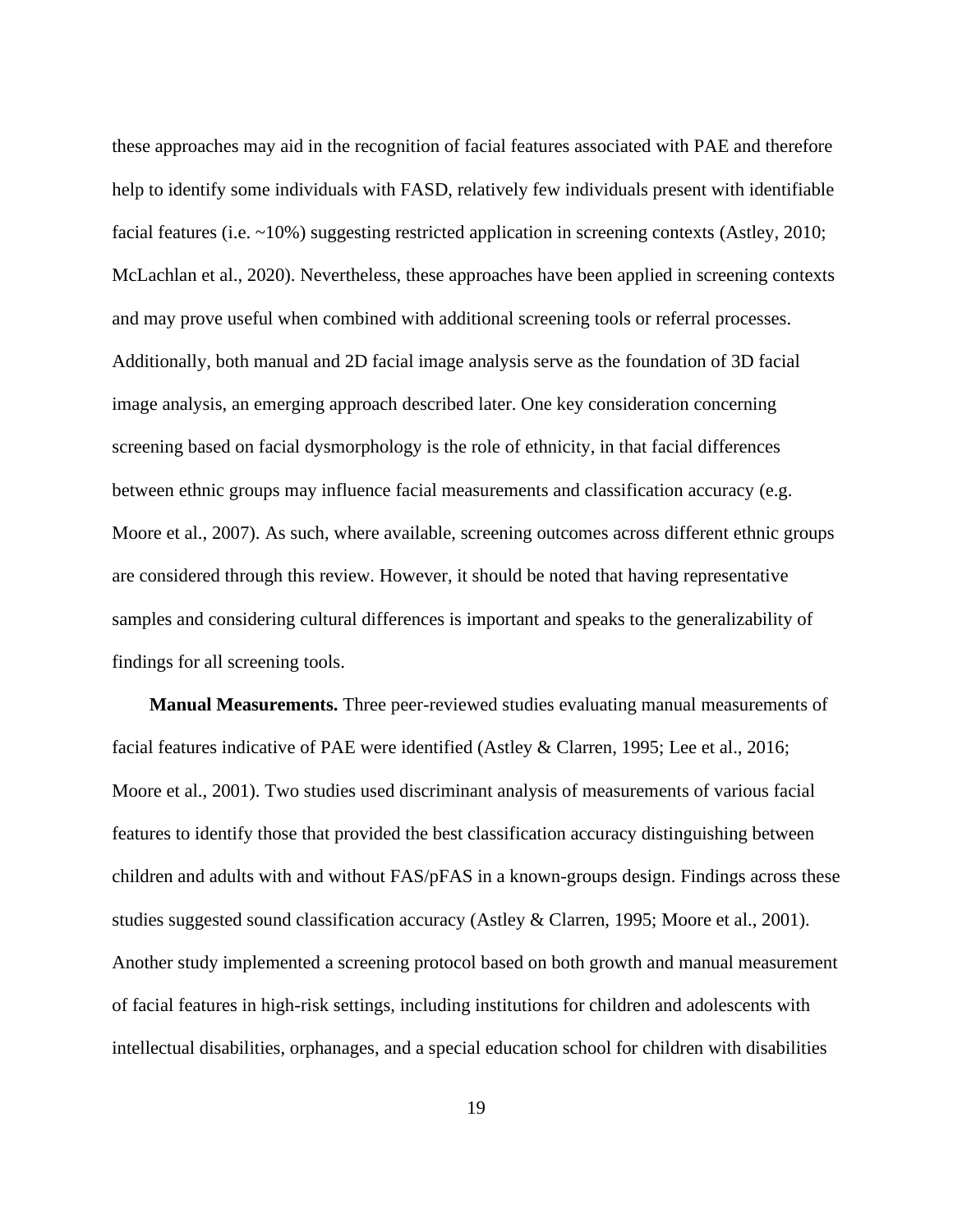these approaches may aid in the recognition of facial features associated with PAE and therefore help to identify some individuals with FASD, relatively few individuals present with identifiable facial features (i.e. ~10%) suggesting restricted application in screening contexts (Astley, 2010; McLachlan et al., 2020). Nevertheless, these approaches have been applied in screening contexts and may prove useful when combined with additional screening tools or referral processes. Additionally, both manual and 2D facial image analysis serve as the foundation of 3D facial image analysis, an emerging approach described later. One key consideration concerning screening based on facial dysmorphology is the role of ethnicity, in that facial differences between ethnic groups may influence facial measurements and classification accuracy (e.g. Moore et al., 2007). As such, where available, screening outcomes across different ethnic groups are considered through this review. However, it should be noted that having representative samples and considering cultural differences is important and speaks to the generalizability of findings for all screening tools.

**Manual Measurements.** Three peer-reviewed studies evaluating manual measurements of facial features indicative of PAE were identified (Astley & Clarren, 1995; Lee et al., 2016; Moore et al., 2001). Two studies used discriminant analysis of measurements of various facial features to identify those that provided the best classification accuracy distinguishing between children and adults with and without FAS/pFAS in a known-groups design. Findings across these studies suggested sound classification accuracy (Astley & Clarren, 1995; Moore et al., 2001). Another study implemented a screening protocol based on both growth and manual measurement of facial features in high-risk settings, including institutions for children and adolescents with intellectual disabilities, orphanages, and a special education school for children with disabilities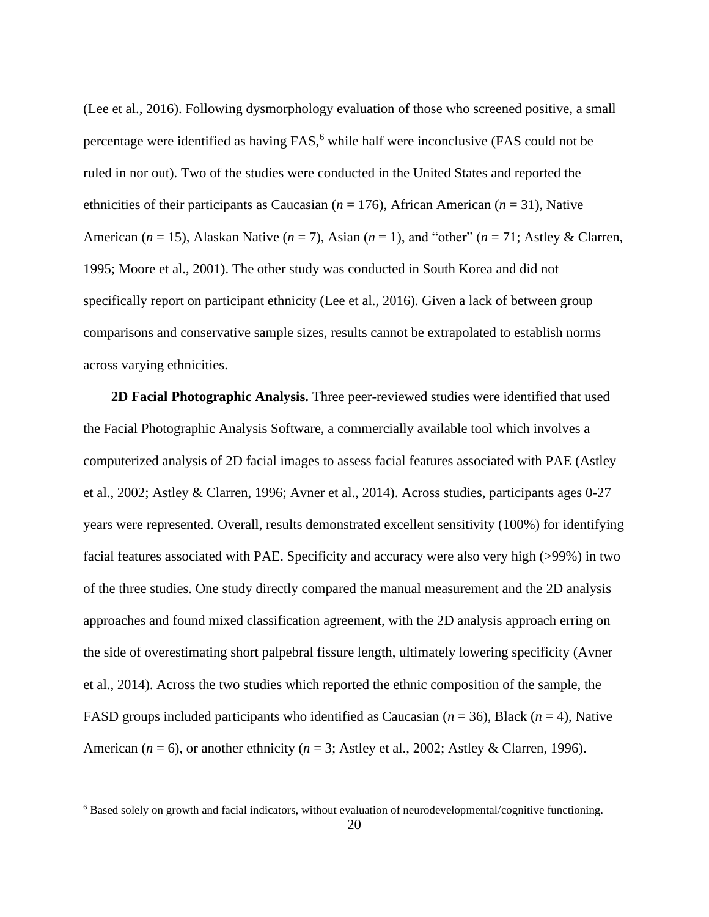(Lee et al., 2016). Following dysmorphology evaluation of those who screened positive, a small percentage were identified as having FAS,[6] while half were inconclusive (FAS could not be ruled in nor out). Two of the studies were conducted in the United States and reported the ethnicities of their participants as Caucasian (*n* = 176), African American (*n* = 31), Native American (*n* = 15), Alaskan Native (*n* = 7), Asian (*n* = 1), and "other" (*n* = 71; Astley & Clarren, 1995; Moore et al., 2001). The other study was conducted in South Korea and did not specifically report on participant ethnicity (Lee et al., 2016). Given a lack of between group comparisons and conservative sample sizes, results cannot be extrapolated to establish norms across varying ethnicities.

**2D Facial Photographic Analysis.** Three peer-reviewed studies were identified that used the Facial Photographic Analysis Software, a commercially available tool which involves a computerized analysis of 2D facial images to assess facial features associated with PAE (Astley et al., 2002; Astley & Clarren, 1996; Avner et al., 2014). Across studies, participants ages 0-27 years were represented. Overall, results demonstrated excellent sensitivity (100%) for identifying facial features associated with PAE. Specificity and accuracy were also very high (>99%) in two of the three studies. One study directly compared the manual measurement and the 2D analysis approaches and found mixed classification agreement, with the 2D analysis approach erring on the side of overestimating short palpebral fissure length, ultimately lowering specificity (Avner et al., 2014). Across the two studies which reported the ethnic composition of the sample, the FASD groups included participants who identified as Caucasian (*n* = 36), Black (*n* = 4), Native American (*n* = 6), or another ethnicity (*n* = 3; Astley et al., 2002; Astley & Clarren, 1996).

---

[6] Based solely on growth and facial indicators, without evaluation of neurodevelopmental/cognitive functioning.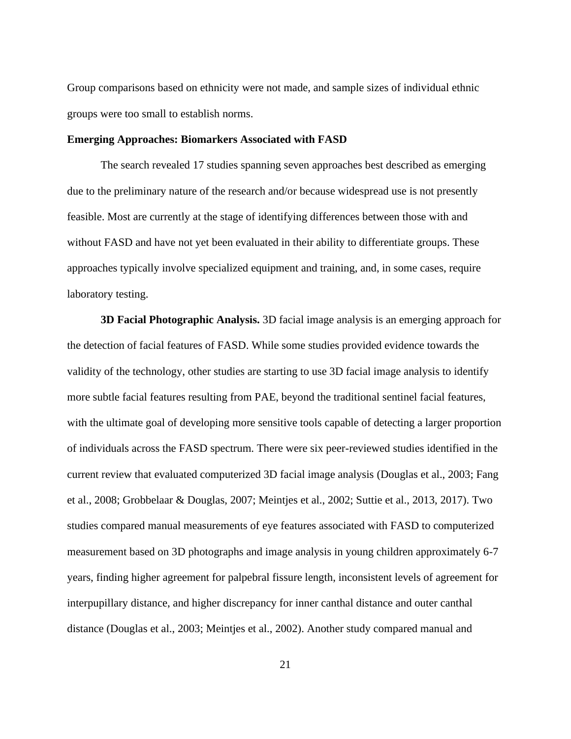Group comparisons based on ethnicity were not made, and sample sizes of individual ethnic groups were too small to establish norms.

### Emerging Approaches: Biomarkers Associated with FASD

The search revealed 17 studies spanning seven approaches best described as emerging due to the preliminary nature of the research and/or because widespread use is not presently feasible. Most are currently at the stage of identifying differences between those with and without FASD and have not yet been evaluated in their ability to differentiate groups. These approaches typically involve specialized equipment and training, and, in some cases, require laboratory testing.

**3D Facial Photographic Analysis.** 3D facial image analysis is an emerging approach for the detection of facial features of FASD. While some studies provided evidence towards the validity of the technology, other studies are starting to use 3D facial image analysis to identify more subtle facial features resulting from PAE, beyond the traditional sentinel facial features, with the ultimate goal of developing more sensitive tools capable of detecting a larger proportion of individuals across the FASD spectrum. There were six peer-reviewed studies identified in the current review that evaluated computerized 3D facial image analysis (Douglas et al., 2003; Fang et al., 2008; Grobbelaar & Douglas, 2007; Meintjes et al., 2002; Suttie et al., 2013, 2017). Two studies compared manual measurements of eye features associated with FASD to computerized measurement based on 3D photographs and image analysis in young children approximately 6-7 years, finding higher agreement for palpebral fissure length, inconsistent levels of agreement for interpupillary distance, and higher discrepancy for inner canthal distance and outer canthal distance (Douglas et al., 2003; Meintjes et al., 2002). Another study compared manual and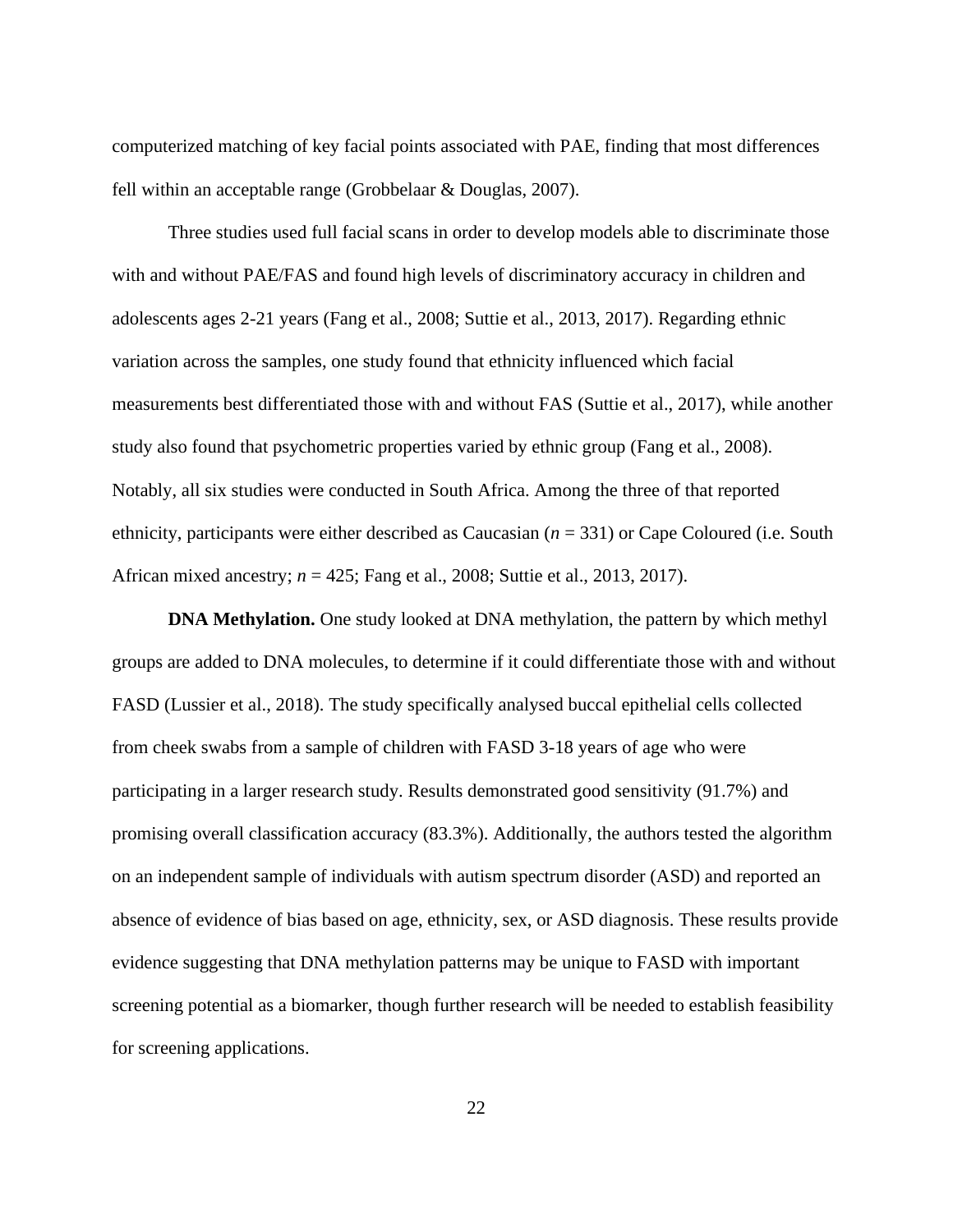computerized matching of key facial points associated with PAE, finding that most differences fell within an acceptable range (Grobbelaar & Douglas, 2007).

Three studies used full facial scans in order to develop models able to discriminate those with and without PAE/FAS and found high levels of discriminatory accuracy in children and adolescents ages 2-21 years (Fang et al., 2008; Suttie et al., 2013, 2017). Regarding ethnic variation across the samples, one study found that ethnicity influenced which facial measurements best differentiated those with and without FAS (Suttie et al., 2017), while another study also found that psychometric properties varied by ethnic group (Fang et al., 2008). Notably, all six studies were conducted in South Africa. Among the three of that reported ethnicity, participants were either described as Caucasian (*n* = 331) or Cape Coloured (i.e. South African mixed ancestry; *n* = 425; Fang et al., 2008; Suttie et al., 2013, 2017).

**DNA Methylation.** One study looked at DNA methylation, the pattern by which methyl groups are added to DNA molecules, to determine if it could differentiate those with and without FASD (Lussier et al., 2018). The study specifically analysed buccal epithelial cells collected from cheek swabs from a sample of children with FASD 3-18 years of age who were participating in a larger research study. Results demonstrated good sensitivity (91.7%) and promising overall classification accuracy (83.3%). Additionally, the authors tested the algorithm on an independent sample of individuals with autism spectrum disorder (ASD) and reported an absence of evidence of bias based on age, ethnicity, sex, or ASD diagnosis. These results provide evidence suggesting that DNA methylation patterns may be unique to FASD with important screening potential as a biomarker, though further research will be needed to establish feasibility for screening applications.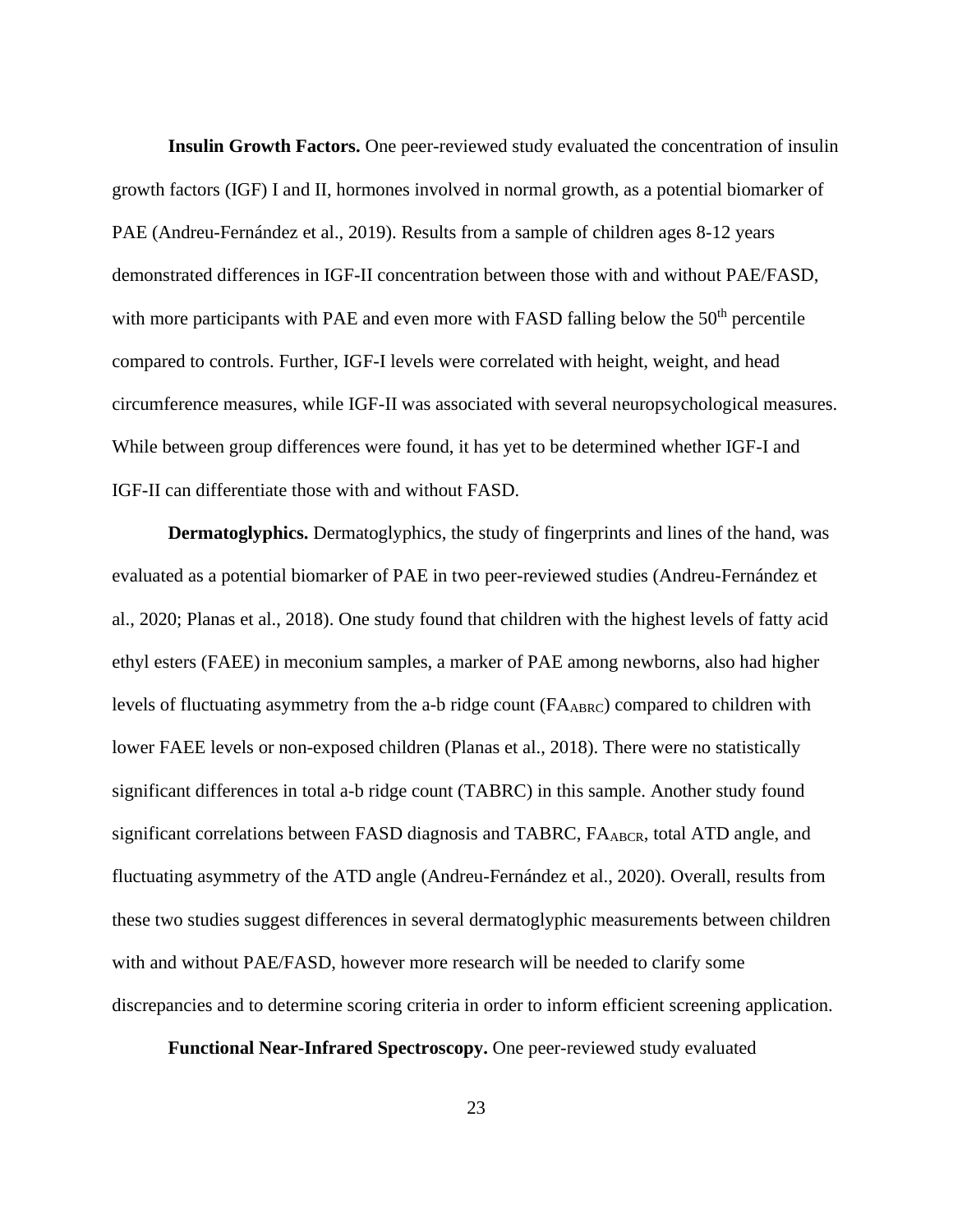**Insulin Growth Factors.** One peer-reviewed study evaluated the concentration of insulin growth factors (IGF) I and II, hormones involved in normal growth, as a potential biomarker of PAE (Andreu-Fernández et al., 2019). Results from a sample of children ages 8-12 years demonstrated differences in IGF-II concentration between those with and without PAE/FASD, with more participants with PAE and even more with FASD falling below the 50th percentile compared to controls. Further, IGF-I levels were correlated with height, weight, and head circumference measures, while IGF-II was associated with several neuropsychological measures. While between group differences were found, it has yet to be determined whether IGF-I and IGF-II can differentiate those with and without FASD.

**Dermatoglyphics.** Dermatoglyphics, the study of fingerprints and lines of the hand, was evaluated as a potential biomarker of PAE in two peer-reviewed studies (Andreu-Fernández et al., 2020; Planas et al., 2018). One study found that children with the highest levels of fatty acid ethyl esters (FAEE) in meconium samples, a marker of PAE among newborns, also had higher levels of fluctuating asymmetry from the a-b ridge count ($FA_{ABRC}$) compared to children with lower FAEE levels or non-exposed children (Planas et al., 2018). There were no statistically significant differences in total a-b ridge count (TABRC) in this sample. Another study found significant correlations between FASD diagnosis and TABRC, $FA_{ABCR}$, total ATD angle, and fluctuating asymmetry of the ATD angle (Andreu-Fernández et al., 2020). Overall, results from these two studies suggest differences in several dermatoglyphic measurements between children with and without PAE/FASD, however more research will be needed to clarify some discrepancies and to determine scoring criteria in order to inform efficient screening application.

**Functional Near-Infrared Spectroscopy.** One peer-reviewed study evaluated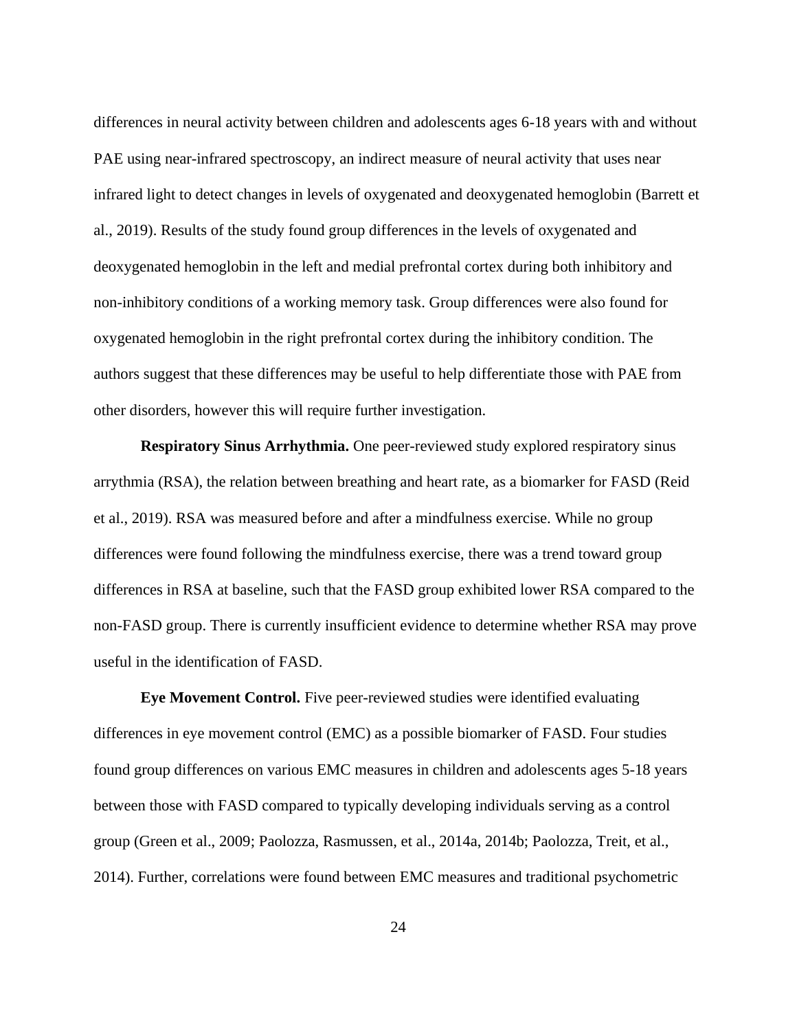differences in neural activity between children and adolescents ages 6-18 years with and without PAE using near-infrared spectroscopy, an indirect measure of neural activity that uses near infrared light to detect changes in levels of oxygenated and deoxygenated hemoglobin (Barrett et al., 2019). Results of the study found group differences in the levels of oxygenated and deoxygenated hemoglobin in the left and medial prefrontal cortex during both inhibitory and non-inhibitory conditions of a working memory task. Group differences were also found for oxygenated hemoglobin in the right prefrontal cortex during the inhibitory condition. The authors suggest that these differences may be useful to help differentiate those with PAE from other disorders, however this will require further investigation.

**Respiratory Sinus Arrhythmia.** One peer-reviewed study explored respiratory sinus arrythmia (RSA), the relation between breathing and heart rate, as a biomarker for FASD (Reid et al., 2019). RSA was measured before and after a mindfulness exercise. While no group differences were found following the mindfulness exercise, there was a trend toward group differences in RSA at baseline, such that the FASD group exhibited lower RSA compared to the non-FASD group. There is currently insufficient evidence to determine whether RSA may prove useful in the identification of FASD.

**Eye Movement Control.** Five peer-reviewed studies were identified evaluating differences in eye movement control (EMC) as a possible biomarker of FASD. Four studies found group differences on various EMC measures in children and adolescents ages 5-18 years between those with FASD compared to typically developing individuals serving as a control group (Green et al., 2009; Paolozza, Rasmussen, et al., 2014a, 2014b; Paolozza, Treit, et al., 2014). Further, correlations were found between EMC measures and traditional psychometric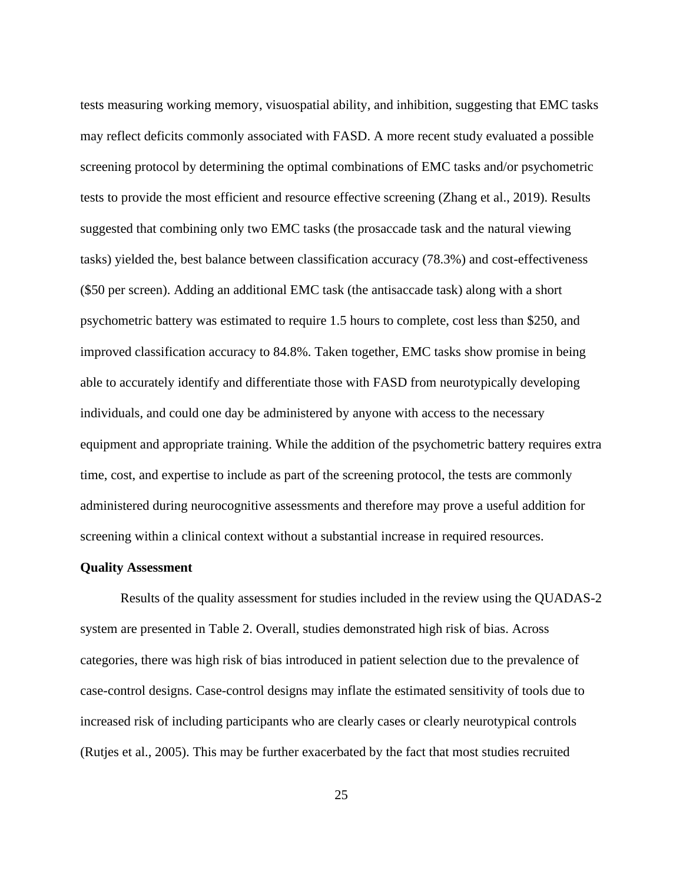tests measuring working memory, visuospatial ability, and inhibition, suggesting that EMC tasks may reflect deficits commonly associated with FASD. A more recent study evaluated a possible screening protocol by determining the optimal combinations of EMC tasks and/or psychometric tests to provide the most efficient and resource effective screening (Zhang et al., 2019). Results suggested that combining only two EMC tasks (the prosaccade task and the natural viewing tasks) yielded the, best balance between classification accuracy (78.3%) and cost-effectiveness ($50 per screen). Adding an additional EMC task (the antisaccade task) along with a short psychometric battery was estimated to require 1.5 hours to complete, cost less than $250, and improved classification accuracy to 84.8%. Taken together, EMC tasks show promise in being able to accurately identify and differentiate those with FASD from neurotypically developing individuals, and could one day be administered by anyone with access to the necessary equipment and appropriate training. While the addition of the psychometric battery requires extra time, cost, and expertise to include as part of the screening protocol, the tests are commonly administered during neurocognitive assessments and therefore may prove a useful addition for screening within a clinical context without a substantial increase in required resources.

**Quality Assessment**

Results of the quality assessment for studies included in the review using the QUADAS-2 system are presented in Table 2. Overall, studies demonstrated high risk of bias. Across categories, there was high risk of bias introduced in patient selection due to the prevalence of case-control designs. Case-control designs may inflate the estimated sensitivity of tools due to increased risk of including participants who are clearly cases or clearly neurotypical controls (Rutjes et al., 2005). This may be further exacerbated by the fact that most studies recruited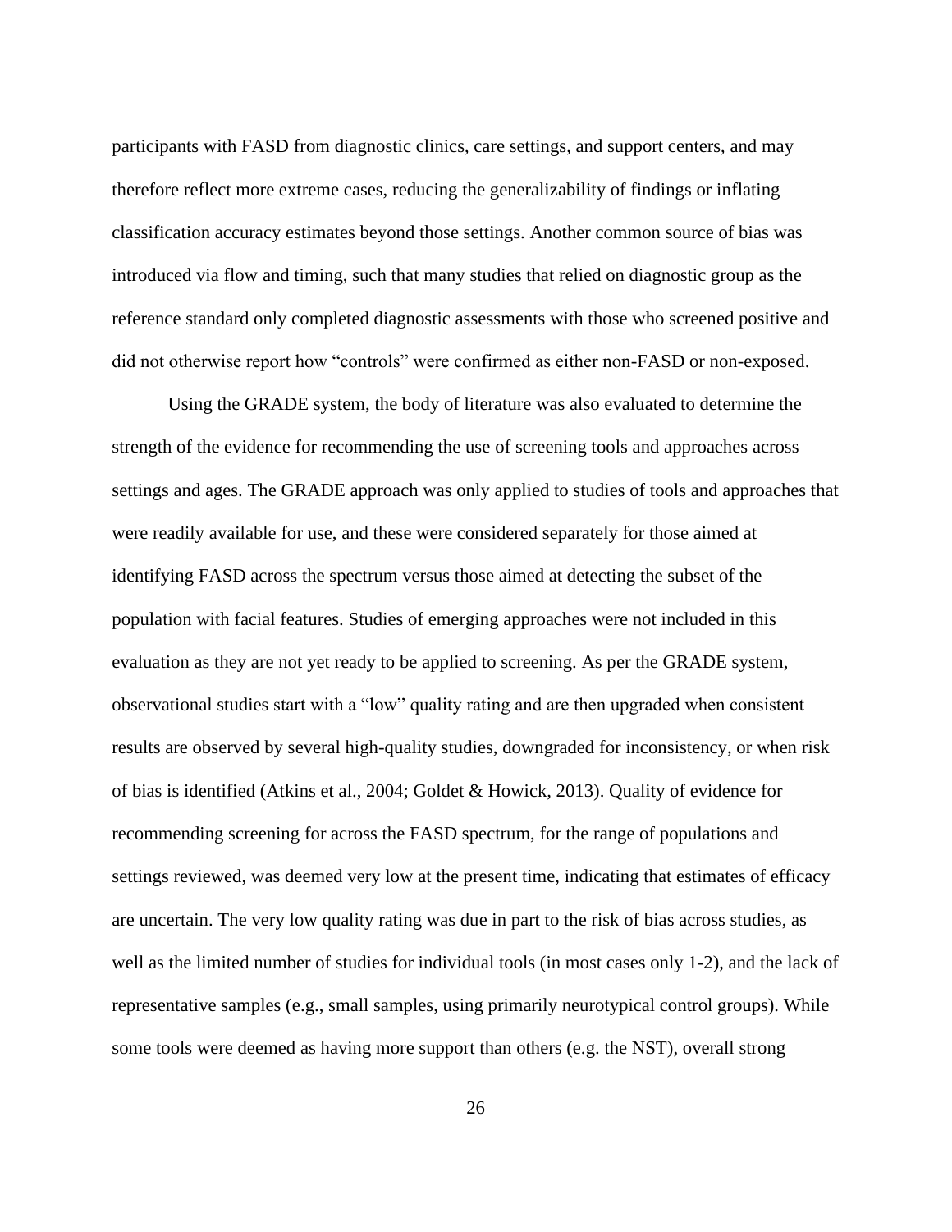participants with FASD from diagnostic clinics, care settings, and support centers, and may therefore reflect more extreme cases, reducing the generalizability of findings or inflating classification accuracy estimates beyond those settings. Another common source of bias was introduced via flow and timing, such that many studies that relied on diagnostic group as the reference standard only completed diagnostic assessments with those who screened positive and did not otherwise report how "controls" were confirmed as either non-FASD or non-exposed.

Using the GRADE system, the body of literature was also evaluated to determine the strength of the evidence for recommending the use of screening tools and approaches across settings and ages. The GRADE approach was only applied to studies of tools and approaches that were readily available for use, and these were considered separately for those aimed at identifying FASD across the spectrum versus those aimed at detecting the subset of the population with facial features. Studies of emerging approaches were not included in this evaluation as they are not yet ready to be applied to screening. As per the GRADE system, observational studies start with a "low" quality rating and are then upgraded when consistent results are observed by several high-quality studies, downgraded for inconsistency, or when risk of bias is identified (Atkins et al., 2004; Goldet & Howick, 2013). Quality of evidence for recommending screening for across the FASD spectrum, for the range of populations and settings reviewed, was deemed very low at the present time, indicating that estimates of efficacy are uncertain. The very low quality rating was due in part to the risk of bias across studies, as well as the limited number of studies for individual tools (in most cases only 1-2), and the lack of representative samples (e.g., small samples, using primarily neurotypical control groups). While some tools were deemed as having more support than others (e.g. the NST), overall strong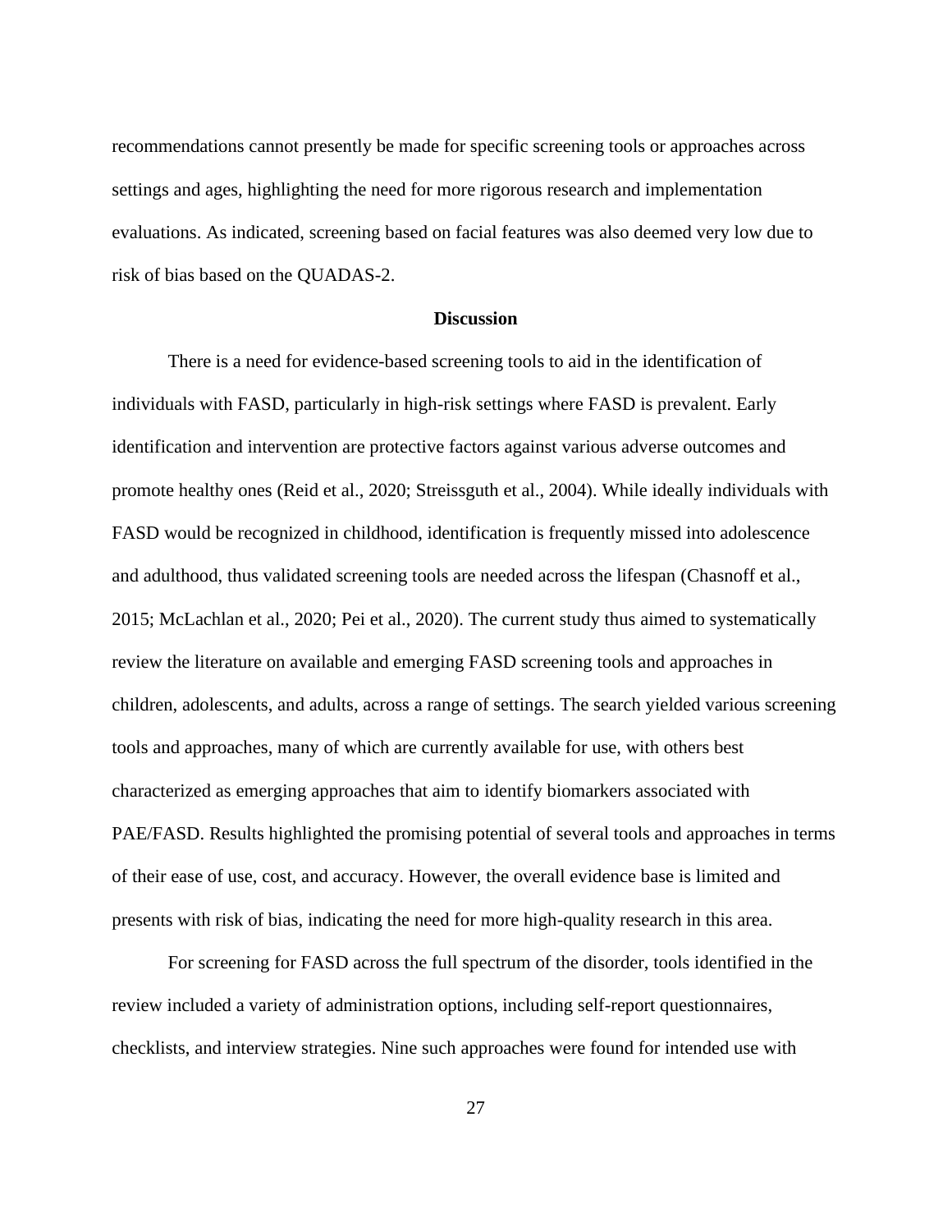recommendations cannot presently be made for specific screening tools or approaches across settings and ages, highlighting the need for more rigorous research and implementation evaluations. As indicated, screening based on facial features was also deemed very low due to risk of bias based on the QUADAS-2.

## Discussion

There is a need for evidence-based screening tools to aid in the identification of individuals with FASD, particularly in high-risk settings where FASD is prevalent. Early identification and intervention are protective factors against various adverse outcomes and promote healthy ones (Reid et al., 2020; Streissguth et al., 2004). While ideally individuals with FASD would be recognized in childhood, identification is frequently missed into adolescence and adulthood, thus validated screening tools are needed across the lifespan (Chasnoff et al., 2015; McLachlan et al., 2020; Pei et al., 2020). The current study thus aimed to systematically review the literature on available and emerging FASD screening tools and approaches in children, adolescents, and adults, across a range of settings. The search yielded various screening tools and approaches, many of which are currently available for use, with others best characterized as emerging approaches that aim to identify biomarkers associated with PAE/FASD. Results highlighted the promising potential of several tools and approaches in terms of their ease of use, cost, and accuracy. However, the overall evidence base is limited and presents with risk of bias, indicating the need for more high-quality research in this area.

For screening for FASD across the full spectrum of the disorder, tools identified in the review included a variety of administration options, including self-report questionnaires, checklists, and interview strategies. Nine such approaches were found for intended use with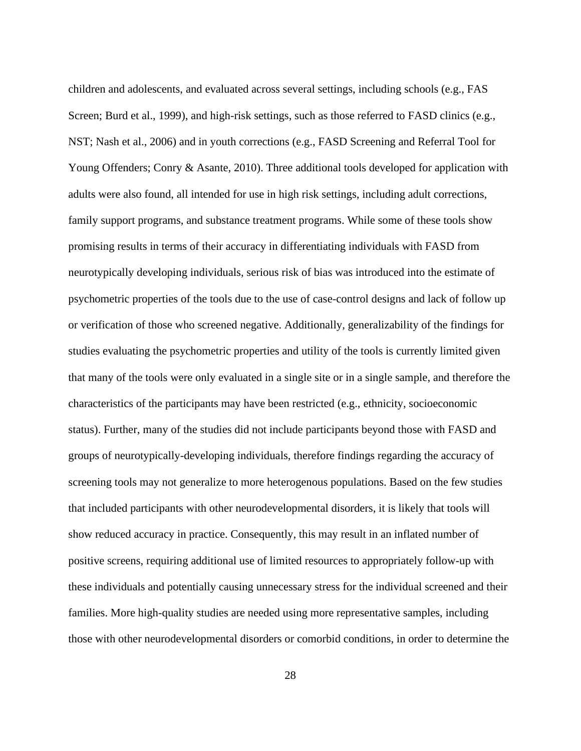children and adolescents, and evaluated across several settings, including schools (e.g., FAS Screen; Burd et al., 1999), and high-risk settings, such as those referred to FASD clinics (e.g., NST; Nash et al., 2006) and in youth corrections (e.g., FASD Screening and Referral Tool for Young Offenders; Conry & Asante, 2010). Three additional tools developed for application with adults were also found, all intended for use in high risk settings, including adult corrections, family support programs, and substance treatment programs. While some of these tools show promising results in terms of their accuracy in differentiating individuals with FASD from neurotypically developing individuals, serious risk of bias was introduced into the estimate of psychometric properties of the tools due to the use of case-control designs and lack of follow up or verification of those who screened negative. Additionally, generalizability of the findings for studies evaluating the psychometric properties and utility of the tools is currently limited given that many of the tools were only evaluated in a single site or in a single sample, and therefore the characteristics of the participants may have been restricted (e.g., ethnicity, socioeconomic status). Further, many of the studies did not include participants beyond those with FASD and groups of neurotypically-developing individuals, therefore findings regarding the accuracy of screening tools may not generalize to more heterogenous populations. Based on the few studies that included participants with other neurodevelopmental disorders, it is likely that tools will show reduced accuracy in practice. Consequently, this may result in an inflated number of positive screens, requiring additional use of limited resources to appropriately follow-up with these individuals and potentially causing unnecessary stress for the individual screened and their families. More high-quality studies are needed using more representative samples, including those with other neurodevelopmental disorders or comorbid conditions, in order to determine the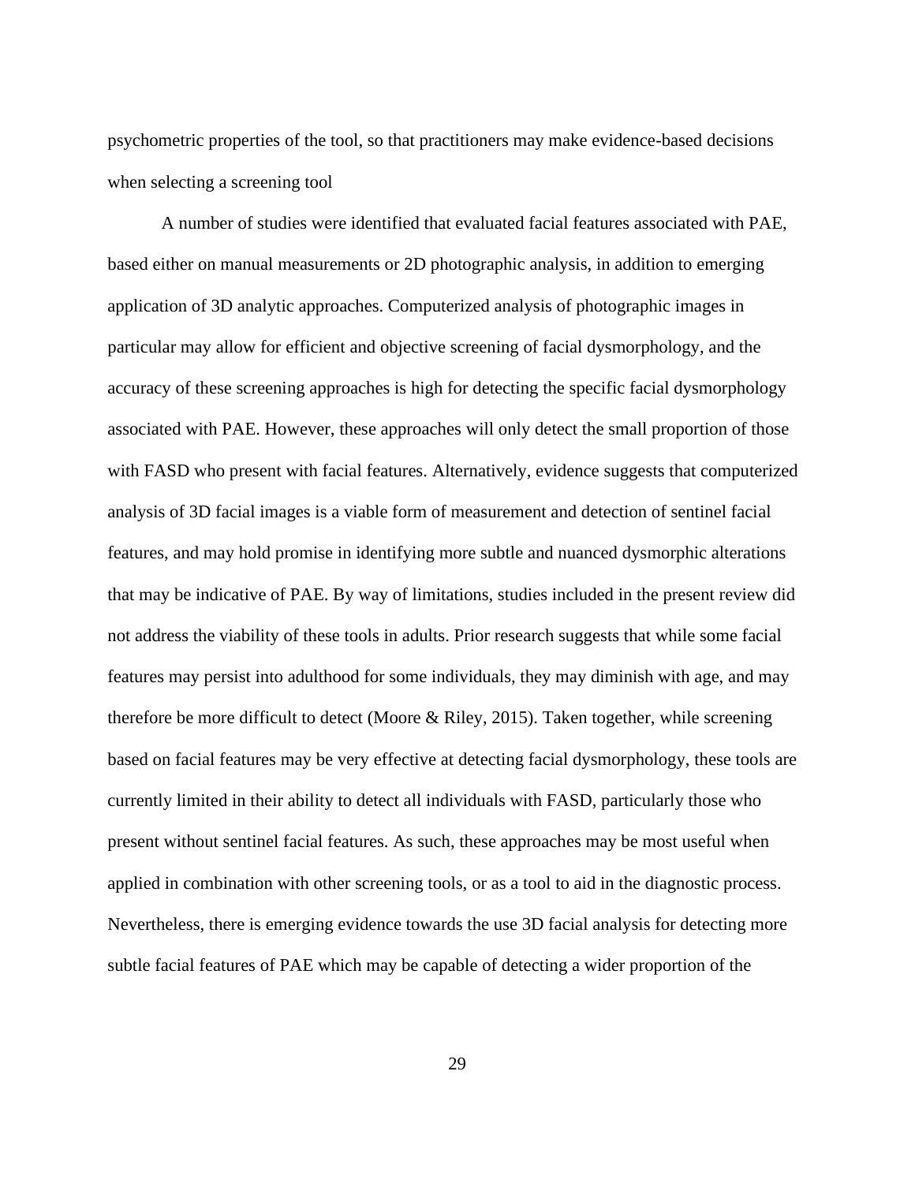psychometric properties of the tool, so that practitioners may make evidence-based decisions when selecting a screening tool

A number of studies were identified that evaluated facial features associated with PAE, based either on manual measurements or 2D photographic analysis, in addition to emerging application of 3D analytic approaches. Computerized analysis of photographic images in particular may allow for efficient and objective screening of facial dysmorphology, and the accuracy of these screening approaches is high for detecting the specific facial dysmorphology associated with PAE. However, these approaches will only detect the small proportion of those with FASD who present with facial features. Alternatively, evidence suggests that computerized analysis of 3D facial images is a viable form of measurement and detection of sentinel facial features, and may hold promise in identifying more subtle and nuanced dysmorphic alterations that may be indicative of PAE. By way of limitations, studies included in the present review did not address the viability of these tools in adults. Prior research suggests that while some facial features may persist into adulthood for some individuals, they may diminish with age, and may therefore be more difficult to detect (Moore & Riley, 2015). Taken together, while screening based on facial features may be very effective at detecting facial dysmorphology, these tools are currently limited in their ability to detect all individuals with FASD, particularly those who present without sentinel facial features. As such, these approaches may be most useful when applied in combination with other screening tools, or as a tool to aid in the diagnostic process. Nevertheless, there is emerging evidence towards the use 3D facial analysis for detecting more subtle facial features of PAE which may be capable of detecting a wider proportion of the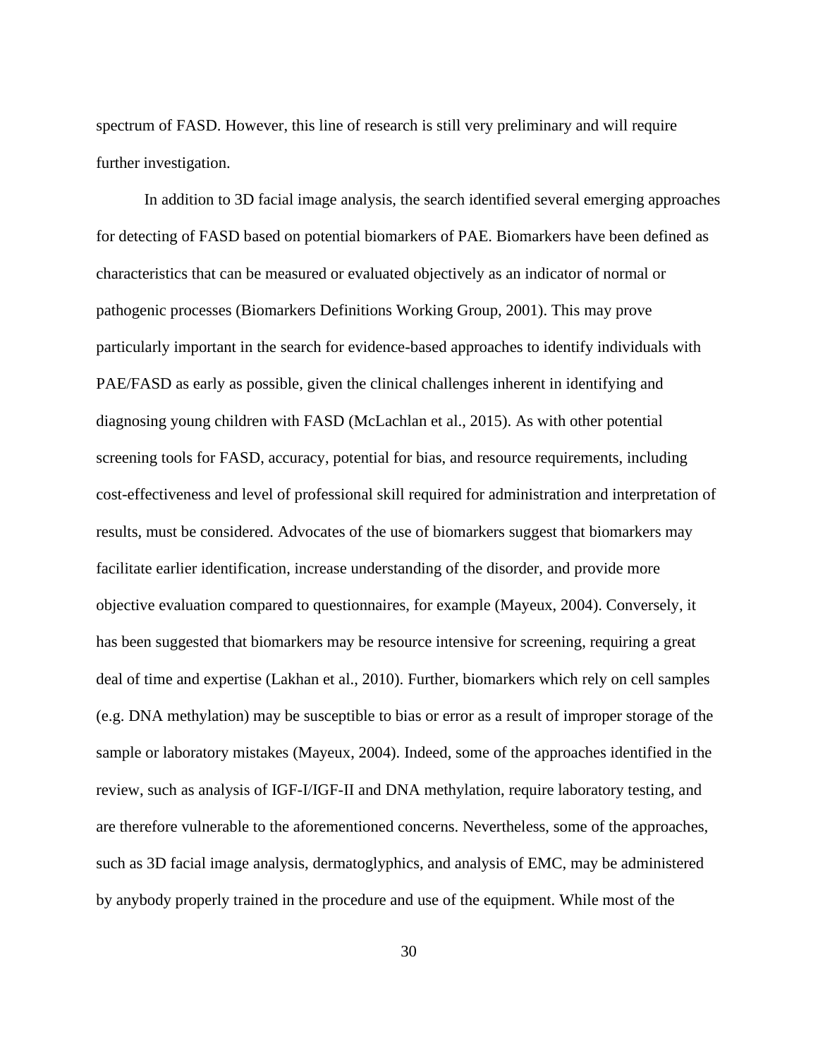spectrum of FASD. However, this line of research is still very preliminary and will require further investigation.

In addition to 3D facial image analysis, the search identified several emerging approaches for detecting of FASD based on potential biomarkers of PAE. Biomarkers have been defined as characteristics that can be measured or evaluated objectively as an indicator of normal or pathogenic processes (Biomarkers Definitions Working Group, 2001). This may prove particularly important in the search for evidence-based approaches to identify individuals with PAE/FASD as early as possible, given the clinical challenges inherent in identifying and diagnosing young children with FASD (McLachlan et al., 2015). As with other potential screening tools for FASD, accuracy, potential for bias, and resource requirements, including cost-effectiveness and level of professional skill required for administration and interpretation of results, must be considered. Advocates of the use of biomarkers suggest that biomarkers may facilitate earlier identification, increase understanding of the disorder, and provide more objective evaluation compared to questionnaires, for example (Mayeux, 2004). Conversely, it has been suggested that biomarkers may be resource intensive for screening, requiring a great deal of time and expertise (Lakhan et al., 2010). Further, biomarkers which rely on cell samples (e.g. DNA methylation) may be susceptible to bias or error as a result of improper storage of the sample or laboratory mistakes (Mayeux, 2004). Indeed, some of the approaches identified in the review, such as analysis of IGF-I/IGF-II and DNA methylation, require laboratory testing, and are therefore vulnerable to the aforementioned concerns. Nevertheless, some of the approaches, such as 3D facial image analysis, dermatoglyphics, and analysis of EMC, may be administered by anybody properly trained in the procedure and use of the equipment. While most of the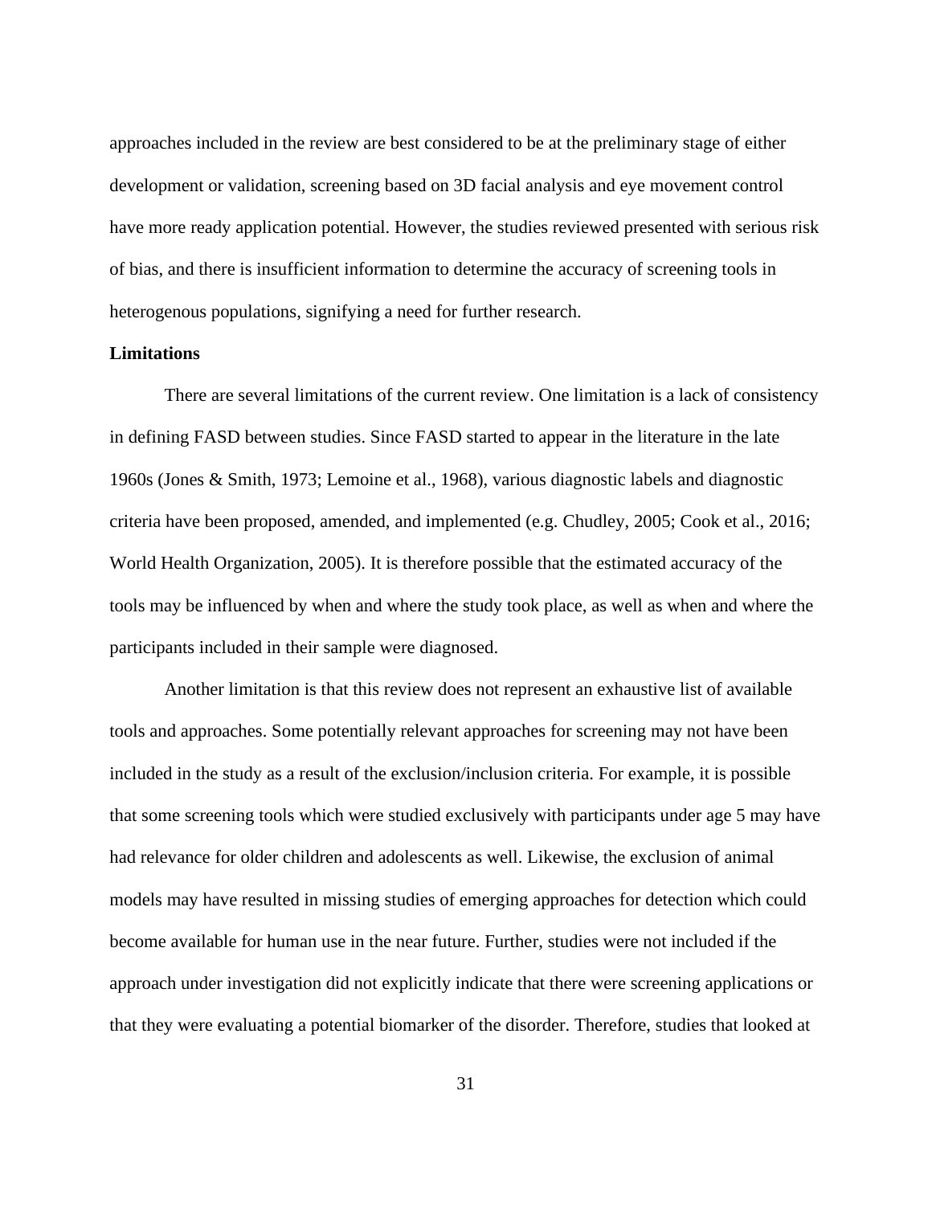approaches included in the review are best considered to be at the preliminary stage of either development or validation, screening based on 3D facial analysis and eye movement control have more ready application potential. However, the studies reviewed presented with serious risk of bias, and there is insufficient information to determine the accuracy of screening tools in heterogenous populations, signifying a need for further research.

**Limitations**

There are several limitations of the current review. One limitation is a lack of consistency in defining FASD between studies. Since FASD started to appear in the literature in the late 1960s (Jones & Smith, 1973; Lemoine et al., 1968), various diagnostic labels and diagnostic criteria have been proposed, amended, and implemented (e.g. Chudley, 2005; Cook et al., 2016; World Health Organization, 2005). It is therefore possible that the estimated accuracy of the tools may be influenced by when and where the study took place, as well as when and where the participants included in their sample were diagnosed.

Another limitation is that this review does not represent an exhaustive list of available tools and approaches. Some potentially relevant approaches for screening may not have been included in the study as a result of the exclusion/inclusion criteria. For example, it is possible that some screening tools which were studied exclusively with participants under age 5 may have had relevance for older children and adolescents as well. Likewise, the exclusion of animal models may have resulted in missing studies of emerging approaches for detection which could become available for human use in the near future. Further, studies were not included if the approach under investigation did not explicitly indicate that there were screening applications or that they were evaluating a potential biomarker of the disorder. Therefore, studies that looked at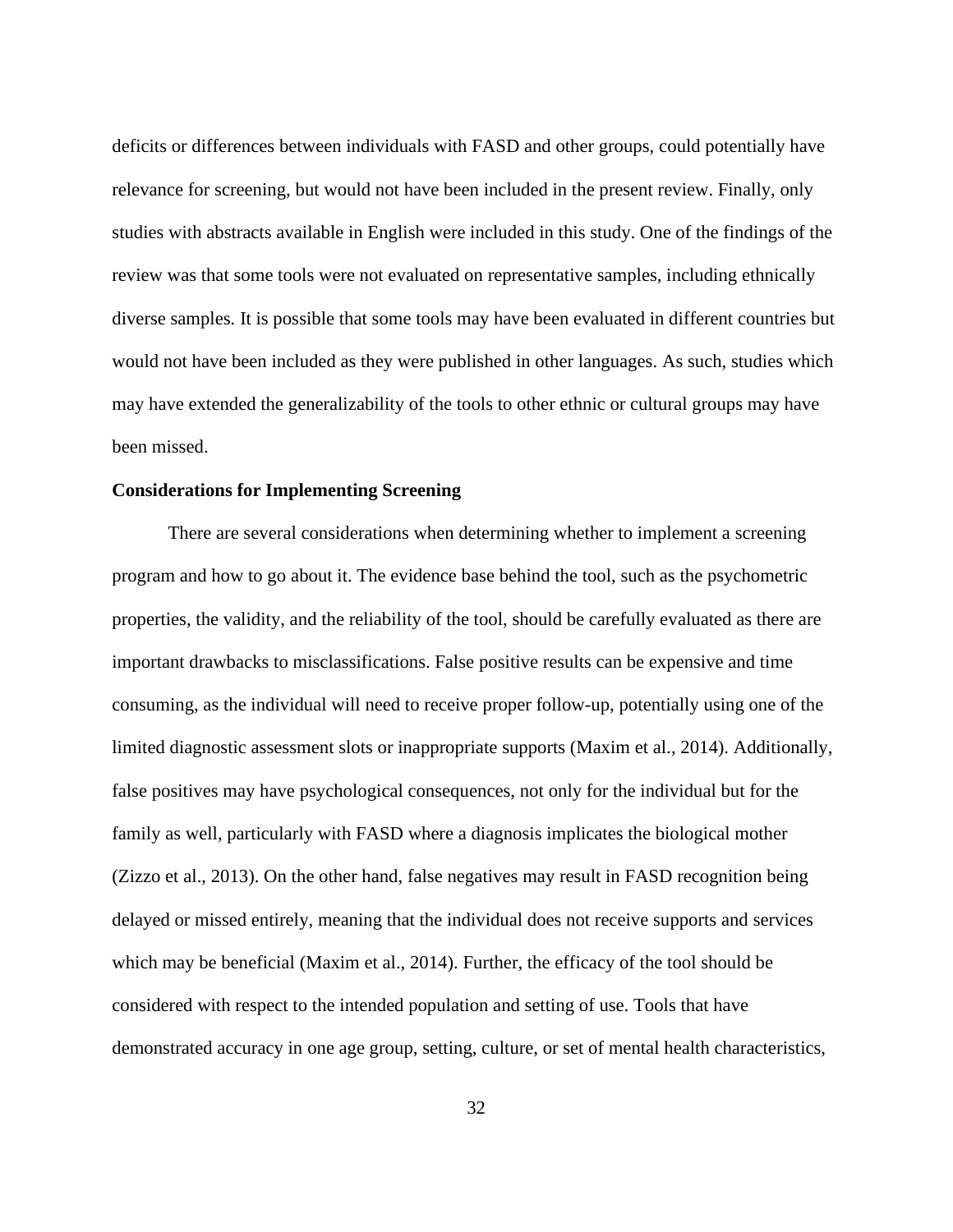deficits or differences between individuals with FASD and other groups, could potentially have relevance for screening, but would not have been included in the present review. Finally, only studies with abstracts available in English were included in this study. One of the findings of the review was that some tools were not evaluated on representative samples, including ethnically diverse samples. It is possible that some tools may have been evaluated in different countries but would not have been included as they were published in other languages. As such, studies which may have extended the generalizability of the tools to other ethnic or cultural groups may have been missed.

**Considerations for Implementing Screening**

There are several considerations when determining whether to implement a screening program and how to go about it. The evidence base behind the tool, such as the psychometric properties, the validity, and the reliability of the tool, should be carefully evaluated as there are important drawbacks to misclassifications. False positive results can be expensive and time consuming, as the individual will need to receive proper follow-up, potentially using one of the limited diagnostic assessment slots or inappropriate supports (Maxim et al., 2014). Additionally, false positives may have psychological consequences, not only for the individual but for the family as well, particularly with FASD where a diagnosis implicates the biological mother (Zizzo et al., 2013). On the other hand, false negatives may result in FASD recognition being delayed or missed entirely, meaning that the individual does not receive supports and services which may be beneficial (Maxim et al., 2014). Further, the efficacy of the tool should be considered with respect to the intended population and setting of use. Tools that have demonstrated accuracy in one age group, setting, culture, or set of mental health characteristics,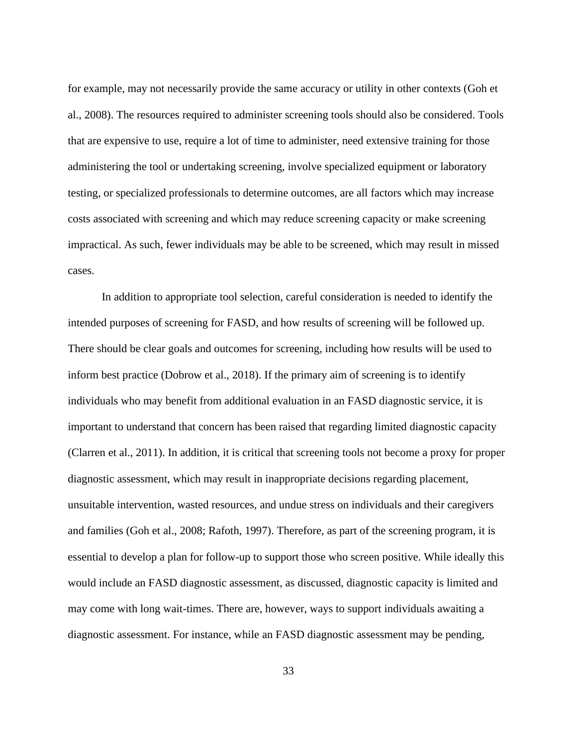for example, may not necessarily provide the same accuracy or utility in other contexts (Goh et al., 2008). The resources required to administer screening tools should also be considered. Tools that are expensive to use, require a lot of time to administer, need extensive training for those administering the tool or undertaking screening, involve specialized equipment or laboratory testing, or specialized professionals to determine outcomes, are all factors which may increase costs associated with screening and which may reduce screening capacity or make screening impractical. As such, fewer individuals may be able to be screened, which may result in missed cases.

In addition to appropriate tool selection, careful consideration is needed to identify the intended purposes of screening for FASD, and how results of screening will be followed up. There should be clear goals and outcomes for screening, including how results will be used to inform best practice (Dobrow et al., 2018). If the primary aim of screening is to identify individuals who may benefit from additional evaluation in an FASD diagnostic service, it is important to understand that concern has been raised that regarding limited diagnostic capacity (Clarren et al., 2011). In addition, it is critical that screening tools not become a proxy for proper diagnostic assessment, which may result in inappropriate decisions regarding placement, unsuitable intervention, wasted resources, and undue stress on individuals and their caregivers and families (Goh et al., 2008; Rafoth, 1997). Therefore, as part of the screening program, it is essential to develop a plan for follow-up to support those who screen positive. While ideally this would include an FASD diagnostic assessment, as discussed, diagnostic capacity is limited and may come with long wait-times. There are, however, ways to support individuals awaiting a diagnostic assessment. For instance, while an FASD diagnostic assessment may be pending,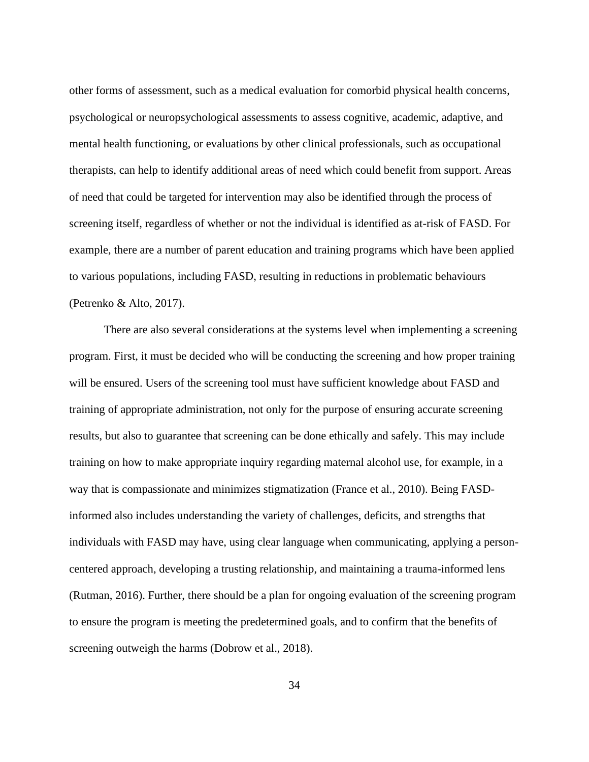other forms of assessment, such as a medical evaluation for comorbid physical health concerns, psychological or neuropsychological assessments to assess cognitive, academic, adaptive, and mental health functioning, or evaluations by other clinical professionals, such as occupational therapists, can help to identify additional areas of need which could benefit from support. Areas of need that could be targeted for intervention may also be identified through the process of screening itself, regardless of whether or not the individual is identified as at-risk of FASD. For example, there are a number of parent education and training programs which have been applied to various populations, including FASD, resulting in reductions in problematic behaviours (Petrenko & Alto, 2017).

There are also several considerations at the systems level when implementing a screening program. First, it must be decided who will be conducting the screening and how proper training will be ensured. Users of the screening tool must have sufficient knowledge about FASD and training of appropriate administration, not only for the purpose of ensuring accurate screening results, but also to guarantee that screening can be done ethically and safely. This may include training on how to make appropriate inquiry regarding maternal alcohol use, for example, in a way that is compassionate and minimizes stigmatization (France et al., 2010). Being FASD-informed also includes understanding the variety of challenges, deficits, and strengths that individuals with FASD may have, using clear language when communicating, applying a person-centered approach, developing a trusting relationship, and maintaining a trauma-informed lens (Rutman, 2016). Further, there should be a plan for ongoing evaluation of the screening program to ensure the program is meeting the predetermined goals, and to confirm that the benefits of screening outweigh the harms (Dobrow et al., 2018).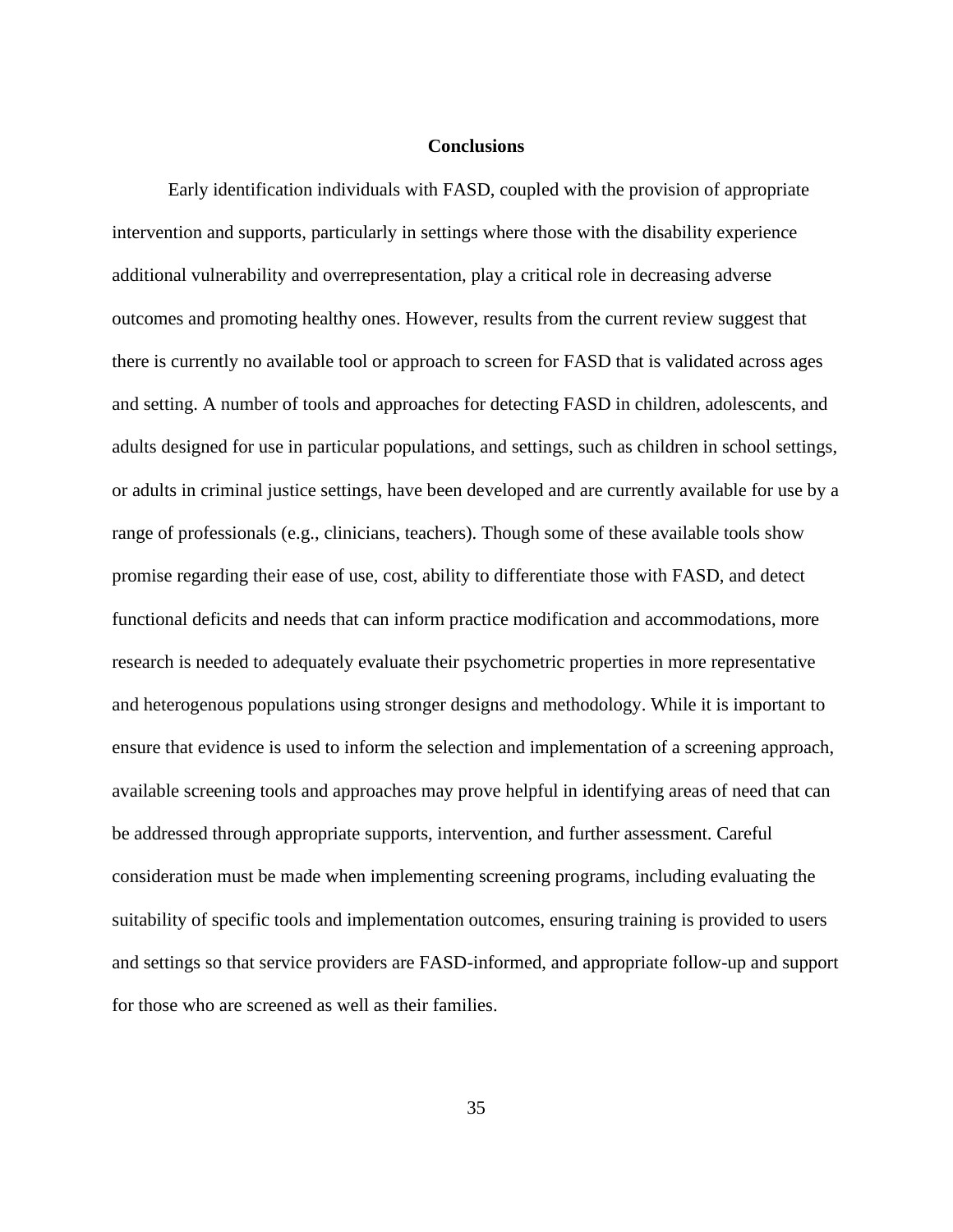## Conclusions

Early identification individuals with FASD, coupled with the provision of appropriate intervention and supports, particularly in settings where those with the disability experience additional vulnerability and overrepresentation, play a critical role in decreasing adverse outcomes and promoting healthy ones. However, results from the current review suggest that there is currently no available tool or approach to screen for FASD that is validated across ages and setting. A number of tools and approaches for detecting FASD in children, adolescents, and adults designed for use in particular populations, and settings, such as children in school settings, or adults in criminal justice settings, have been developed and are currently available for use by a range of professionals (e.g., clinicians, teachers). Though some of these available tools show promise regarding their ease of use, cost, ability to differentiate those with FASD, and detect functional deficits and needs that can inform practice modification and accommodations, more research is needed to adequately evaluate their psychometric properties in more representative and heterogenous populations using stronger designs and methodology. While it is important to ensure that evidence is used to inform the selection and implementation of a screening approach, available screening tools and approaches may prove helpful in identifying areas of need that can be addressed through appropriate supports, intervention, and further assessment. Careful consideration must be made when implementing screening programs, including evaluating the suitability of specific tools and implementation outcomes, ensuring training is provided to users and settings so that service providers are FASD-informed, and appropriate follow-up and support for those who are screened as well as their families.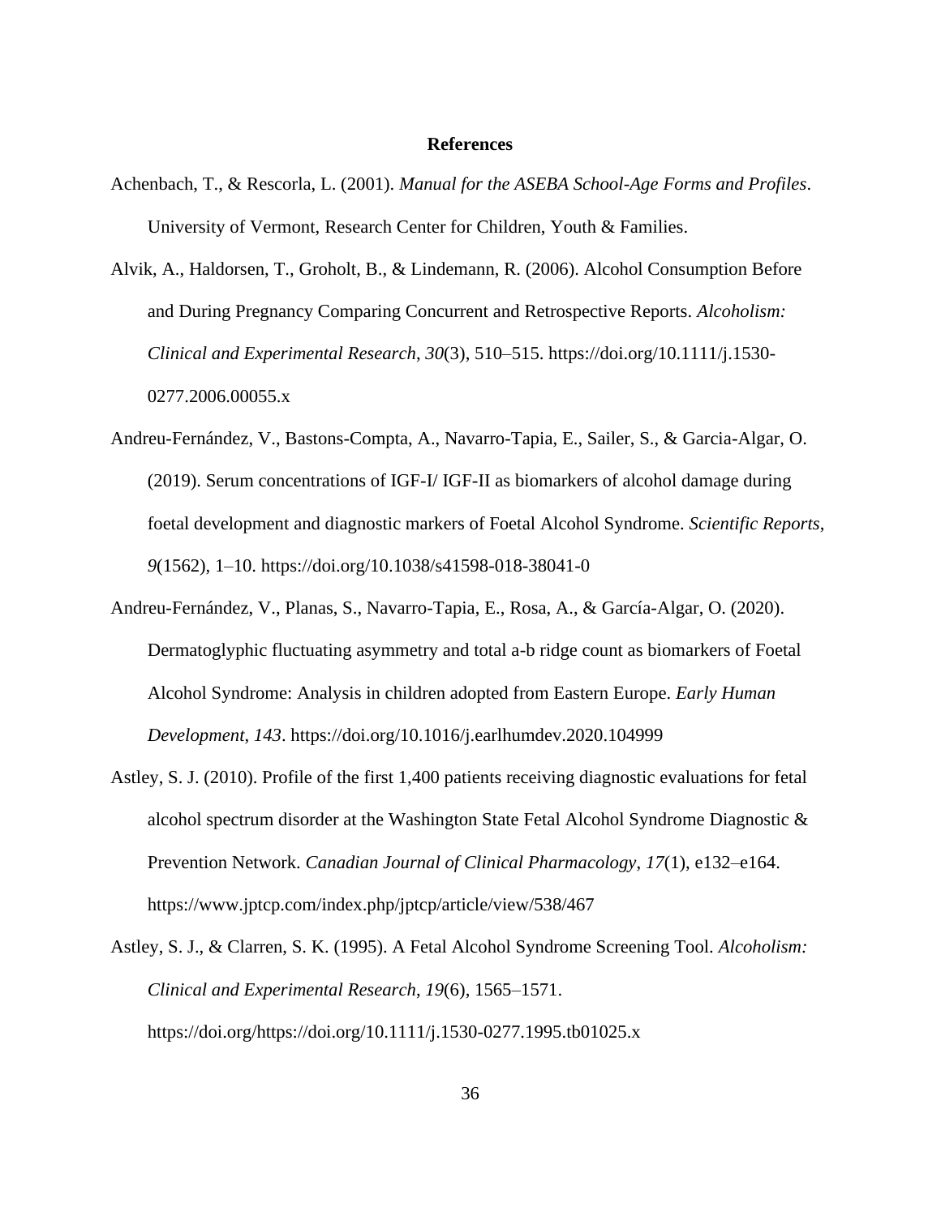# References

Achenbach, T., & Rescorla, L. (2001). *Manual for the ASEBA School-Age Forms and Profiles*. University of Vermont, Research Center for Children, Youth & Families.

Alvik, A., Haldorsen, T., Groholt, B., & Lindemann, R. (2006). Alcohol Consumption Before and During Pregnancy Comparing Concurrent and Retrospective Reports. *Alcoholism: Clinical and Experimental Research*, *30*(3), 510–515. https://doi.org/10.1111/j.1530-0277.2006.00055.x

Andreu-Fernández, V., Bastons-Compta, A., Navarro-Tapia, E., Sailer, S., & Garcia-Algar, O. (2019). Serum concentrations of IGF-I/ IGF-II as biomarkers of alcohol damage during foetal development and diagnostic markers of Foetal Alcohol Syndrome. *Scientific Reports*, *9*(1562), 1–10. https://doi.org/10.1038/s41598-018-38041-0

Andreu-Fernández, V., Planas, S., Navarro-Tapia, E., Rosa, A., & García-Algar, O. (2020). Dermatoglyphic fluctuating asymmetry and total a-b ridge count as biomarkers of Foetal Alcohol Syndrome: Analysis in children adopted from Eastern Europe. *Early Human Development*, *143*. https://doi.org/10.1016/j.earlhumdev.2020.104999

Astley, S. J. (2010). Profile of the first 1,400 patients receiving diagnostic evaluations for fetal alcohol spectrum disorder at the Washington State Fetal Alcohol Syndrome Diagnostic & Prevention Network. *Canadian Journal of Clinical Pharmacology*, *17*(1), e132–e164. https://www.jptcp.com/index.php/jptcp/article/view/538/467

Astley, S. J., & Clarren, S. K. (1995). A Fetal Alcohol Syndrome Screening Tool. *Alcoholism: Clinical and Experimental Research*, *19*(6), 1565–1571. https://doi.org/https://doi.org/10.1111/j.1530-0277.1995.tb01025.x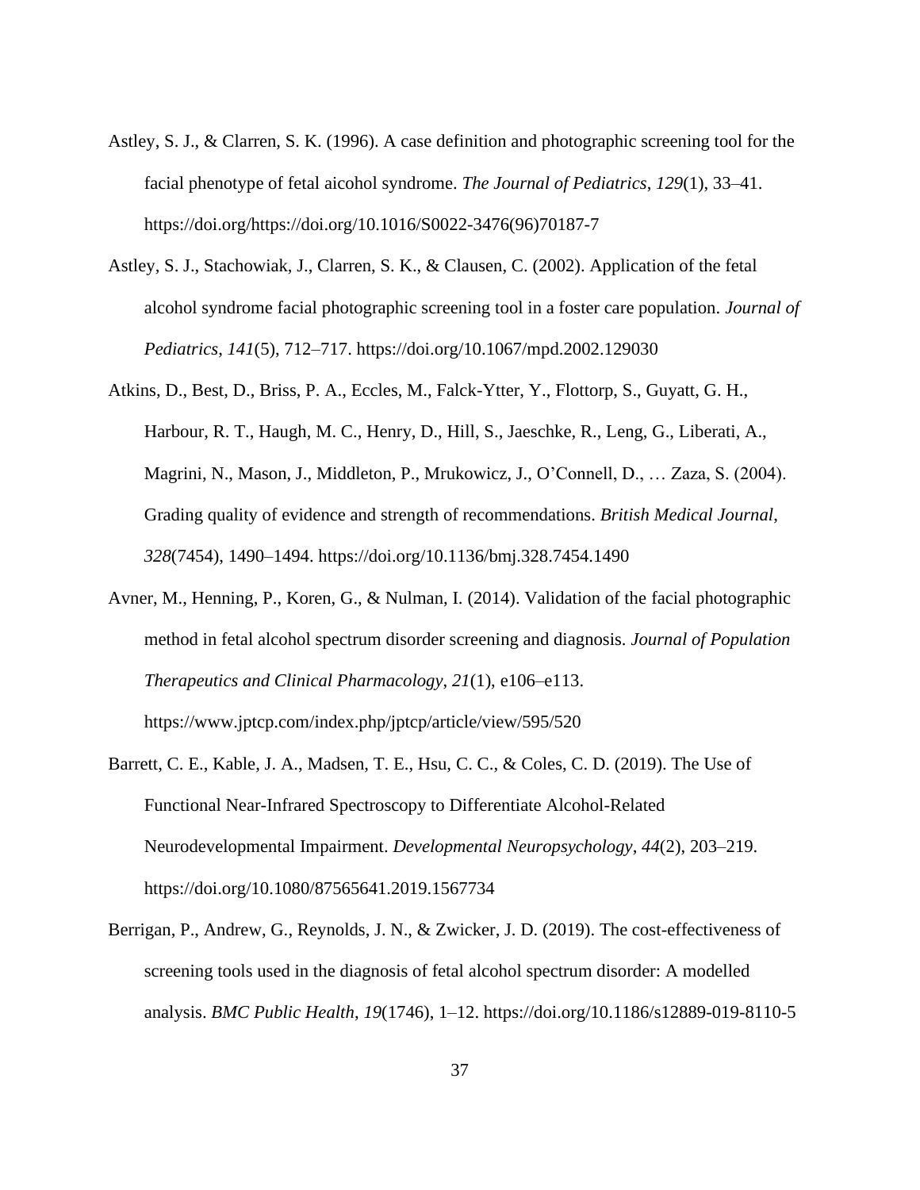Astley, S. J., & Clarren, S. K. (1996). A case definition and photographic screening tool for the facial phenotype of fetal aicohol syndrome. *The Journal of Pediatrics*, *129*(1), 33–41. https://doi.org/https://doi.org/10.1016/S0022-3476(96)70187-7

Astley, S. J., Stachowiak, J., Clarren, S. K., & Clausen, C. (2002). Application of the fetal alcohol syndrome facial photographic screening tool in a foster care population. *Journal of Pediatrics*, *141*(5), 712–717. https://doi.org/10.1067/mpd.2002.129030

Atkins, D., Best, D., Briss, P. A., Eccles, M., Falck-Ytter, Y., Flottorp, S., Guyatt, G. H., Harbour, R. T., Haugh, M. C., Henry, D., Hill, S., Jaeschke, R., Leng, G., Liberati, A., Magrini, N., Mason, J., Middleton, P., Mrukowicz, J., O'Connell, D., … Zaza, S. (2004). Grading quality of evidence and strength of recommendations. *British Medical Journal*, *328*(7454), 1490–1494. https://doi.org/10.1136/bmj.328.7454.1490

Avner, M., Henning, P., Koren, G., & Nulman, I. (2014). Validation of the facial photographic method in fetal alcohol spectrum disorder screening and diagnosis. *Journal of Population Therapeutics and Clinical Pharmacology*, *21*(1), e106–e113. https://www.jptcp.com/index.php/jptcp/article/view/595/520

Barrett, C. E., Kable, J. A., Madsen, T. E., Hsu, C. C., & Coles, C. D. (2019). The Use of Functional Near-Infrared Spectroscopy to Differentiate Alcohol-Related Neurodevelopmental Impairment. *Developmental Neuropsychology*, *44*(2), 203–219. https://doi.org/10.1080/87565641.2019.1567734

Berrigan, P., Andrew, G., Reynolds, J. N., & Zwicker, J. D. (2019). The cost-effectiveness of screening tools used in the diagnosis of fetal alcohol spectrum disorder: A modelled analysis. *BMC Public Health*, *19*(1746), 1–12. https://doi.org/10.1186/s12889-019-8110-5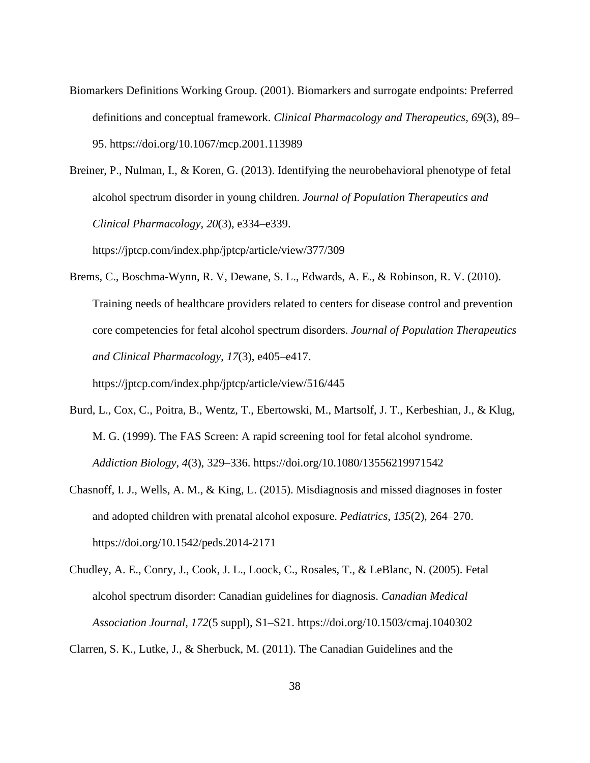Biomarkers Definitions Working Group. (2001). Biomarkers and surrogate endpoints: Preferred definitions and conceptual framework. *Clinical Pharmacology and Therapeutics*, *69*(3), 89–95. https://doi.org/10.1067/mcp.2001.113989

Breiner, P., Nulman, I., & Koren, G. (2013). Identifying the neurobehavioral phenotype of fetal alcohol spectrum disorder in young children. *Journal of Population Therapeutics and Clinical Pharmacology*, *20*(3), e334–e339. https://jptcp.com/index.php/jptcp/article/view/377/309

Brems, C., Boschma-Wynn, R. V, Dewane, S. L., Edwards, A. E., & Robinson, R. V. (2010). Training needs of healthcare providers related to centers for disease control and prevention core competencies for fetal alcohol spectrum disorders. *Journal of Population Therapeutics and Clinical Pharmacology*, *17*(3), e405–e417. https://jptcp.com/index.php/jptcp/article/view/516/445

Burd, L., Cox, C., Poitra, B., Wentz, T., Ebertowski, M., Martsolf, J. T., Kerbeshian, J., & Klug, M. G. (1999). The FAS Screen: A rapid screening tool for fetal alcohol syndrome. *Addiction Biology*, *4*(3), 329–336. https://doi.org/10.1080/13556219971542

Chasnoff, I. J., Wells, A. M., & King, L. (2015). Misdiagnosis and missed diagnoses in foster and adopted children with prenatal alcohol exposure. *Pediatrics*, *135*(2), 264–270. https://doi.org/10.1542/peds.2014-2171

Chudley, A. E., Conry, J., Cook, J. L., Loock, C., Rosales, T., & LeBlanc, N. (2005). Fetal alcohol spectrum disorder: Canadian guidelines for diagnosis. *Canadian Medical Association Journal*, *172*(5 suppl), S1–S21. https://doi.org/10.1503/cmaj.1040302

Clarren, S. K., Lutke, J., & Sherbuck, M. (2011). The Canadian Guidelines and the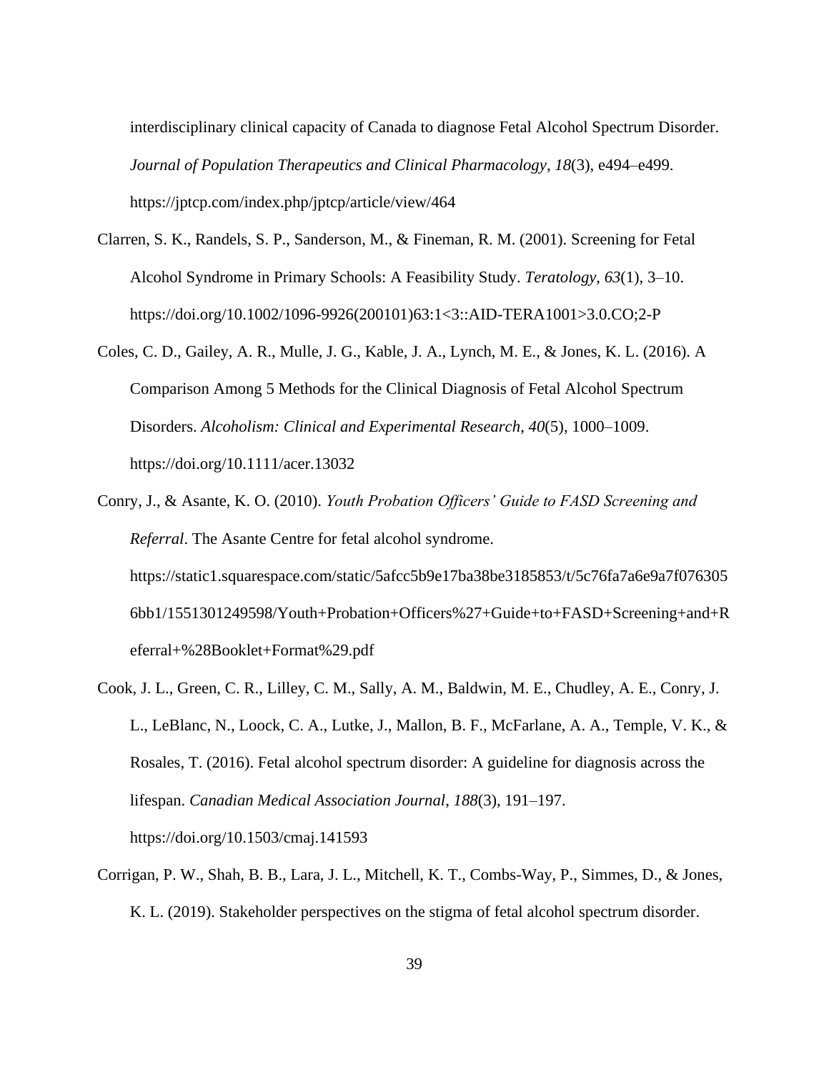interdisciplinary clinical capacity of Canada to diagnose Fetal Alcohol Spectrum Disorder. *Journal of Population Therapeutics and Clinical Pharmacology*, *18*(3), e494–e499. https://jptcp.com/index.php/jptcp/article/view/464

Clarren, S. K., Randels, S. P., Sanderson, M., & Fineman, R. M. (2001). Screening for Fetal Alcohol Syndrome in Primary Schools: A Feasibility Study. *Teratology*, *63*(1), 3–10. https://doi.org/10.1002/1096-9926(200101)63:1<3::AID-TERA1001>3.0.CO;2-P

Coles, C. D., Gailey, A. R., Mulle, J. G., Kable, J. A., Lynch, M. E., & Jones, K. L. (2016). A Comparison Among 5 Methods for the Clinical Diagnosis of Fetal Alcohol Spectrum Disorders. *Alcoholism: Clinical and Experimental Research*, *40*(5), 1000–1009. https://doi.org/10.1111/acer.13032

Conry, J., & Asante, K. O. (2010). *Youth Probation Officers' Guide to FASD Screening and Referral*. The Asante Centre for fetal alcohol syndrome. https://static1.squarespace.com/static/5afcc5b9e17ba38be3185853/t/5c76fa7a6e9a7f0763056bb1/1551301249598/Youth+Probation+Officers%27+Guide+to+FASD+Screening+and+Referral+%28Booklet+Format%29.pdf

Cook, J. L., Green, C. R., Lilley, C. M., Sally, A. M., Baldwin, M. E., Chudley, A. E., Conry, J. L., LeBlanc, N., Loock, C. A., Lutke, J., Mallon, B. F., McFarlane, A. A., Temple, V. K., & Rosales, T. (2016). Fetal alcohol spectrum disorder: A guideline for diagnosis across the lifespan. *Canadian Medical Association Journal*, *188*(3), 191–197. https://doi.org/10.1503/cmaj.141593

Corrigan, P. W., Shah, B. B., Lara, J. L., Mitchell, K. T., Combs-Way, P., Simmes, D., & Jones, K. L. (2019). Stakeholder perspectives on the stigma of fetal alcohol spectrum disorder.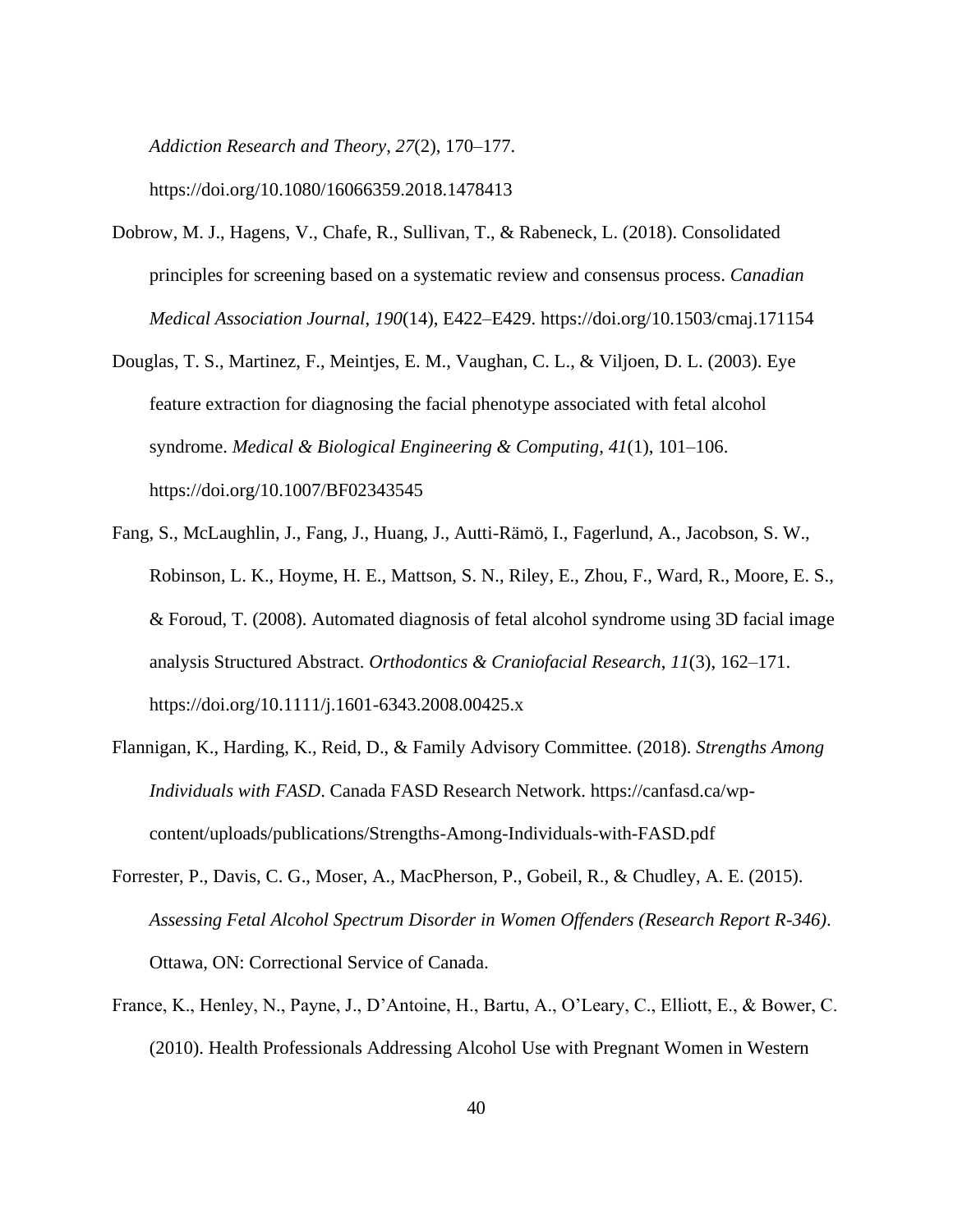*Addiction Research and Theory*, *27*(2), 170–177. https://doi.org/10.1080/16066359.2018.1478413

Dobrow, M. J., Hagens, V., Chafe, R., Sullivan, T., & Rabeneck, L. (2018). Consolidated principles for screening based on a systematic review and consensus process. *Canadian Medical Association Journal*, *190*(14), E422–E429. https://doi.org/10.1503/cmaj.171154

Douglas, T. S., Martinez, F., Meintjes, E. M., Vaughan, C. L., & Viljoen, D. L. (2003). Eye feature extraction for diagnosing the facial phenotype associated with fetal alcohol syndrome. *Medical & Biological Engineering & Computing*, *41*(1), 101–106. https://doi.org/10.1007/BF02343545

Fang, S., McLaughlin, J., Fang, J., Huang, J., Autti-Rämö, I., Fagerlund, A., Jacobson, S. W., Robinson, L. K., Hoyme, H. E., Mattson, S. N., Riley, E., Zhou, F., Ward, R., Moore, E. S., & Foroud, T. (2008). Automated diagnosis of fetal alcohol syndrome using 3D facial image analysis Structured Abstract. *Orthodontics & Craniofacial Research*, *11*(3), 162–171. https://doi.org/10.1111/j.1601-6343.2008.00425.x

Flannigan, K., Harding, K., Reid, D., & Family Advisory Committee. (2018). *Strengths Among Individuals with FASD*. Canada FASD Research Network. https://canfasd.ca/wp-content/uploads/publications/Strengths-Among-Individuals-with-FASD.pdf

Forrester, P., Davis, C. G., Moser, A., MacPherson, P., Gobeil, R., & Chudley, A. E. (2015). *Assessing Fetal Alcohol Spectrum Disorder in Women Offenders (Research Report R-346)*. Ottawa, ON: Correctional Service of Canada.

France, K., Henley, N., Payne, J., D'Antoine, H., Bartu, A., O'Leary, C., Elliott, E., & Bower, C. (2010). Health Professionals Addressing Alcohol Use with Pregnant Women in Western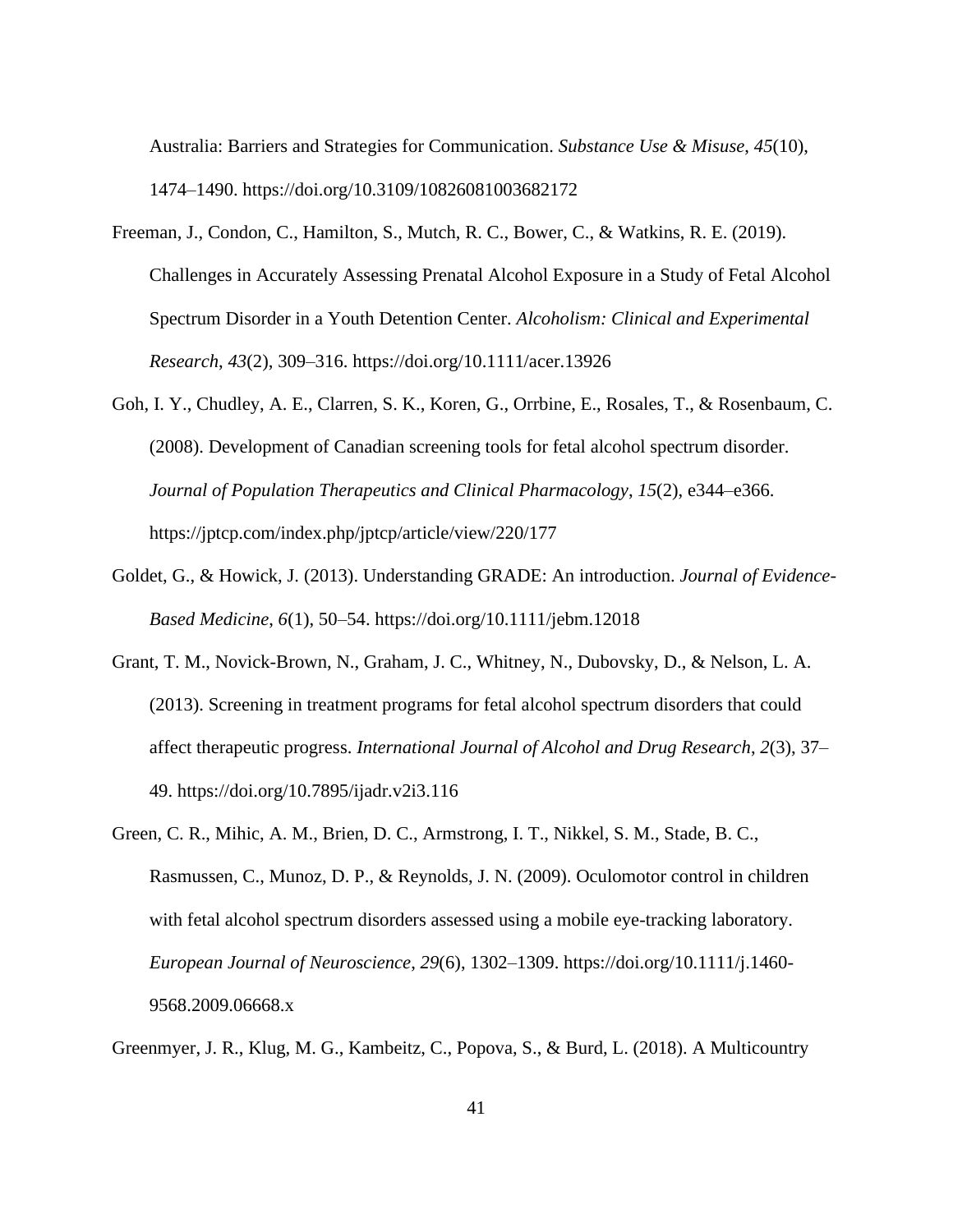Australia: Barriers and Strategies for Communication. *Substance Use & Misuse*, *45*(10), 1474–1490. https://doi.org/10.3109/10826081003682172

Freeman, J., Condon, C., Hamilton, S., Mutch, R. C., Bower, C., & Watkins, R. E. (2019). Challenges in Accurately Assessing Prenatal Alcohol Exposure in a Study of Fetal Alcohol Spectrum Disorder in a Youth Detention Center. *Alcoholism: Clinical and Experimental Research*, *43*(2), 309–316. https://doi.org/10.1111/acer.13926

Goh, I. Y., Chudley, A. E., Clarren, S. K., Koren, G., Orrbine, E., Rosales, T., & Rosenbaum, C. (2008). Development of Canadian screening tools for fetal alcohol spectrum disorder. *Journal of Population Therapeutics and Clinical Pharmacology*, *15*(2), e344–e366. https://jptcp.com/index.php/jptcp/article/view/220/177

Goldet, G., & Howick, J. (2013). Understanding GRADE: An introduction. *Journal of Evidence-Based Medicine*, *6*(1), 50–54. https://doi.org/10.1111/jebm.12018

Grant, T. M., Novick-Brown, N., Graham, J. C., Whitney, N., Dubovsky, D., & Nelson, L. A. (2013). Screening in treatment programs for fetal alcohol spectrum disorders that could affect therapeutic progress. *International Journal of Alcohol and Drug Research*, *2*(3), 37–49. https://doi.org/10.7895/ijadr.v2i3.116

Green, C. R., Mihic, A. M., Brien, D. C., Armstrong, I. T., Nikkel, S. M., Stade, B. C., Rasmussen, C., Munoz, D. P., & Reynolds, J. N. (2009). Oculomotor control in children with fetal alcohol spectrum disorders assessed using a mobile eye-tracking laboratory. *European Journal of Neuroscience*, *29*(6), 1302–1309. https://doi.org/10.1111/j.1460-9568.2009.06668.x

Greenmyer, J. R., Klug, M. G., Kambeitz, C., Popova, S., & Burd, L. (2018). A Multicountry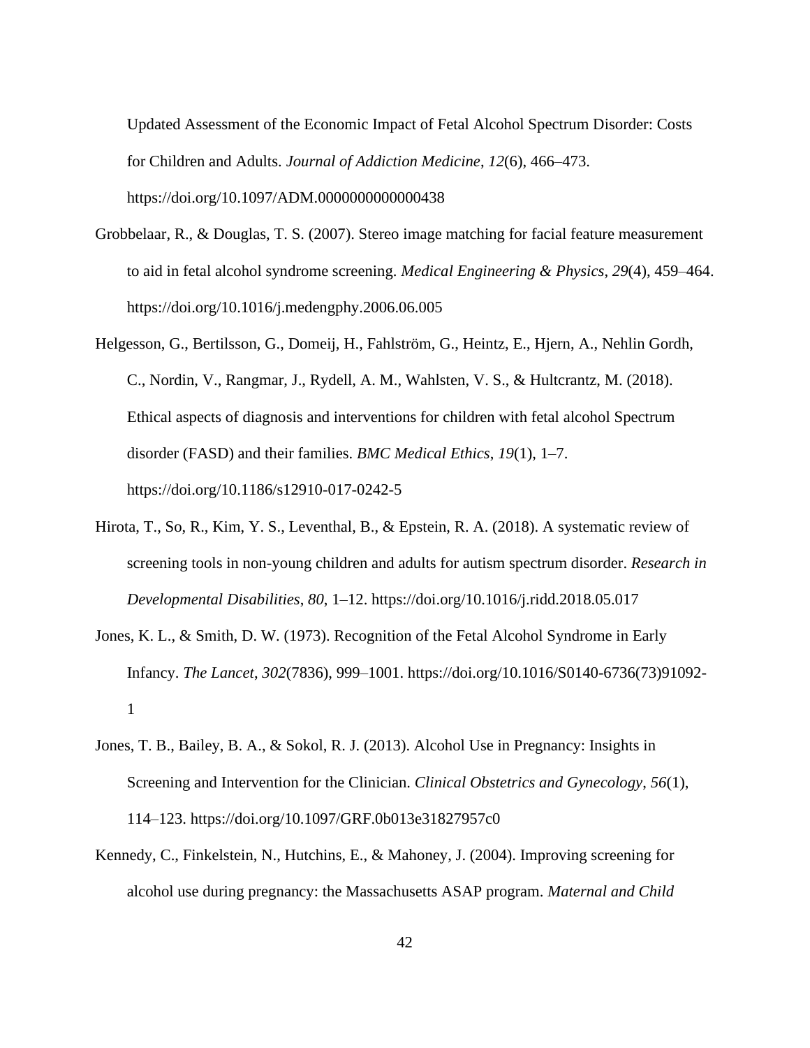Updated Assessment of the Economic Impact of Fetal Alcohol Spectrum Disorder: Costs for Children and Adults. *Journal of Addiction Medicine*, *12*(6), 466–473. https://doi.org/10.1097/ADM.0000000000000438

Grobbelaar, R., & Douglas, T. S. (2007). Stereo image matching for facial feature measurement to aid in fetal alcohol syndrome screening. *Medical Engineering & Physics*, *29*(4), 459–464. https://doi.org/10.1016/j.medengphy.2006.06.005

Helgesson, G., Bertilsson, G., Domeij, H., Fahlström, G., Heintz, E., Hjern, A., Nehlin Gordh, C., Nordin, V., Rangmar, J., Rydell, A. M., Wahlsten, V. S., & Hultcrantz, M. (2018). Ethical aspects of diagnosis and interventions for children with fetal alcohol Spectrum disorder (FASD) and their families. *BMC Medical Ethics*, *19*(1), 1–7. https://doi.org/10.1186/s12910-017-0242-5

Hirota, T., So, R., Kim, Y. S., Leventhal, B., & Epstein, R. A. (2018). A systematic review of screening tools in non-young children and adults for autism spectrum disorder. *Research in Developmental Disabilities*, *80*, 1–12. https://doi.org/10.1016/j.ridd.2018.05.017

Jones, K. L., & Smith, D. W. (1973). Recognition of the Fetal Alcohol Syndrome in Early Infancy. *The Lancet*, *302*(7836), 999–1001. https://doi.org/10.1016/S0140-6736(73)91092-1

Jones, T. B., Bailey, B. A., & Sokol, R. J. (2013). Alcohol Use in Pregnancy: Insights in Screening and Intervention for the Clinician. *Clinical Obstetrics and Gynecology*, *56*(1), 114–123. https://doi.org/10.1097/GRF.0b013e31827957c0

Kennedy, C., Finkelstein, N., Hutchins, E., & Mahoney, J. (2004). Improving screening for alcohol use during pregnancy: the Massachusetts ASAP program. *Maternal and Child*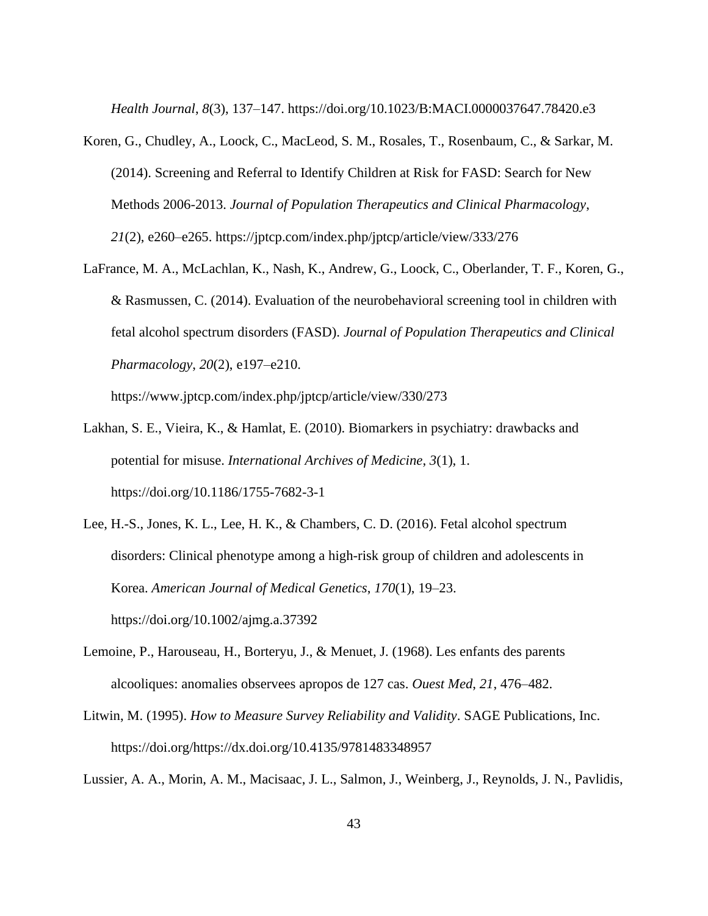*Health Journal*, *8*(3), 137–147. https://doi.org/10.1023/B:MACI.0000037647.78420.e3

Koren, G., Chudley, A., Loock, C., MacLeod, S. M., Rosales, T., Rosenbaum, C., & Sarkar, M. (2014). Screening and Referral to Identify Children at Risk for FASD: Search for New Methods 2006-2013. *Journal of Population Therapeutics and Clinical Pharmacology*, *21*(2), e260–e265. https://jptcp.com/index.php/jptcp/article/view/333/276

LaFrance, M. A., McLachlan, K., Nash, K., Andrew, G., Loock, C., Oberlander, T. F., Koren, G., & Rasmussen, C. (2014). Evaluation of the neurobehavioral screening tool in children with fetal alcohol spectrum disorders (FASD). *Journal of Population Therapeutics and Clinical Pharmacology*, *20*(2), e197–e210. https://www.jptcp.com/index.php/jptcp/article/view/330/273

Lakhan, S. E., Vieira, K., & Hamlat, E. (2010). Biomarkers in psychiatry: drawbacks and potential for misuse. *International Archives of Medicine*, *3*(1), 1. https://doi.org/10.1186/1755-7682-3-1

Lee, H.-S., Jones, K. L., Lee, H. K., & Chambers, C. D. (2016). Fetal alcohol spectrum disorders: Clinical phenotype among a high-risk group of children and adolescents in Korea. *American Journal of Medical Genetics*, *170*(1), 19–23. https://doi.org/10.1002/ajmg.a.37392

Lemoine, P., Harouseau, H., Borteryu, J., & Menuet, J. (1968). Les enfants des parents alcooliques: anomalies observees apropos de 127 cas. *Ouest Med*, *21*, 476–482.

Litwin, M. (1995). *How to Measure Survey Reliability and Validity*. SAGE Publications, Inc. https://doi.org/https://dx.doi.org/10.4135/9781483348957

Lussier, A. A., Morin, A. M., Macisaac, J. L., Salmon, J., Weinberg, J., Reynolds, J. N., Pavlidis,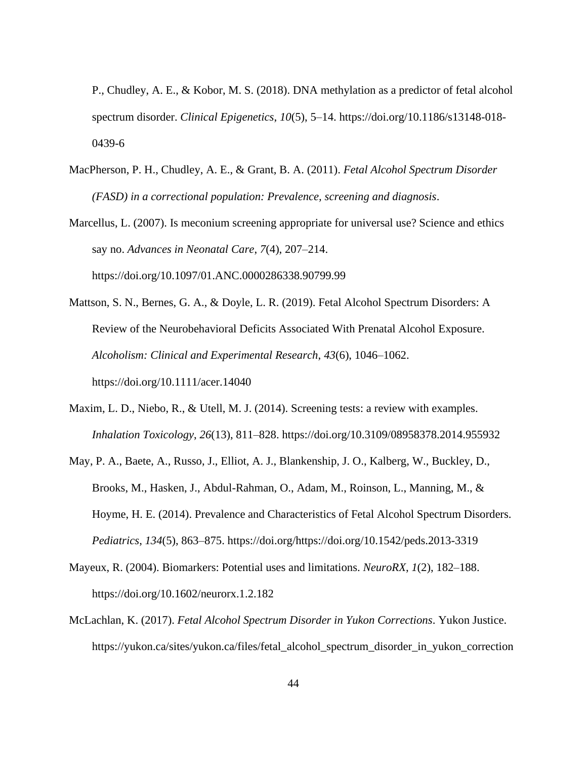P., Chudley, A. E., & Kobor, M. S. (2018). DNA methylation as a predictor of fetal alcohol spectrum disorder. *Clinical Epigenetics*, *10*(5), 5–14. https://doi.org/10.1186/s13148-018-0439-6

MacPherson, P. H., Chudley, A. E., & Grant, B. A. (2011). *Fetal Alcohol Spectrum Disorder (FASD) in a correctional population: Prevalence, screening and diagnosis*.

Marcellus, L. (2007). Is meconium screening appropriate for universal use? Science and ethics say no. *Advances in Neonatal Care*, *7*(4), 207–214. https://doi.org/10.1097/01.ANC.0000286338.90799.99

Mattson, S. N., Bernes, G. A., & Doyle, L. R. (2019). Fetal Alcohol Spectrum Disorders: A Review of the Neurobehavioral Deficits Associated With Prenatal Alcohol Exposure. *Alcoholism: Clinical and Experimental Research*, *43*(6), 1046–1062. https://doi.org/10.1111/acer.14040

Maxim, L. D., Niebo, R., & Utell, M. J. (2014). Screening tests: a review with examples. *Inhalation Toxicology*, *26*(13), 811–828. https://doi.org/10.3109/08958378.2014.955932

May, P. A., Baete, A., Russo, J., Elliot, A. J., Blankenship, J. O., Kalberg, W., Buckley, D., Brooks, M., Hasken, J., Abdul-Rahman, O., Adam, M., Roinson, L., Manning, M., & Hoyme, H. E. (2014). Prevalence and Characteristics of Fetal Alcohol Spectrum Disorders. *Pediatrics*, *134*(5), 863–875. https://doi.org/https://doi.org/10.1542/peds.2013-3319

Mayeux, R. (2004). Biomarkers: Potential uses and limitations. *NeuroRX*, *1*(2), 182–188. https://doi.org/10.1602/neurorx.1.2.182

McLachlan, K. (2017). *Fetal Alcohol Spectrum Disorder in Yukon Corrections*. Yukon Justice. https://yukon.ca/sites/yukon.ca/files/fetal_alcohol_spectrum_disorder_in_yukon_correction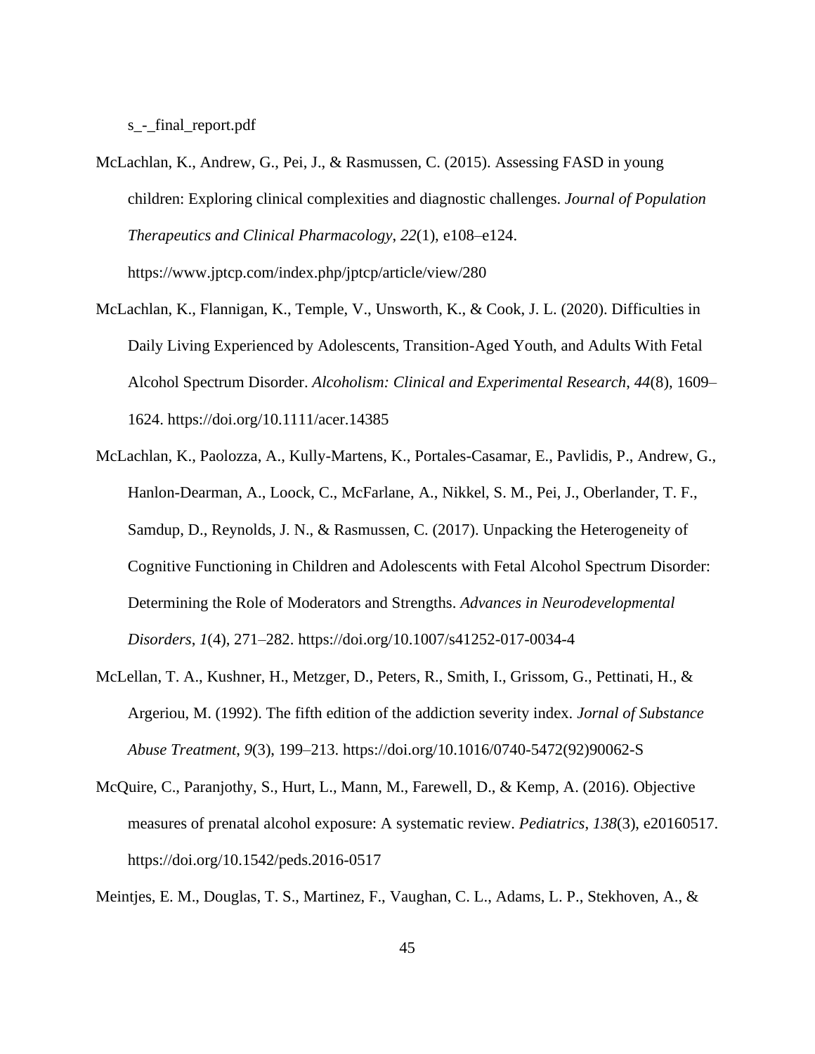s_-_final_report.pdf

McLachlan, K., Andrew, G., Pei, J., & Rasmussen, C. (2015). Assessing FASD in young children: Exploring clinical complexities and diagnostic challenges. *Journal of Population Therapeutics and Clinical Pharmacology*, *22*(1), e108–e124. https://www.jptcp.com/index.php/jptcp/article/view/280

McLachlan, K., Flannigan, K., Temple, V., Unsworth, K., & Cook, J. L. (2020). Difficulties in Daily Living Experienced by Adolescents, Transition-Aged Youth, and Adults With Fetal Alcohol Spectrum Disorder. *Alcoholism: Clinical and Experimental Research*, *44*(8), 1609–1624. https://doi.org/10.1111/acer.14385

McLachlan, K., Paolozza, A., Kully-Martens, K., Portales-Casamar, E., Pavlidis, P., Andrew, G., Hanlon-Dearman, A., Loock, C., McFarlane, A., Nikkel, S. M., Pei, J., Oberlander, T. F., Samdup, D., Reynolds, J. N., & Rasmussen, C. (2017). Unpacking the Heterogeneity of Cognitive Functioning in Children and Adolescents with Fetal Alcohol Spectrum Disorder: Determining the Role of Moderators and Strengths. *Advances in Neurodevelopmental Disorders*, *1*(4), 271–282. https://doi.org/10.1007/s41252-017-0034-4

McLellan, T. A., Kushner, H., Metzger, D., Peters, R., Smith, I., Grissom, G., Pettinati, H., & Argeriou, M. (1992). The fifth edition of the addiction severity index. *Jornal of Substance Abuse Treatment*, *9*(3), 199–213. https://doi.org/10.1016/0740-5472(92)90062-S

McQuire, C., Paranjothy, S., Hurt, L., Mann, M., Farewell, D., & Kemp, A. (2016). Objective measures of prenatal alcohol exposure: A systematic review. *Pediatrics*, *138*(3), e20160517. https://doi.org/10.1542/peds.2016-0517

Meintjes, E. M., Douglas, T. S., Martinez, F., Vaughan, C. L., Adams, L. P., Stekhoven, A., &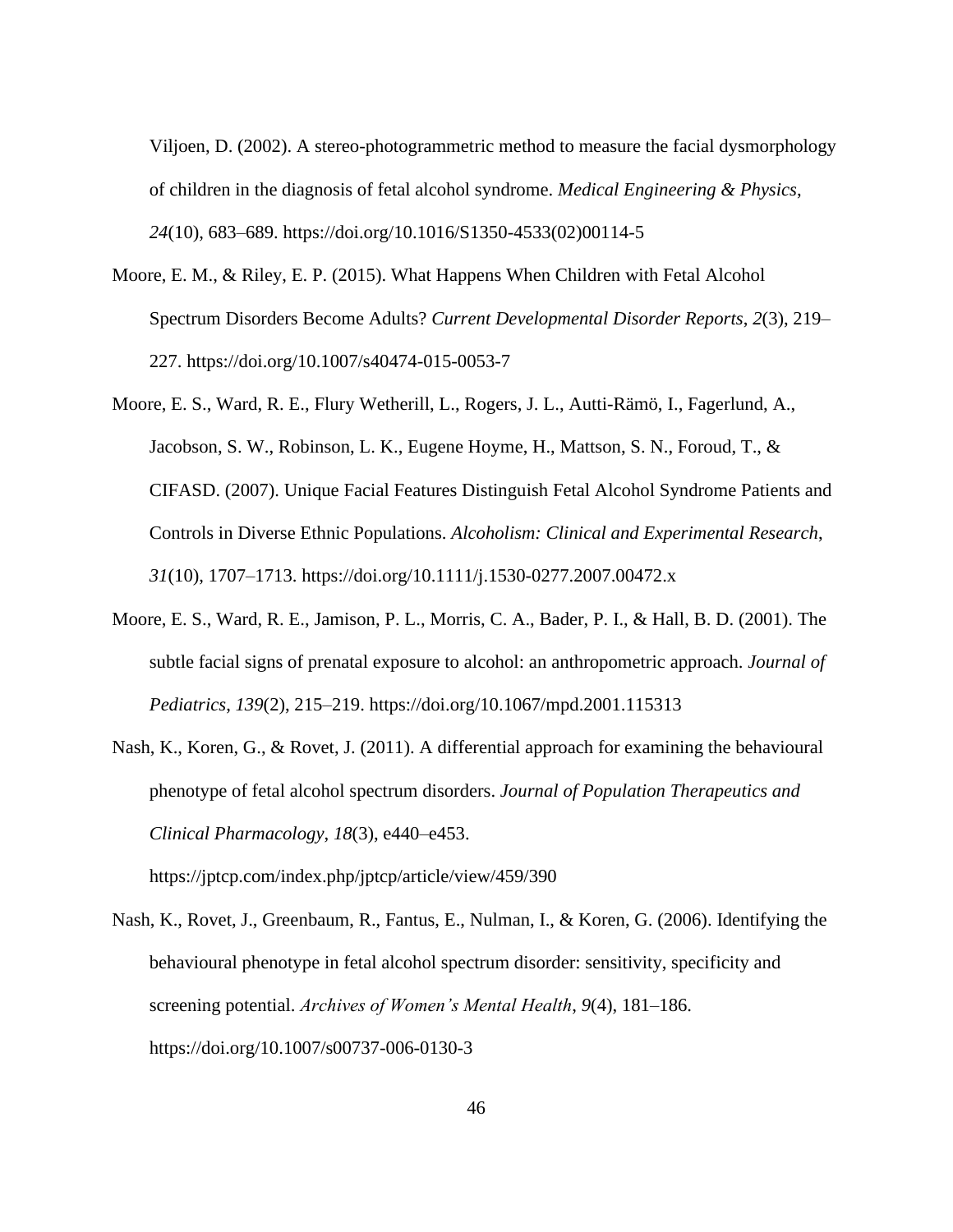Viljoen, D. (2002). A stereo-photogrammetric method to measure the facial dysmorphology of children in the diagnosis of fetal alcohol syndrome. *Medical Engineering & Physics*, *24*(10), 683–689. https://doi.org/10.1016/S1350-4533(02)00114-5

Moore, E. M., & Riley, E. P. (2015). What Happens When Children with Fetal Alcohol Spectrum Disorders Become Adults? *Current Developmental Disorder Reports*, *2*(3), 219–227. https://doi.org/10.1007/s40474-015-0053-7

Moore, E. S., Ward, R. E., Flury Wetherill, L., Rogers, J. L., Autti-Rämö, I., Fagerlund, A., Jacobson, S. W., Robinson, L. K., Eugene Hoyme, H., Mattson, S. N., Foroud, T., & CIFASD. (2007). Unique Facial Features Distinguish Fetal Alcohol Syndrome Patients and Controls in Diverse Ethnic Populations. *Alcoholism: Clinical and Experimental Research*, *31*(10), 1707–1713. https://doi.org/10.1111/j.1530-0277.2007.00472.x

Moore, E. S., Ward, R. E., Jamison, P. L., Morris, C. A., Bader, P. I., & Hall, B. D. (2001). The subtle facial signs of prenatal exposure to alcohol: an anthropometric approach. *Journal of Pediatrics*, *139*(2), 215–219. https://doi.org/10.1067/mpd.2001.115313

Nash, K., Koren, G., & Rovet, J. (2011). A differential approach for examining the behavioural phenotype of fetal alcohol spectrum disorders. *Journal of Population Therapeutics and Clinical Pharmacology*, *18*(3), e440–e453. https://jptcp.com/index.php/jptcp/article/view/459/390

Nash, K., Rovet, J., Greenbaum, R., Fantus, E., Nulman, I., & Koren, G. (2006). Identifying the behavioural phenotype in fetal alcohol spectrum disorder: sensitivity, specificity and screening potential. *Archives of Women's Mental Health*, *9*(4), 181–186. https://doi.org/10.1007/s00737-006-0130-3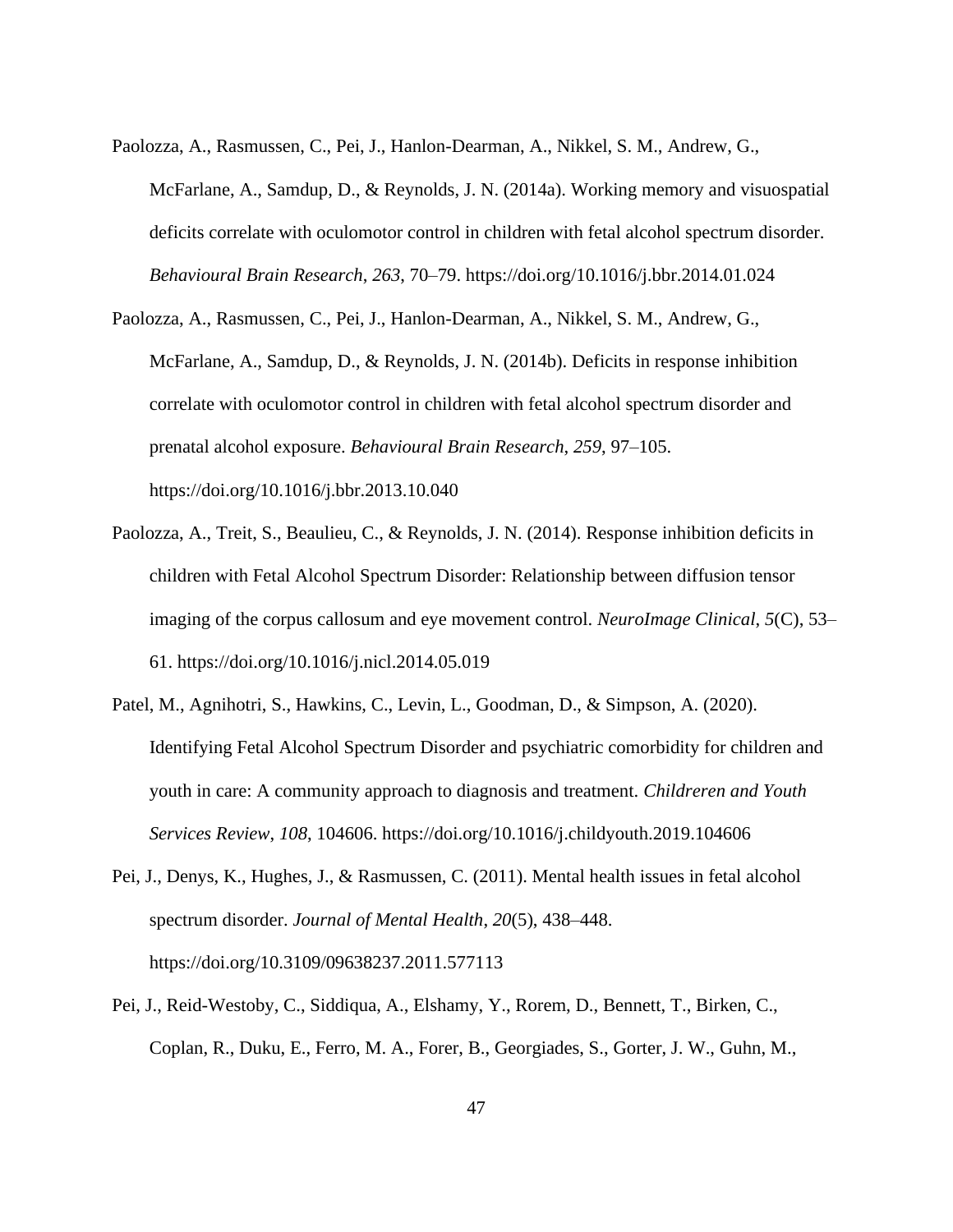Paolozza, A., Rasmussen, C., Pei, J., Hanlon-Dearman, A., Nikkel, S. M., Andrew, G., McFarlane, A., Samdup, D., & Reynolds, J. N. (2014a). Working memory and visuospatial deficits correlate with oculomotor control in children with fetal alcohol spectrum disorder. *Behavioural Brain Research*, *263*, 70–79. https://doi.org/10.1016/j.bbr.2014.01.024

Paolozza, A., Rasmussen, C., Pei, J., Hanlon-Dearman, A., Nikkel, S. M., Andrew, G., McFarlane, A., Samdup, D., & Reynolds, J. N. (2014b). Deficits in response inhibition correlate with oculomotor control in children with fetal alcohol spectrum disorder and prenatal alcohol exposure. *Behavioural Brain Research*, *259*, 97–105. https://doi.org/10.1016/j.bbr.2013.10.040

Paolozza, A., Treit, S., Beaulieu, C., & Reynolds, J. N. (2014). Response inhibition deficits in children with Fetal Alcohol Spectrum Disorder: Relationship between diffusion tensor imaging of the corpus callosum and eye movement control. *NeuroImage Clinical*, *5*(C), 53–61. https://doi.org/10.1016/j.nicl.2014.05.019

Patel, M., Agnihotri, S., Hawkins, C., Levin, L., Goodman, D., & Simpson, A. (2020). Identifying Fetal Alcohol Spectrum Disorder and psychiatric comorbidity for children and youth in care: A community approach to diagnosis and treatment. *Childreren and Youth Services Review*, *108*, 104606. https://doi.org/10.1016/j.childyouth.2019.104606

Pei, J., Denys, K., Hughes, J., & Rasmussen, C. (2011). Mental health issues in fetal alcohol spectrum disorder. *Journal of Mental Health*, *20*(5), 438–448. https://doi.org/10.3109/09638237.2011.577113

Pei, J., Reid-Westoby, C., Siddiqua, A., Elshamy, Y., Rorem, D., Bennett, T., Birken, C., Coplan, R., Duku, E., Ferro, M. A., Forer, B., Georgiades, S., Gorter, J. W., Guhn, M.,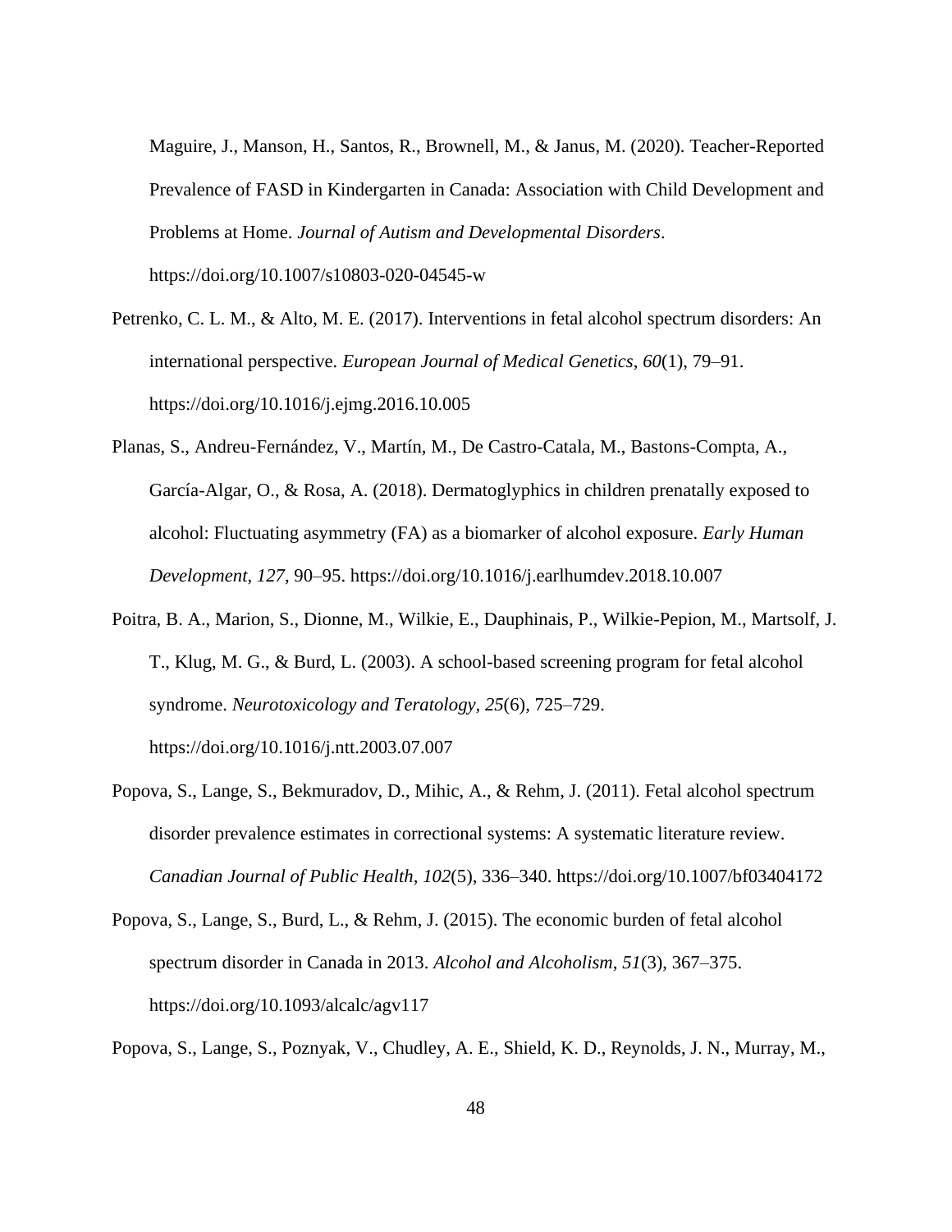Maguire, J., Manson, H., Santos, R., Brownell, M., & Janus, M. (2020). Teacher-Reported Prevalence of FASD in Kindergarten in Canada: Association with Child Development and Problems at Home. *Journal of Autism and Developmental Disorders*. https://doi.org/10.1007/s10803-020-04545-w

Petrenko, C. L. M., & Alto, M. E. (2017). Interventions in fetal alcohol spectrum disorders: An international perspective. *European Journal of Medical Genetics*, *60*(1), 79–91. https://doi.org/10.1016/j.ejmg.2016.10.005

Planas, S., Andreu-Fernández, V., Martín, M., De Castro-Catala, M., Bastons-Compta, A., García-Algar, O., & Rosa, A. (2018). Dermatoglyphics in children prenatally exposed to alcohol: Fluctuating asymmetry (FA) as a biomarker of alcohol exposure. *Early Human Development*, *127*, 90–95. https://doi.org/10.1016/j.earlhumdev.2018.10.007

Poitra, B. A., Marion, S., Dionne, M., Wilkie, E., Dauphinais, P., Wilkie-Pepion, M., Martsolf, J. T., Klug, M. G., & Burd, L. (2003). A school-based screening program for fetal alcohol syndrome. *Neurotoxicology and Teratology*, *25*(6), 725–729. https://doi.org/10.1016/j.ntt.2003.07.007

Popova, S., Lange, S., Bekmuradov, D., Mihic, A., & Rehm, J. (2011). Fetal alcohol spectrum disorder prevalence estimates in correctional systems: A systematic literature review. *Canadian Journal of Public Health*, *102*(5), 336–340. https://doi.org/10.1007/bf03404172

Popova, S., Lange, S., Burd, L., & Rehm, J. (2015). The economic burden of fetal alcohol spectrum disorder in Canada in 2013. *Alcohol and Alcoholism*, *51*(3), 367–375. https://doi.org/10.1093/alcalc/agv117

Popova, S., Lange, S., Poznyak, V., Chudley, A. E., Shield, K. D., Reynolds, J. N., Murray, M.,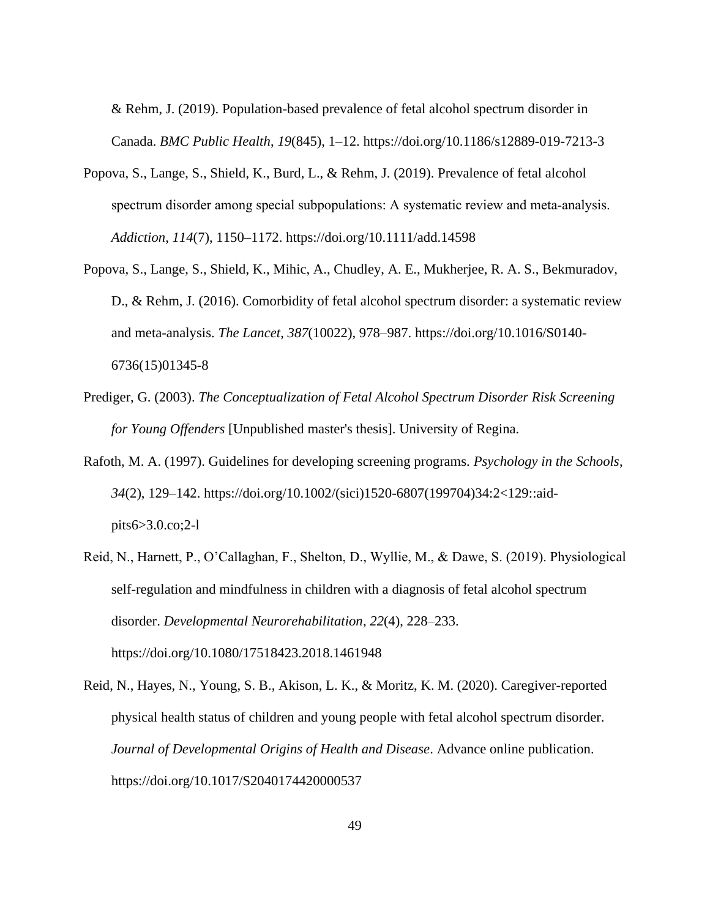& Rehm, J. (2019). Population-based prevalence of fetal alcohol spectrum disorder in Canada. *BMC Public Health*, *19*(845), 1–12. https://doi.org/10.1186/s12889-019-7213-3

Popova, S., Lange, S., Shield, K., Burd, L., & Rehm, J. (2019). Prevalence of fetal alcohol spectrum disorder among special subpopulations: A systematic review and meta-analysis. *Addiction*, *114*(7), 1150–1172. https://doi.org/10.1111/add.14598

Popova, S., Lange, S., Shield, K., Mihic, A., Chudley, A. E., Mukherjee, R. A. S., Bekmuradov, D., & Rehm, J. (2016). Comorbidity of fetal alcohol spectrum disorder: a systematic review and meta-analysis. *The Lancet*, *387*(10022), 978–987. https://doi.org/10.1016/S0140-6736(15)01345-8

Prediger, G. (2003). *The Conceptualization of Fetal Alcohol Spectrum Disorder Risk Screening for Young Offenders* [Unpublished master's thesis]. University of Regina.

Rafoth, M. A. (1997). Guidelines for developing screening programs. *Psychology in the Schools*, *34*(2), 129–142. https://doi.org/10.1002/(sici)1520-6807(199704)34:2<129::aid-pits6>3.0.co;2-l

Reid, N., Harnett, P., O'Callaghan, F., Shelton, D., Wyllie, M., & Dawe, S. (2019). Physiological self-regulation and mindfulness in children with a diagnosis of fetal alcohol spectrum disorder. *Developmental Neurorehabilitation*, *22*(4), 228–233. https://doi.org/10.1080/17518423.2018.1461948

Reid, N., Hayes, N., Young, S. B., Akison, L. K., & Moritz, K. M. (2020). Caregiver-reported physical health status of children and young people with fetal alcohol spectrum disorder. *Journal of Developmental Origins of Health and Disease*. Advance online publication. https://doi.org/10.1017/S2040174420000537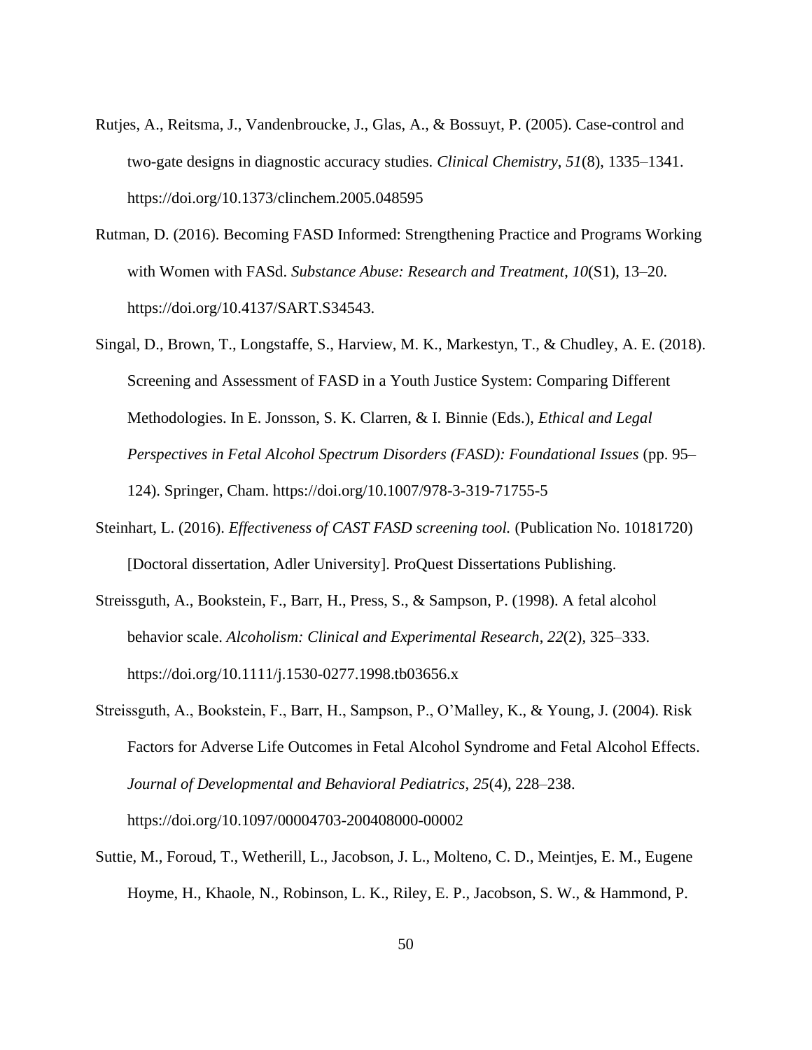Rutjes, A., Reitsma, J., Vandenbroucke, J., Glas, A., & Bossuyt, P. (2005). Case-control and two-gate designs in diagnostic accuracy studies. *Clinical Chemistry*, *51*(8), 1335–1341. https://doi.org/10.1373/clinchem.2005.048595

Rutman, D. (2016). Becoming FASD Informed: Strengthening Practice and Programs Working with Women with FASd. *Substance Abuse: Research and Treatment*, *10*(S1), 13–20. https://doi.org/10.4137/SART.S34543.

Singal, D., Brown, T., Longstaffe, S., Harview, M. K., Markestyn, T., & Chudley, A. E. (2018). Screening and Assessment of FASD in a Youth Justice System: Comparing Different Methodologies. In E. Jonsson, S. K. Clarren, & I. Binnie (Eds.), *Ethical and Legal Perspectives in Fetal Alcohol Spectrum Disorders (FASD): Foundational Issues* (pp. 95–124). Springer, Cham. https://doi.org/10.1007/978-3-319-71755-5

Steinhart, L. (2016). *Effectiveness of CAST FASD screening tool.* (Publication No. 10181720) [Doctoral dissertation, Adler University]. ProQuest Dissertations Publishing.

Streissguth, A., Bookstein, F., Barr, H., Press, S., & Sampson, P. (1998). A fetal alcohol behavior scale. *Alcoholism: Clinical and Experimental Research*, *22*(2), 325–333. https://doi.org/10.1111/j.1530-0277.1998.tb03656.x

Streissguth, A., Bookstein, F., Barr, H., Sampson, P., O'Malley, K., & Young, J. (2004). Risk Factors for Adverse Life Outcomes in Fetal Alcohol Syndrome and Fetal Alcohol Effects. *Journal of Developmental and Behavioral Pediatrics*, *25*(4), 228–238. https://doi.org/10.1097/00004703-200408000-00002

Suttie, M., Foroud, T., Wetherill, L., Jacobson, J. L., Molteno, C. D., Meintjes, E. M., Eugene Hoyme, H., Khaole, N., Robinson, L. K., Riley, E. P., Jacobson, S. W., & Hammond, P.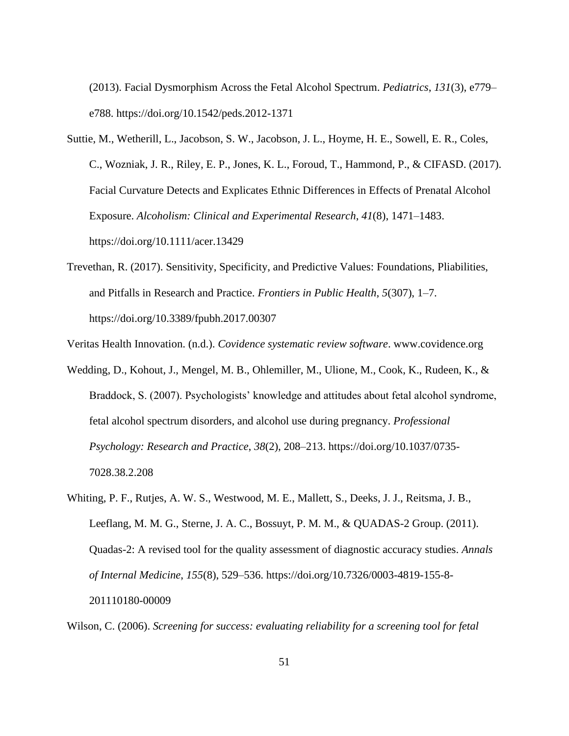(2013). Facial Dysmorphism Across the Fetal Alcohol Spectrum. *Pediatrics*, *131*(3), e779–e788. https://doi.org/10.1542/peds.2012-1371

Suttie, M., Wetherill, L., Jacobson, S. W., Jacobson, J. L., Hoyme, H. E., Sowell, E. R., Coles, C., Wozniak, J. R., Riley, E. P., Jones, K. L., Foroud, T., Hammond, P., & CIFASD. (2017). Facial Curvature Detects and Explicates Ethnic Differences in Effects of Prenatal Alcohol Exposure. *Alcoholism: Clinical and Experimental Research*, *41*(8), 1471–1483. https://doi.org/10.1111/acer.13429

Trevethan, R. (2017). Sensitivity, Specificity, and Predictive Values: Foundations, Pliabilities, and Pitfalls in Research and Practice. *Frontiers in Public Health*, *5*(307), 1–7. https://doi.org/10.3389/fpubh.2017.00307

Veritas Health Innovation. (n.d.). *Covidence systematic review software*. www.covidence.org

Wedding, D., Kohout, J., Mengel, M. B., Ohlemiller, M., Ulione, M., Cook, K., Rudeen, K., & Braddock, S. (2007). Psychologists' knowledge and attitudes about fetal alcohol syndrome, fetal alcohol spectrum disorders, and alcohol use during pregnancy. *Professional Psychology: Research and Practice*, *38*(2), 208–213. https://doi.org/10.1037/0735-7028.38.2.208

Whiting, P. F., Rutjes, A. W. S., Westwood, M. E., Mallett, S., Deeks, J. J., Reitsma, J. B., Leeflang, M. M. G., Sterne, J. A. C., Bossuyt, P. M. M., & QUADAS-2 Group. (2011). Quadas-2: A revised tool for the quality assessment of diagnostic accuracy studies. *Annals of Internal Medicine*, *155*(8), 529–536. https://doi.org/10.7326/0003-4819-155-8-201110180-00009

Wilson, C. (2006). *Screening for success: evaluating reliability for a screening tool for fetal*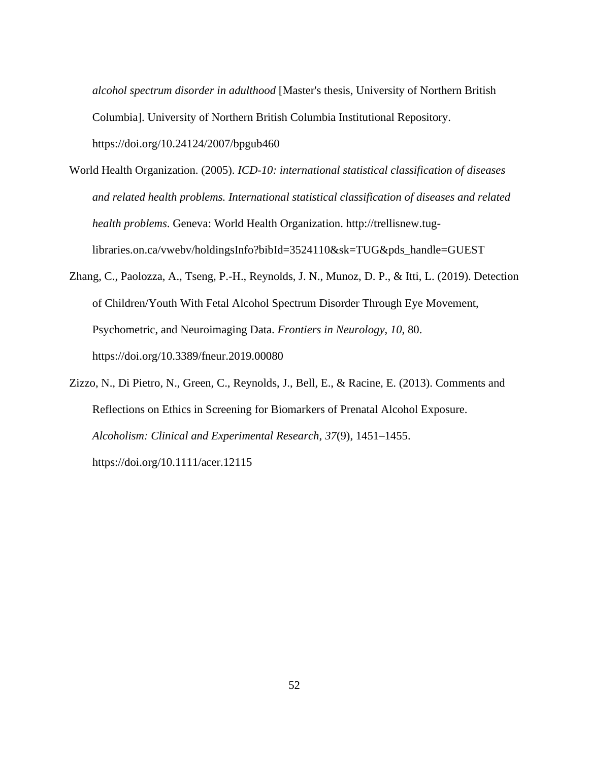*alcohol spectrum disorder in adulthood* [Master's thesis, University of Northern British Columbia]. University of Northern British Columbia Institutional Repository. https://doi.org/10.24124/2007/bpgub460

World Health Organization. (2005). *ICD-10: international statistical classification of diseases and related health problems. International statistical classification of diseases and related health problems*. Geneva: World Health Organization. http://trellisnew.tug-libraries.on.ca/vwebv/holdingsInfo?bibId=3524110&sk=TUG&pds_handle=GUEST

Zhang, C., Paolozza, A., Tseng, P.-H., Reynolds, J. N., Munoz, D. P., & Itti, L. (2019). Detection of Children/Youth With Fetal Alcohol Spectrum Disorder Through Eye Movement, Psychometric, and Neuroimaging Data. *Frontiers in Neurology*, *10*, 80. https://doi.org/10.3389/fneur.2019.00080

Zizzo, N., Di Pietro, N., Green, C., Reynolds, J., Bell, E., & Racine, E. (2013). Comments and Reflections on Ethics in Screening for Biomarkers of Prenatal Alcohol Exposure. *Alcoholism: Clinical and Experimental Research*, *37*(9), 1451–1455. https://doi.org/10.1111/acer.12115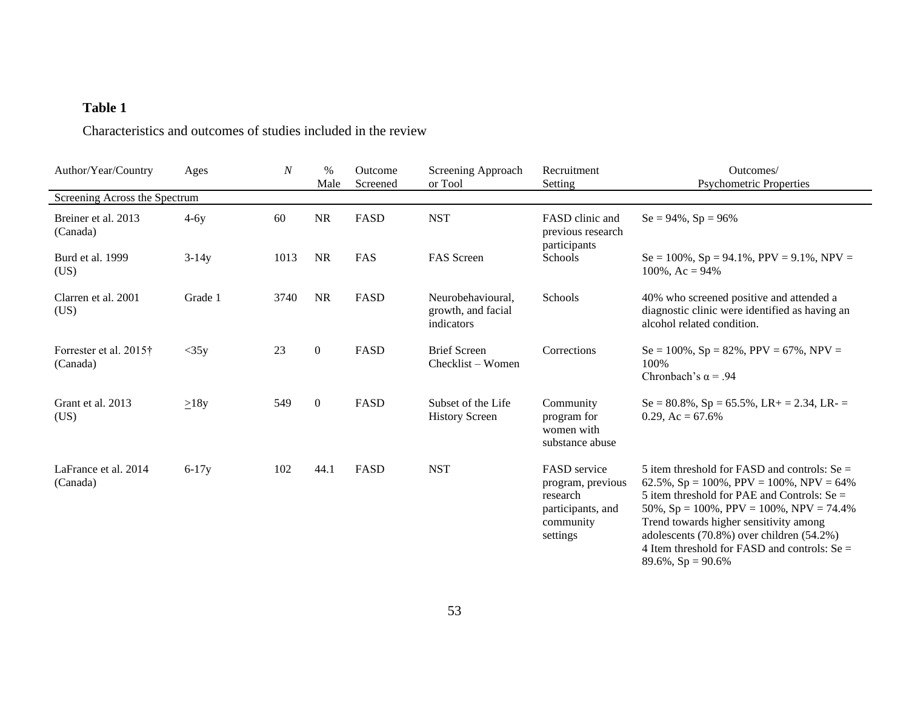**Table 1**

Characteristics and outcomes of studies included in the review

| Author/Year/Country | Ages | *N* | % Male | Outcome Screened | Screening Approach or Tool | Recruitment Setting | Outcomes/ Psychometric Properties |
|---|---|---|---|---|---|---|---|
| Screening Across the Spectrum | | | | | | | |
| Breiner et al. 2013 (Canada) | 4-6y | 60 | NR | FASD | NST | FASD clinic and previous research participants | Se = 94%, Sp = 96% |
| Burd et al. 1999 (US) | 3-14y | 1013 | NR | FAS | FAS Screen | Schools | Se = 100%, Sp = 94.1%, PPV = 9.1%, NPV = 100%, Ac = 94% |
| Clarren et al. 2001 (US) | Grade 1 | 3740 | NR | FASD | Neurobehavioural, growth, and facial indicators | Schools | 40% who screened positive and attended a diagnostic clinic were identified as having an alcohol related condition. |
| Forrester et al. 2015† (Canada) | <35y | 23 | 0 | FASD | Brief Screen Checklist – Women | Corrections | Se = 100%, Sp = 82%, PPV = 67%, NPV = 100% Chronbach's α = .94 |
| Grant et al. 2013 (US) | ≥18y | 549 | 0 | FASD | Subset of the Life History Screen | Community program for women with substance abuse | Se = 80.8%, Sp = 65.5%, LR+ = 2.34, LR- = 0.29, Ac = 67.6% |
| LaFrance et al. 2014 (Canada) | 6-17y | 102 | 44.1 | FASD | NST | FASD service program, previous research participants, and community settings | 5 item threshold for FASD and controls: Se = 62.5%, Sp = 100%, PPV = 100%, NPV = 64% 5 item threshold for PAE and Controls: Se = 50%, Sp = 100%, PPV = 100%, NPV = 74.4% Trend towards higher sensitivity among adolescents (70.8%) over children (54.2%) 4 Item threshold for FASD and controls: Se = 89.6%, Sp = 90.6% |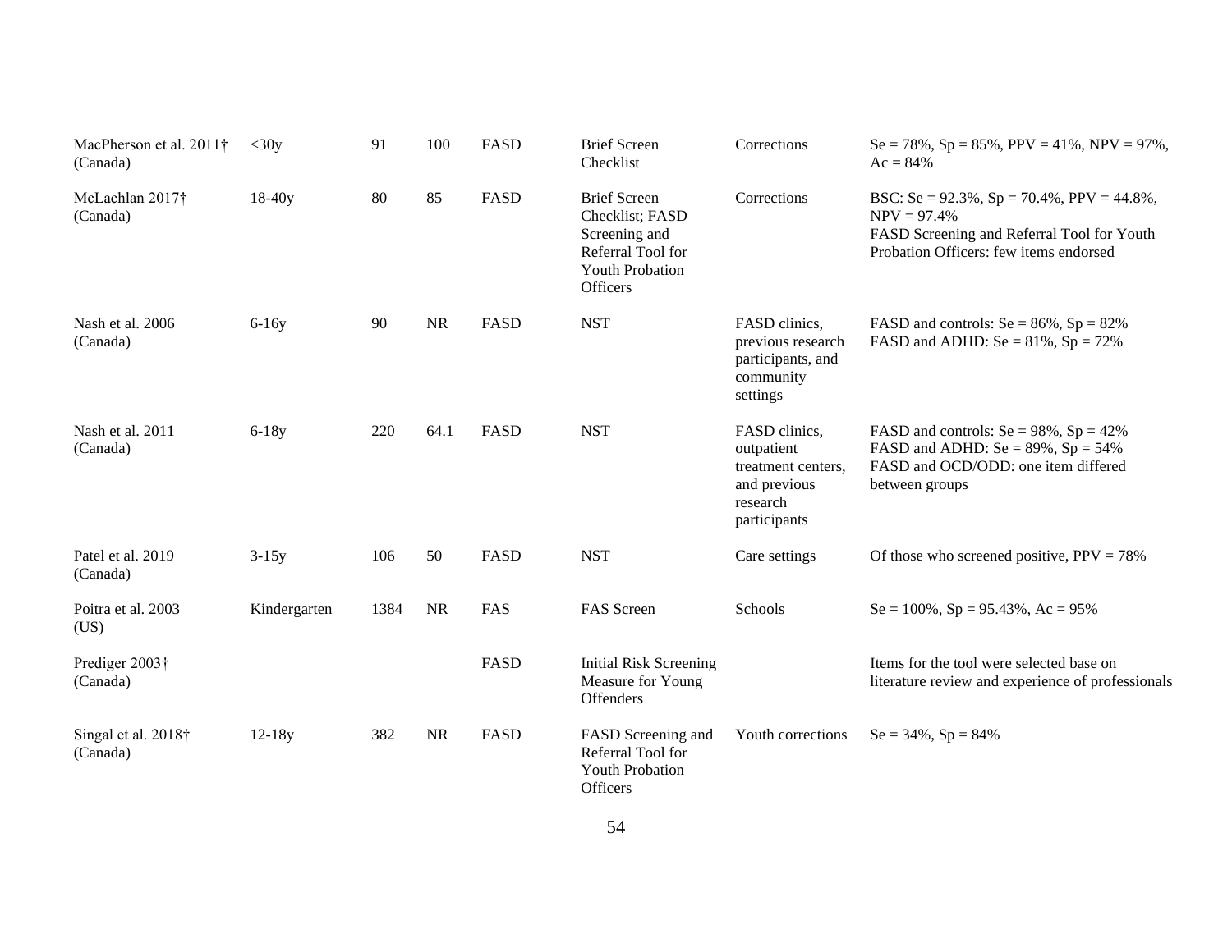| | | | | | | | |
|---|---|---|---|---|---|---|---|
| MacPherson et al. 2011† (Canada) | <30y | 91 | 100 | FASD | Brief Screen Checklist | Corrections | Se = 78%, Sp = 85%, PPV = 41%, NPV = 97%, Ac = 84% |
| McLachlan 2017† (Canada) | 18-40y | 80 | 85 | FASD | Brief Screen Checklist; FASD Screening and Referral Tool for Youth Probation Officers | Corrections | BSC: Se = 92.3%, Sp = 70.4%, PPV = 44.8%, NPV = 97.4%<br>FASD Screening and Referral Tool for Youth Probation Officers: few items endorsed |
| Nash et al. 2006 (Canada) | 6-16y | 90 | NR | FASD | NST | FASD clinics, previous research participants, and community settings | FASD and controls: Se = 86%, Sp = 82%<br>FASD and ADHD: Se = 81%, Sp = 72% |
| Nash et al. 2011 (Canada) | 6-18y | 220 | 64.1 | FASD | NST | FASD clinics, outpatient treatment centers, and previous research participants | FASD and controls: Se = 98%, Sp = 42%<br>FASD and ADHD: Se = 89%, Sp = 54%<br>FASD and OCD/ODD: one item differed between groups |
| Patel et al. 2019 (Canada) | 3-15y | 106 | 50 | FASD | NST | Care settings | Of those who screened positive, PPV = 78% |
| Poitra et al. 2003 (US) | Kindergarten | 1384 | NR | FAS | FAS Screen | Schools | Se = 100%, Sp = 95.43%, Ac = 95% |
| Prediger 2003† (Canada) | | | | FASD | Initial Risk Screening Measure for Young Offenders | | Items for the tool were selected base on literature review and experience of professionals |
| Singal et al. 2018† (Canada) | 12-18y | 382 | NR | FASD | FASD Screening and Referral Tool for Youth Probation Officers | Youth corrections | Se = 34%, Sp = 84% |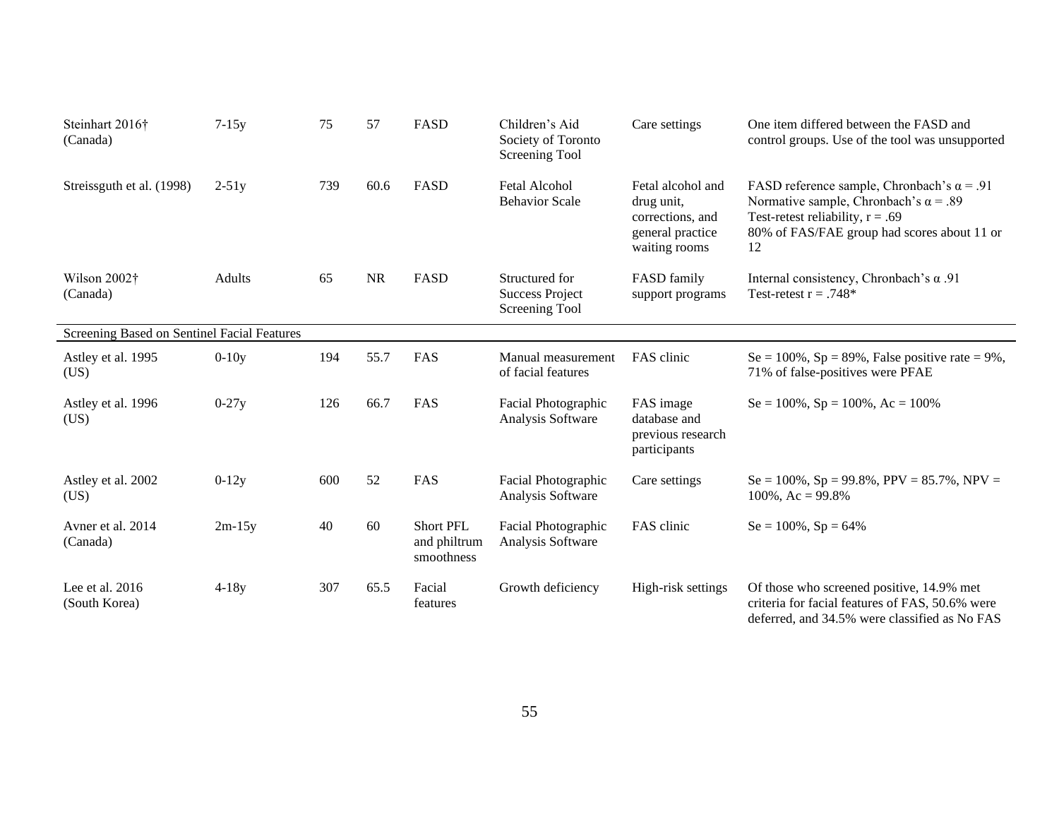| | | | | | | | |
|---|---|---|---|---|---|---|---|
| Steinhart 2016† (Canada) | 7-15y | 75 | 57 | FASD | Children's Aid Society of Toronto Screening Tool | Care settings | One item differed between the FASD and control groups. Use of the tool was unsupported |
| Streissguth et al. (1998) | 2-51y | 739 | 60.6 | FASD | Fetal Alcohol Behavior Scale | Fetal alcohol and drug unit, corrections, and general practice waiting rooms | FASD reference sample, Chronbach's α = .91 Normative sample, Chronbach's α = .89 Test-retest reliability, r = .69 80% of FAS/FAE group had scores about 11 or 12 |
| Wilson 2002† (Canada) | Adults | 65 | NR | FASD | Structured for Success Project Screening Tool | FASD family support programs | Internal consistency, Chronbach's α .91 Test-retest r = .748* |
| **Screening Based on Sentinel Facial Features** | | | | | | | |
| Astley et al. 1995 (US) | 0-10y | 194 | 55.7 | FAS | Manual measurement of facial features | FAS clinic | Se = 100%, Sp = 89%, False positive rate = 9%, 71% of false-positives were PFAE |
| Astley et al. 1996 (US) | 0-27y | 126 | 66.7 | FAS | Facial Photographic Analysis Software | FAS image database and previous research participants | Se = 100%, Sp = 100%, Ac = 100% |
| Astley et al. 2002 (US) | 0-12y | 600 | 52 | FAS | Facial Photographic Analysis Software | Care settings | Se = 100%, Sp = 99.8%, PPV = 85.7%, NPV = 100%, Ac = 99.8% |
| Avner et al. 2014 (Canada) | 2m-15y | 40 | 60 | Short PFL and philtrum smoothness | Facial Photographic Analysis Software | FAS clinic | Se = 100%, Sp = 64% |
| Lee et al. 2016 (South Korea) | 4-18y | 307 | 65.5 | Facial features | Growth deficiency | High-risk settings | Of those who screened positive, 14.9% met criteria for facial features of FAS, 50.6% were deferred, and 34.5% were classified as No FAS |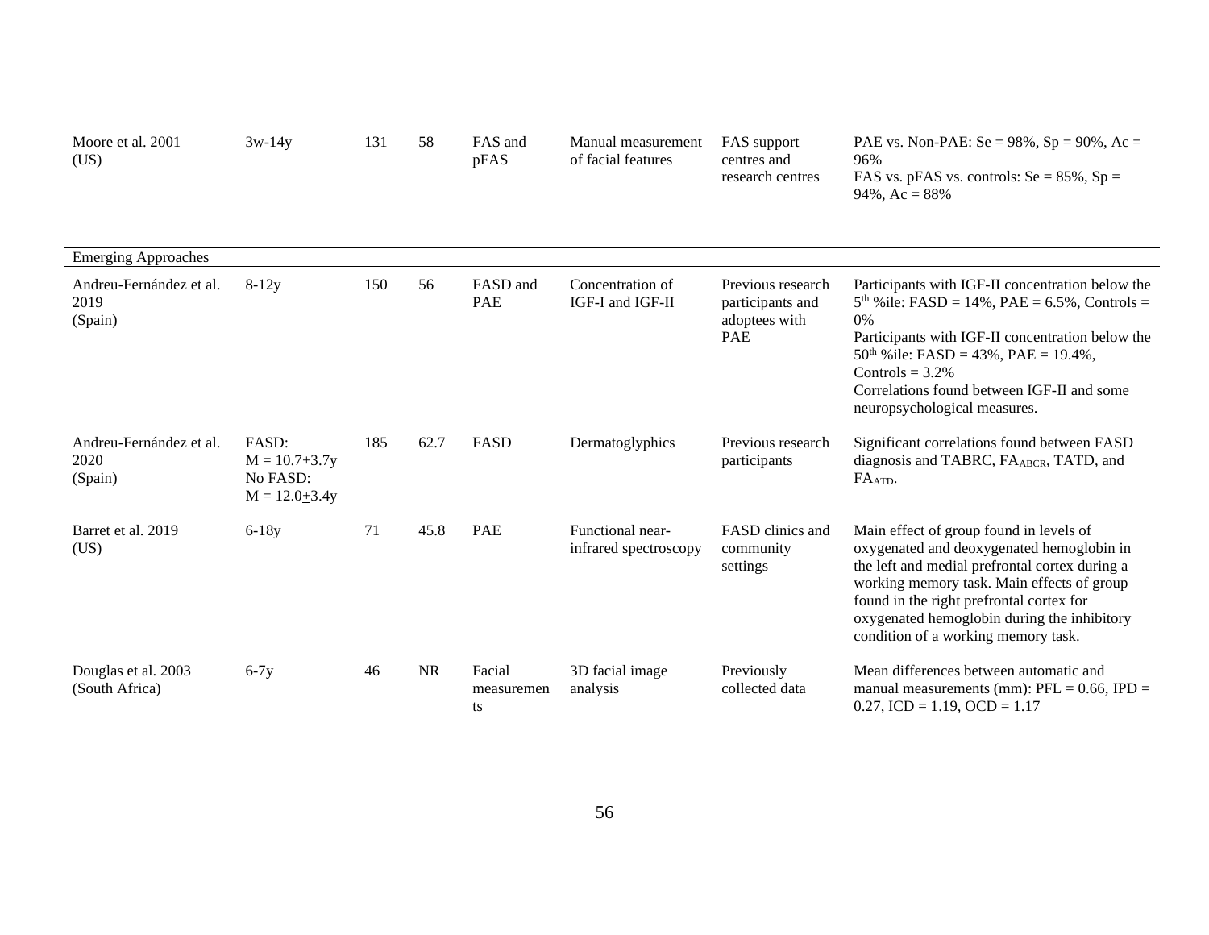| | | | | | | | |
|---|---|---|---|---|---|---|---|
| Moore et al. 2001 (US) | 3w-14y | 131 | 58 | FAS and pFAS | Manual measurement of facial features | FAS support centres and research centres | PAE vs. Non-PAE: Se = 98%, Sp = 90%, Ac = 96%<br>FAS vs. pFAS vs. controls: Se = 85%, Sp = 94%, Ac = 88% |
| Emerging Approaches | | | | | | | |
| Andreu-Fernández et al. 2019 (Spain) | 8-12y | 150 | 56 | FASD and PAE | Concentration of IGF-I and IGF-II | Previous research participants and adoptees with PAE | Participants with IGF-II concentration below the 5th %ile: FASD = 14%, PAE = 6.5%, Controls = 0%<br>Participants with IGF-II concentration below the 50th %ile: FASD = 43%, PAE = 19.4%, Controls = 3.2%<br>Correlations found between IGF-II and some neuropsychological measures. |
| Andreu-Fernández et al. 2020 (Spain) | FASD: M = 10.7±3.7y<br>No FASD: M = 12.0±3.4y | 185 | 62.7 | FASD | Dermatoglyphics | Previous research participants | Significant correlations found between FASD diagnosis and TABRC, $FA_{ABCR}$, TATD, and $FA_{ATD}$. |
| Barret et al. 2019 (US) | 6-18y | 71 | 45.8 | PAE | Functional near-infrared spectroscopy | FASD clinics and community settings | Main effect of group found in levels of oxygenated and deoxygenated hemoglobin in the left and medial prefrontal cortex during a working memory task. Main effects of group found in the right prefrontal cortex for oxygenated hemoglobin during the inhibitory condition of a working memory task. |
| Douglas et al. 2003 (South Africa) | 6-7y | 46 | NR | Facial measurements | 3D facial image analysis | Previously collected data | Mean differences between automatic and manual measurements (mm): PFL = 0.66, IPD = 0.27, ICD = 1.19, OCD = 1.17 |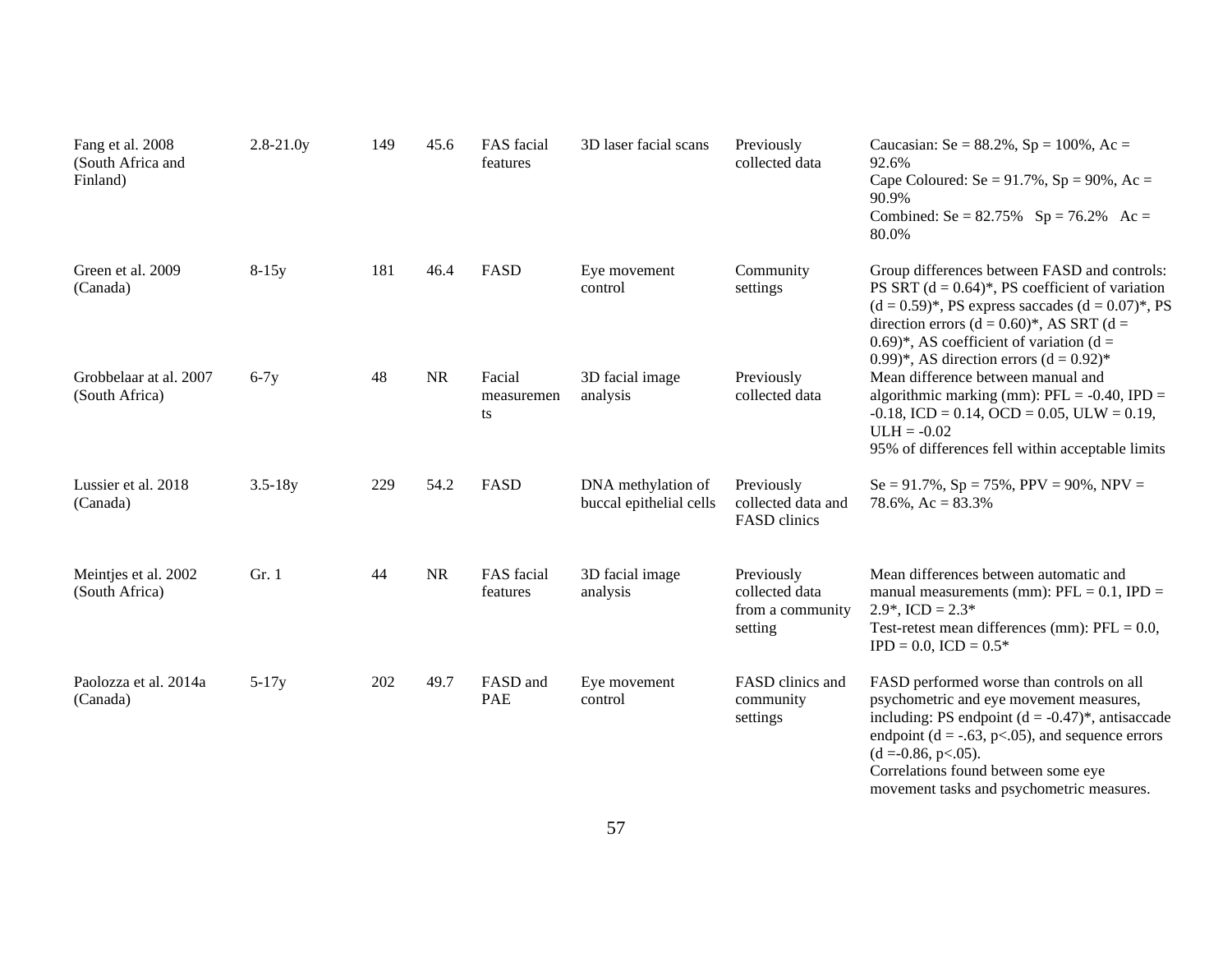| | | | | | | | |
|---|---|---|---|---|---|---|---|
| Fang et al. 2008 (South Africa and Finland) | 2.8-21.0y | 149 | 45.6 | FAS facial features | 3D laser facial scans | Previously collected data | Caucasian: Se = 88.2%, Sp = 100%, Ac = 92.6%<br>Cape Coloured: Se = 91.7%, Sp = 90%, Ac = 90.9%<br>Combined: Se = 82.75% Sp = 76.2% Ac = 80.0% |
| Green et al. 2009 (Canada) | 8-15y | 181 | 46.4 | FASD | Eye movement control | Community settings | Group differences between FASD and controls: PS SRT (d = 0.64)*, PS coefficient of variation (d = 0.59)*, PS express saccades (d = 0.07)*, PS direction errors (d = 0.60)*, AS SRT (d = 0.69)*, AS coefficient of variation (d = 0.99)*, AS direction errors (d = 0.92)* |
| Grobbelaar at al. 2007 (South Africa) | 6-7y | 48 | NR | Facial measurements | 3D facial image analysis | Previously collected data | Mean difference between manual and algorithmic marking (mm): PFL = -0.40, IPD = -0.18, ICD = 0.14, OCD = 0.05, ULW = 0.19, ULH = -0.02<br>95% of differences fell within acceptable limits |
| Lussier et al. 2018 (Canada) | 3.5-18y | 229 | 54.2 | FASD | DNA methylation of buccal epithelial cells | Previously collected data and FASD clinics | Se = 91.7%, Sp = 75%, PPV = 90%, NPV = 78.6%, Ac = 83.3% |
| Meintjes et al. 2002 (South Africa) | Gr. 1 | 44 | NR | FAS facial features | 3D facial image analysis | Previously collected data from a community setting | Mean differences between automatic and manual measurements (mm): PFL = 0.1, IPD = 2.9*, ICD = 2.3*<br>Test-retest mean differences (mm): PFL = 0.0, IPD = 0.0, ICD = 0.5* |
| Paolozza et al. 2014a (Canada) | 5-17y | 202 | 49.7 | FASD and PAE | Eye movement control | FASD clinics and community settings | FASD performed worse than controls on all psychometric and eye movement measures, including: PS endpoint (d = -0.47)*, antisaccade endpoint (d = -.63, p<.05), and sequence errors (d =-0.86, p<.05).<br>Correlations found between some eye movement tasks and psychometric measures. |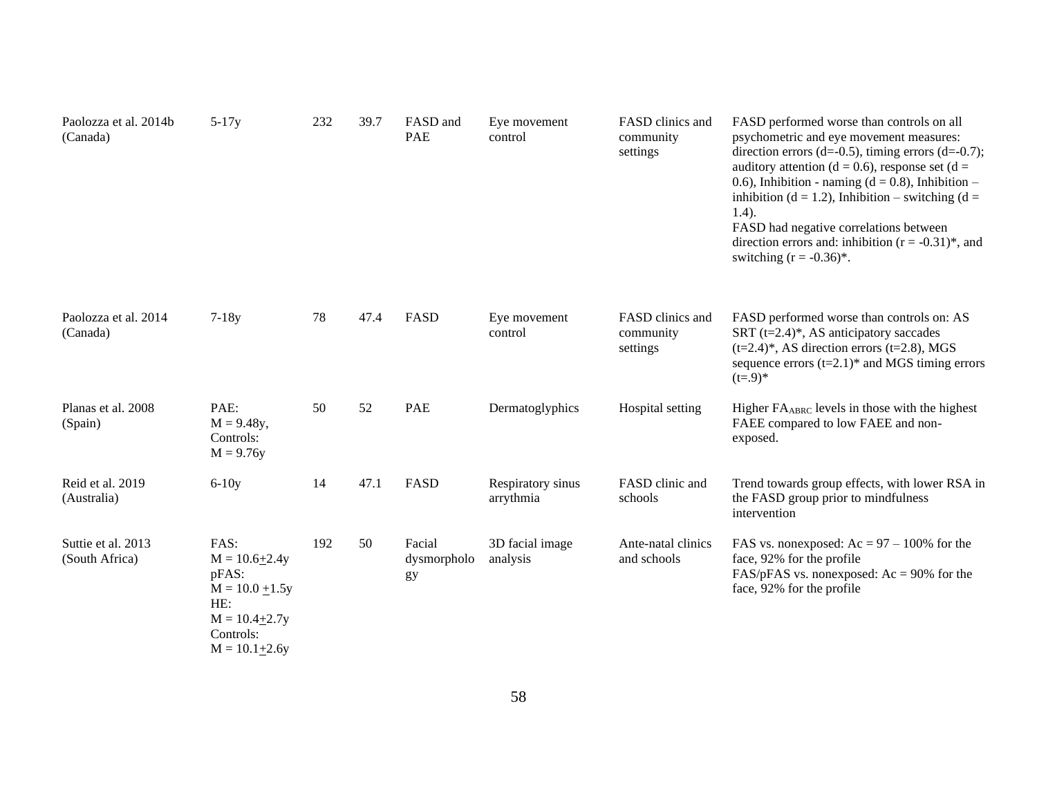| | | | | | | | |
|---|---|---|---|---|---|---|---|
| Paolozza et al. 2014b (Canada) | 5-17y | 232 | 39.7 | FASD and PAE | Eye movement control | FASD clinics and community settings | FASD performed worse than controls on all psychometric and eye movement measures: direction errors (d=-0.5), timing errors (d=-0.7); auditory attention (d = 0.6), response set (d = 0.6), Inhibition - naming (d = 0.8), Inhibition – inhibition (d = 1.2), Inhibition – switching (d = 1.4).<br>FASD had negative correlations between direction errors and: inhibition (r = -0.31)*, and switching (r = -0.36)*. |
| Paolozza et al. 2014 (Canada) | 7-18y | 78 | 47.4 | FASD | Eye movement control | FASD clinics and community settings | FASD performed worse than controls on: AS SRT (t=2.4)*, AS anticipatory saccades (t=2.4)*, AS direction errors (t=2.8), MGS sequence errors (t=2.1)* and MGS timing errors (t=.9)* |
| Planas et al. 2008 (Spain) | PAE:<br>M = 9.48y,<br>Controls:<br>M = 9.76y | 50 | 52 | PAE | Dermatoglyphics | Hospital setting | Higher $FA_{ABRC}$ levels in those with the highest FAEE compared to low FAEE and non-exposed. |
| Reid et al. 2019 (Australia) | 6-10y | 14 | 47.1 | FASD | Respiratory sinus arrythmia | FASD clinic and schools | Trend towards group effects, with lower RSA in the FASD group prior to mindfulness intervention |
| Suttie et al. 2013 (South Africa) | FAS:<br>M = 10.6±2.4y<br>pFAS:<br>M = 10.0 ±1.5y<br>HE:<br>M = 10.4±2.7y<br>Controls:<br>M = 10.1±2.6y | 192 | 50 | Facial dysmorphology | 3D facial image analysis | Ante-natal clinics and schools | FAS vs. nonexposed: Ac = 97 – 100% for the face, 92% for the profile<br>FAS/pFAS vs. nonexposed: Ac = 90% for the face, 92% for the profile |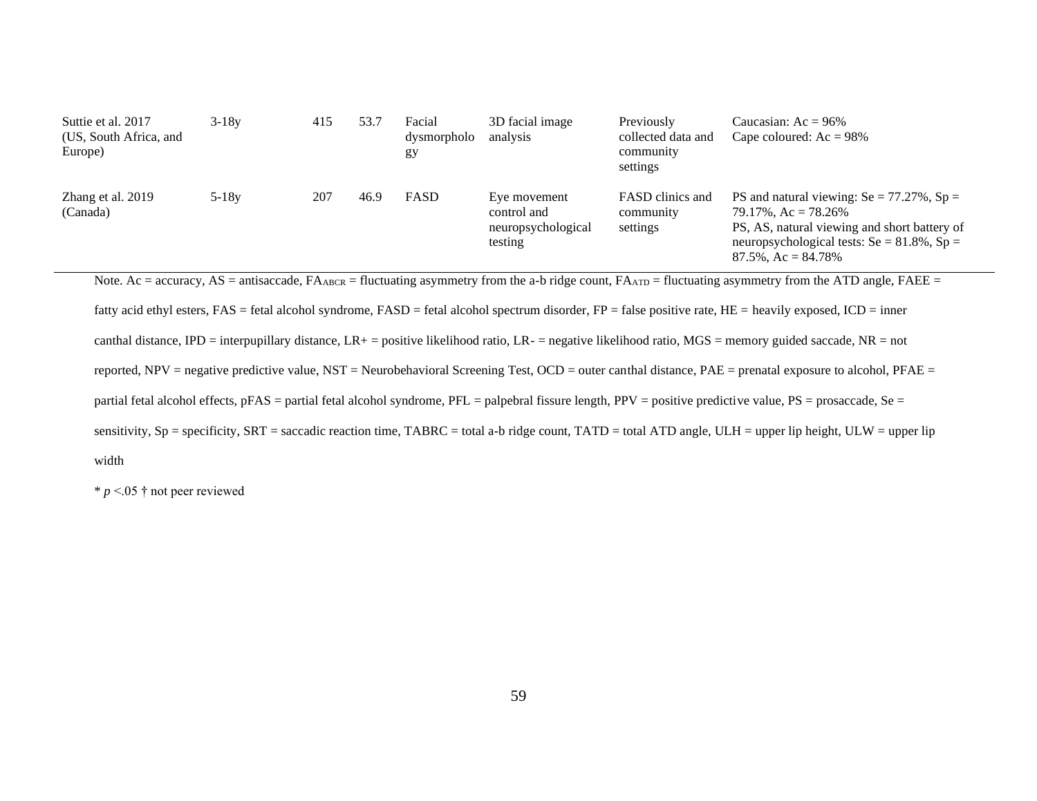| | | | | | | | |
|---|---|---|---|---|---|---|---|
| Suttie et al. 2017 (US, South Africa, and Europe) | 3-18y | 415 | 53.7 | Facial dysmorphology | 3D facial image analysis | Previously collected data and community settings | Caucasian: Ac = 96%<br>Cape coloured: Ac = 98% |
| Zhang et al. 2019 (Canada) | 5-18y | 207 | 46.9 | FASD | Eye movement control and neuropsychological testing | FASD clinics and community settings | PS and natural viewing: Se = 77.27%, Sp = 79.17%, Ac = 78.26%<br>PS, AS, natural viewing and short battery of neuropsychological tests: Se = 81.8%, Sp = 87.5%, Ac = 84.78% |

Note. Ac = accuracy, AS = antisaccade, $FA_{ABCR}$ = fluctuating asymmetry from the a-b ridge count, $FA_{ATD}$ = fluctuating asymmetry from the ATD angle, FAEE = fatty acid ethyl esters, FAS = fetal alcohol syndrome, FASD = fetal alcohol spectrum disorder, FP = false positive rate, HE = heavily exposed, ICD = inner canthal distance, IPD = interpupillary distance, LR+ = positive likelihood ratio, LR- = negative likelihood ratio, MGS = memory guided saccade, NR = not reported, NPV = negative predictive value, NST = Neurobehavioral Screening Test, OCD = outer canthal distance, PAE = prenatal exposure to alcohol, PFAE = partial fetal alcohol effects, pFAS = partial fetal alcohol syndrome, PFL = palpebral fissure length, PPV = positive predictive value, PS = prosaccade, Se = sensitivity, Sp = specificity, SRT = saccadic reaction time, TABRC = total a-b ridge count, TATD = total ATD angle, ULH = upper lip height, ULW = upper lip width

* $p < .05$ † not peer reviewed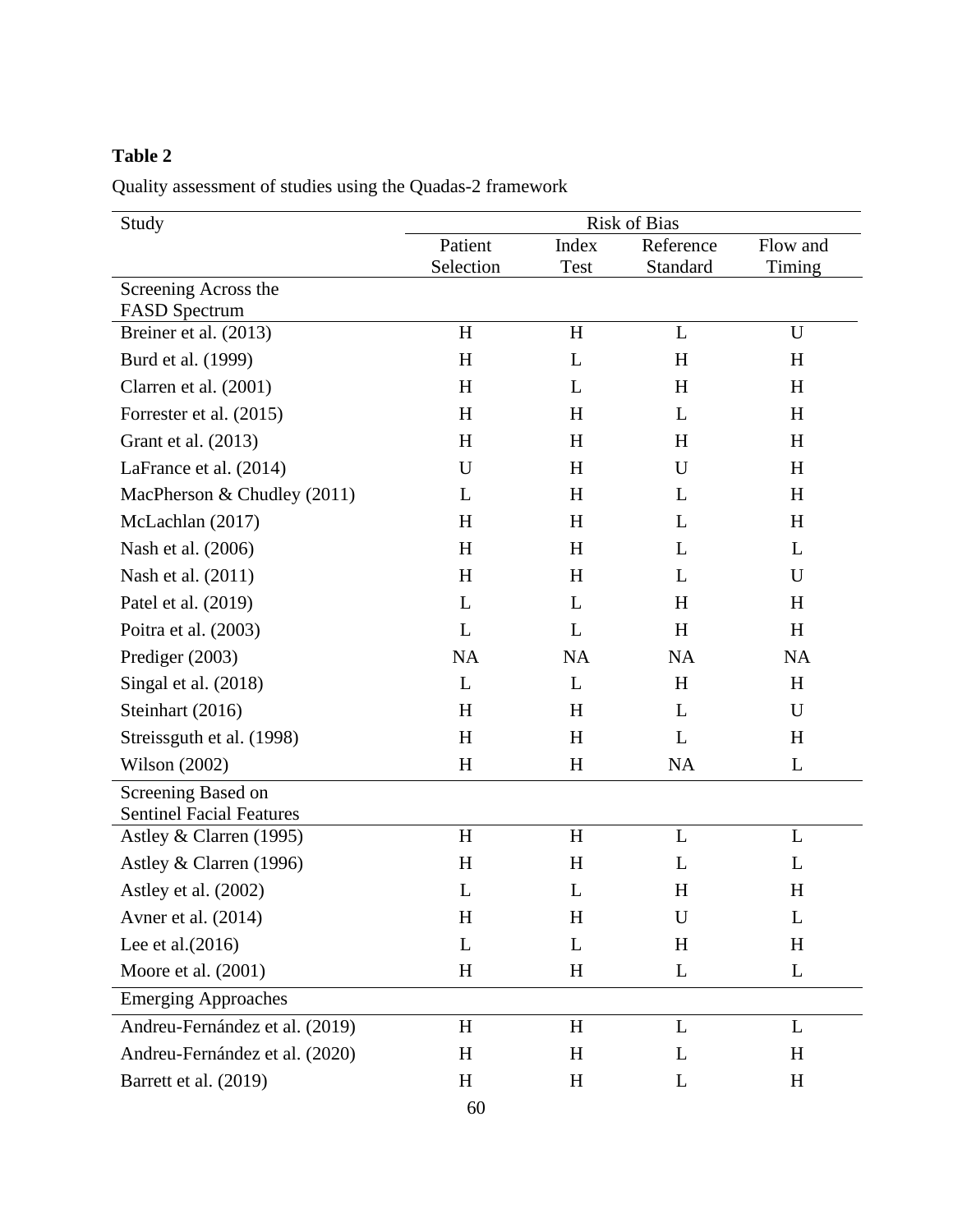**Table 2**

Quality assessment of studies using the Quadas-2 framework

| Study | Risk of Bias | | | |
|---|---|---|---|---|
| | Patient Selection | Index Test | Reference Standard | Flow and Timing |
| **Screening Across the FASD Spectrum** | | | | |
| Breiner et al. (2013) | H | H | L | U |
| Burd et al. (1999) | H | L | H | H |
| Clarren et al. (2001) | H | L | H | H |
| Forrester et al. (2015) | H | H | L | H |
| Grant et al. (2013) | H | H | H | H |
| LaFrance et al. (2014) | U | H | U | H |
| MacPherson & Chudley (2011) | L | H | L | H |
| McLachlan (2017) | H | H | L | H |
| Nash et al. (2006) | H | H | L | L |
| Nash et al. (2011) | H | H | L | U |
| Patel et al. (2019) | L | L | H | H |
| Poitra et al. (2003) | L | L | H | H |
| Prediger (2003) | NA | NA | NA | NA |
| Singal et al. (2018) | L | L | H | H |
| Steinhart (2016) | H | H | L | U |
| Streissguth et al. (1998) | H | H | L | H |
| Wilson (2002) | H | H | NA | L |
| **Screening Based on Sentinel Facial Features** | | | | |
| Astley & Clarren (1995) | H | H | L | L |
| Astley & Clarren (1996) | H | H | L | L |
| Astley et al. (2002) | L | L | H | H |
| Avner et al. (2014) | H | H | U | L |
| Lee et al.(2016) | L | L | H | H |
| Moore et al. (2001) | H | H | L | L |
| **Emerging Approaches** | | | | |
| Andreu-Fernández et al. (2019) | H | H | L | L |
| Andreu-Fernández et al. (2020) | H | H | L | H |
| Barrett et al. (2019) | H | H | L | H |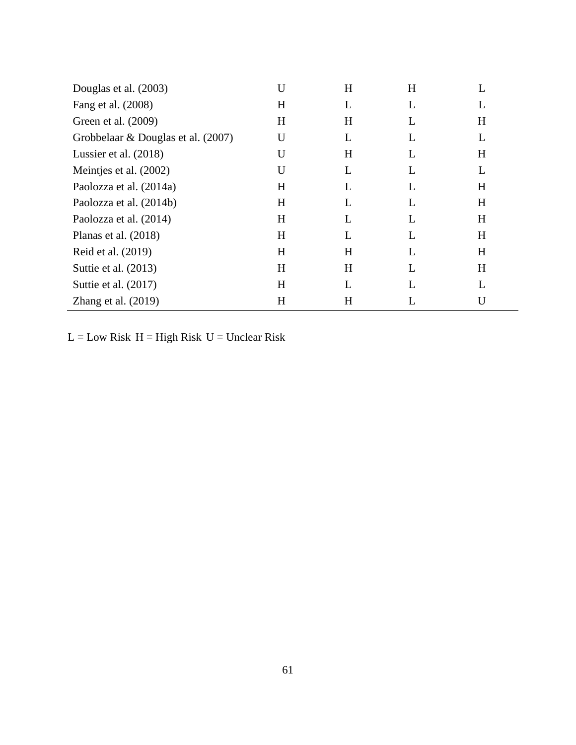| | | | | |
|---|---|---|---|---|
| Douglas et al. (2003) | U | H | H | L |
| Fang et al. (2008) | H | L | L | L |
| Green et al. (2009) | H | H | L | H |
| Grobbelaar & Douglas et al. (2007) | U | L | L | L |
| Lussier et al. (2018) | U | H | L | H |
| Meintjes et al. (2002) | U | L | L | L |
| Paolozza et al. (2014a) | H | L | L | H |
| Paolozza et al. (2014b) | H | L | L | H |
| Paolozza et al. (2014) | H | L | L | H |
| Planas et al. (2018) | H | L | L | H |
| Reid et al. (2019) | H | H | L | H |
| Suttie et al. (2013) | H | H | L | H |
| Suttie et al. (2017) | H | L | L | L |
| Zhang et al. (2019) | H | H | L | U |

L = Low Risk H = High Risk U = Unclear Risk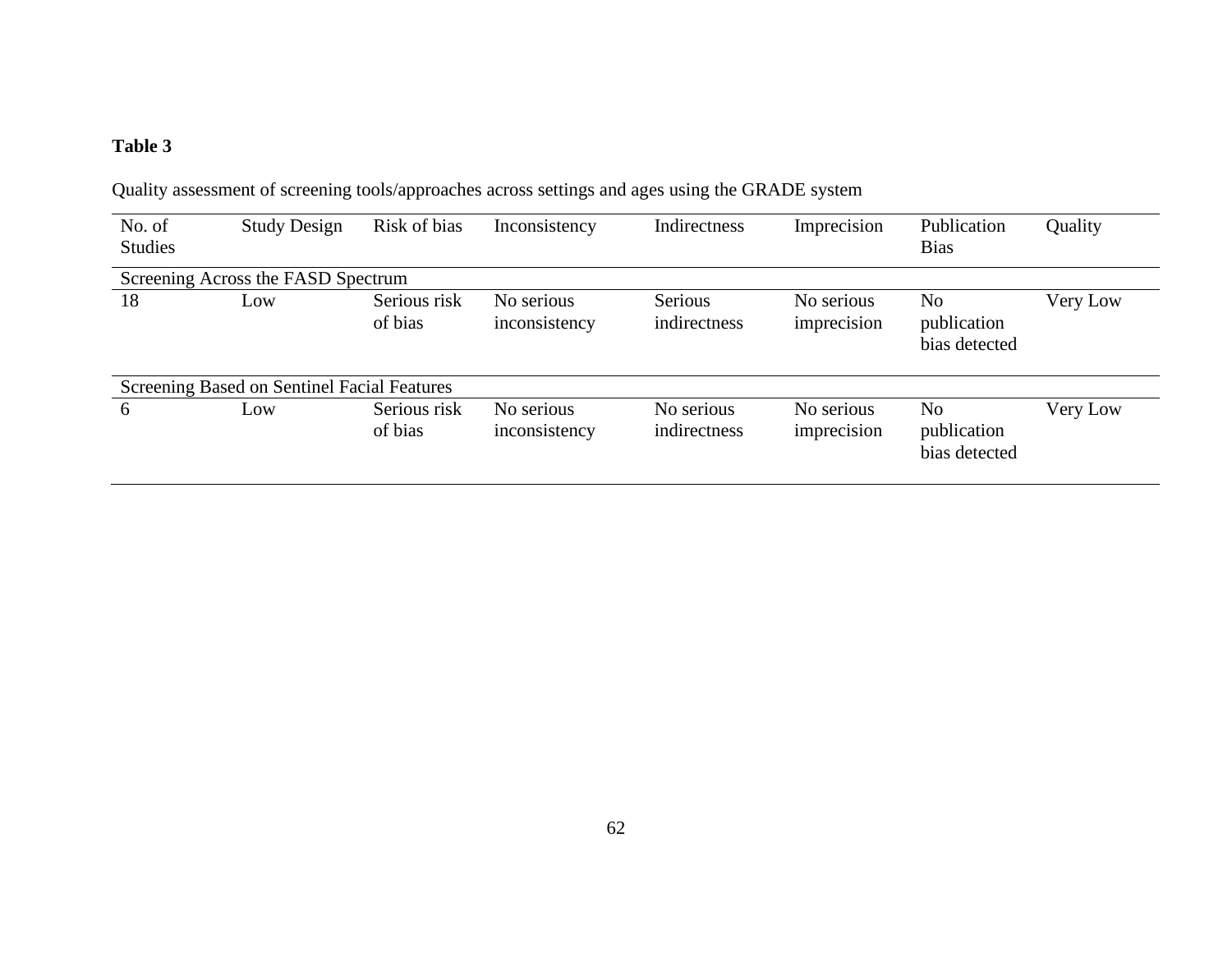**Table 3**

Quality assessment of screening tools/approaches across settings and ages using the GRADE system

| No. of Studies | Study Design | Risk of bias | Inconsistency | Indirectness | Imprecision | Publication Bias | Quality |
|---|---|---|---|---|---|---|---|
| Screening Across the FASD Spectrum | | | | | | | |
| 18 | Low | Serious risk of bias | No serious inconsistency | Serious indirectness | No serious imprecision | No publication bias detected | Very Low |
| Screening Based on Sentinel Facial Features | | | | | | | |
| 6 | Low | Serious risk of bias | No serious inconsistency | No serious indirectness | No serious imprecision | No publication bias detected | Very Low |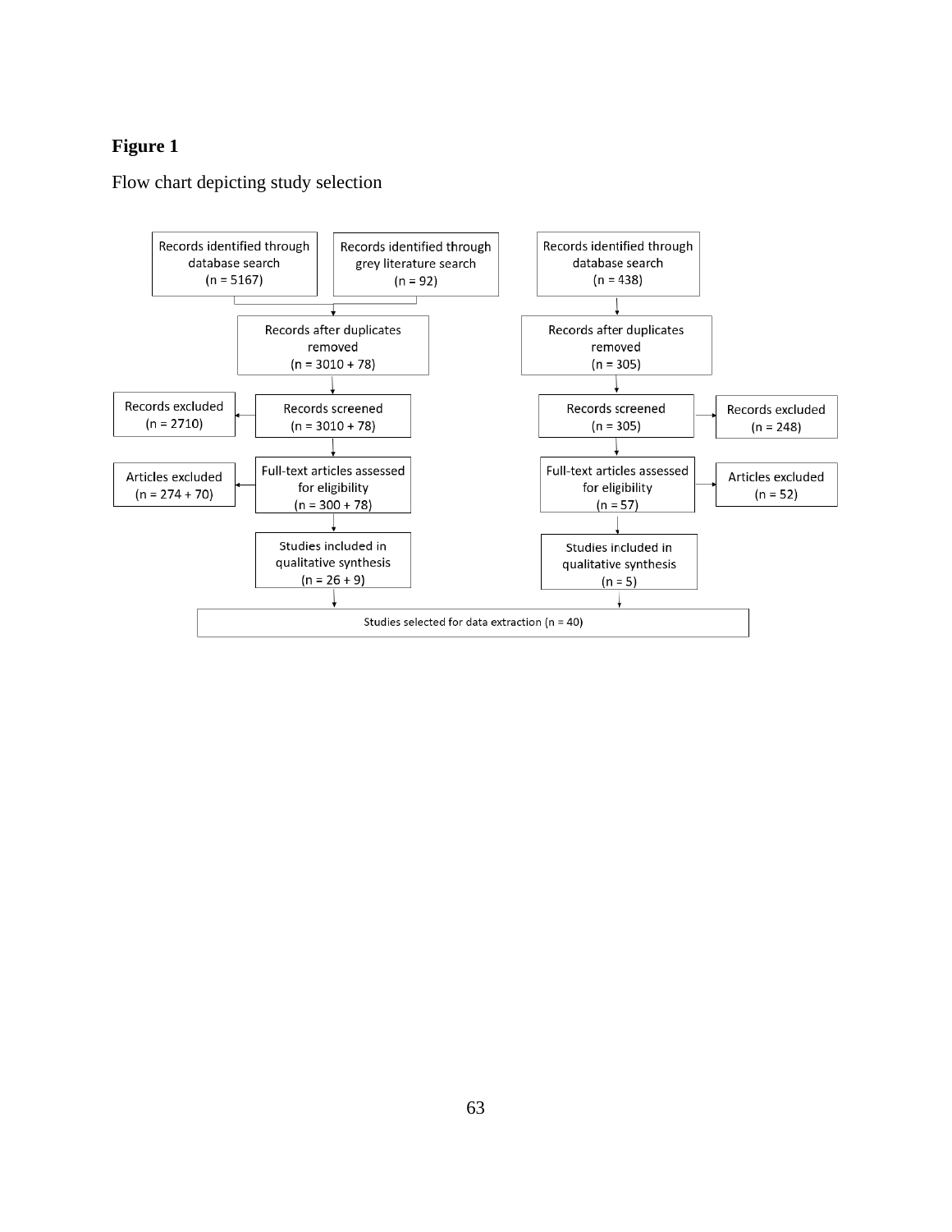**Figure 1**

Flow chart depicting study selection

Records identified through database search (n = 5167)

Records identified through grey literature search (n = 92)

Records identified through database search (n = 438)

Records after duplicates removed (n = 3010 + 78)

Records after duplicates removed (n = 305)

Records excluded (n = 2710)

Records screened (n = 3010 + 78)

Records screened (n = 305)

Records excluded (n = 248)

Articles excluded (n = 274 + 70)

Full-text articles assessed for eligibility (n = 300 + 78)

Full-text articles assessed for eligibility (n = 57)

Articles excluded (n = 52)

Studies included in qualitative synthesis (n = 26 + 9)

Studies included in qualitative synthesis (n = 5)

Studies selected for data extraction (n = 40)